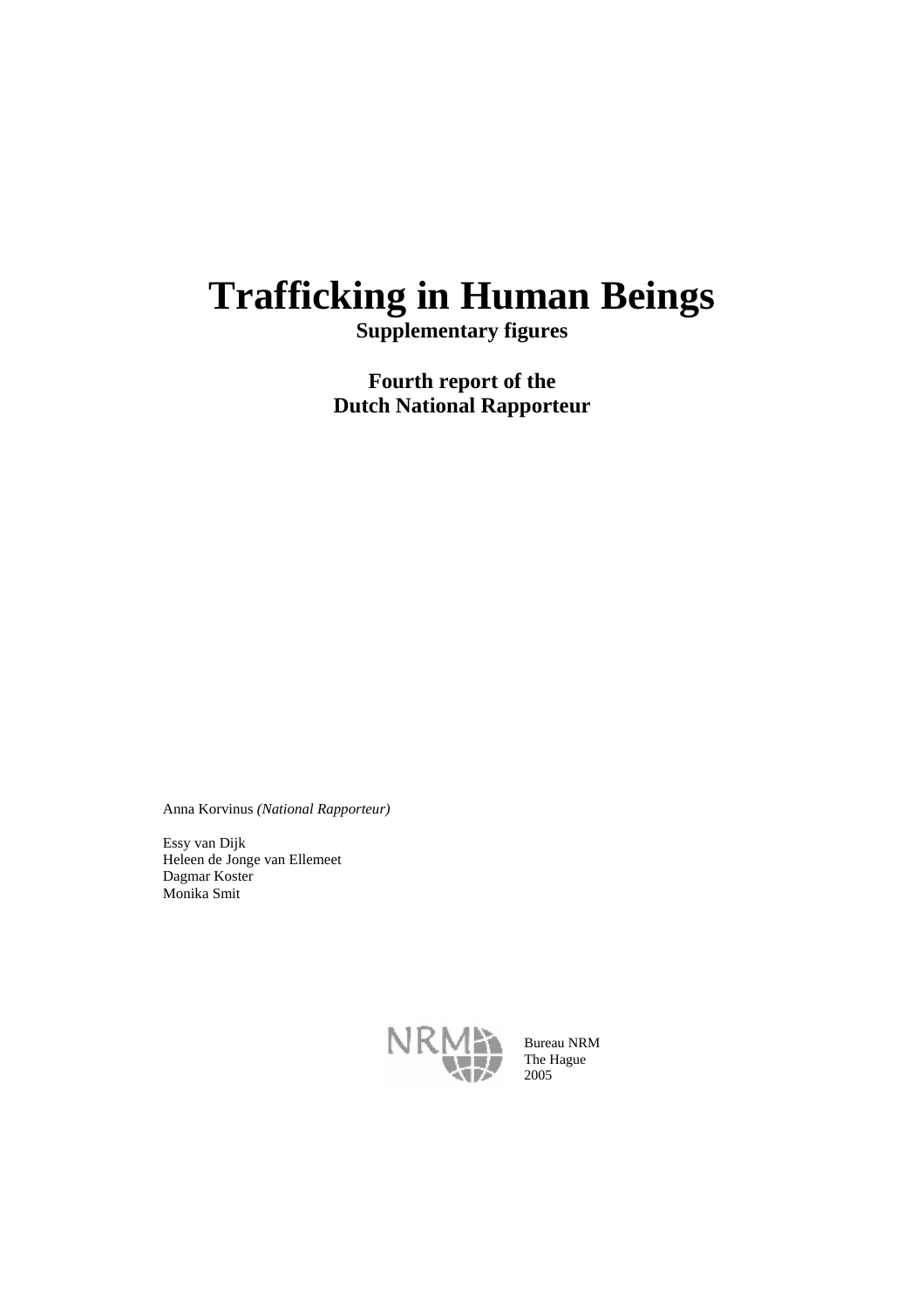# Trafficking in Human Beings

**Supplementary figures**

**Fourth report of the Dutch National Rapporteur**

Anna Korvinus *(National Rapporteur)*

Essy van Dijk
Heleen de Jonge van Ellemeet
Dagmar Koster
Monika Smit

NRM

Bureau NRM
The Hague
2005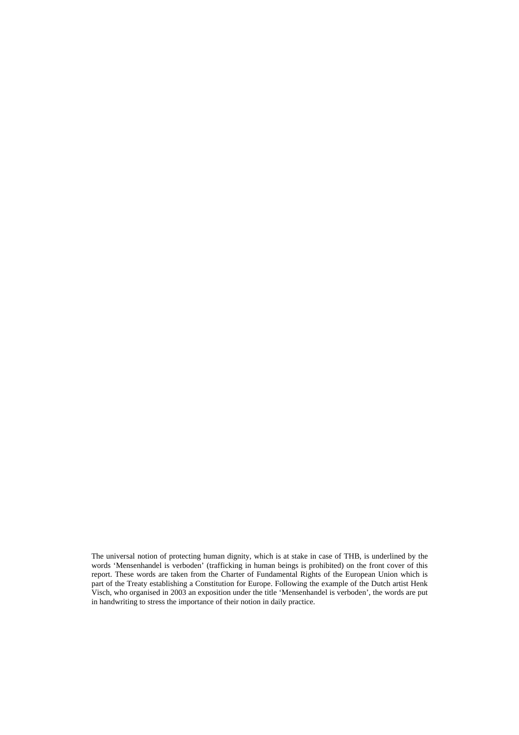The universal notion of protecting human dignity, which is at stake in case of THB, is underlined by the words 'Mensenhandel is verboden' (trafficking in human beings is prohibited) on the front cover of this report. These words are taken from the Charter of Fundamental Rights of the European Union which is part of the Treaty establishing a Constitution for Europe. Following the example of the Dutch artist Henk Visch, who organised in 2003 an exposition under the title 'Mensenhandel is verboden', the words are put in handwriting to stress the importance of their notion in daily practice.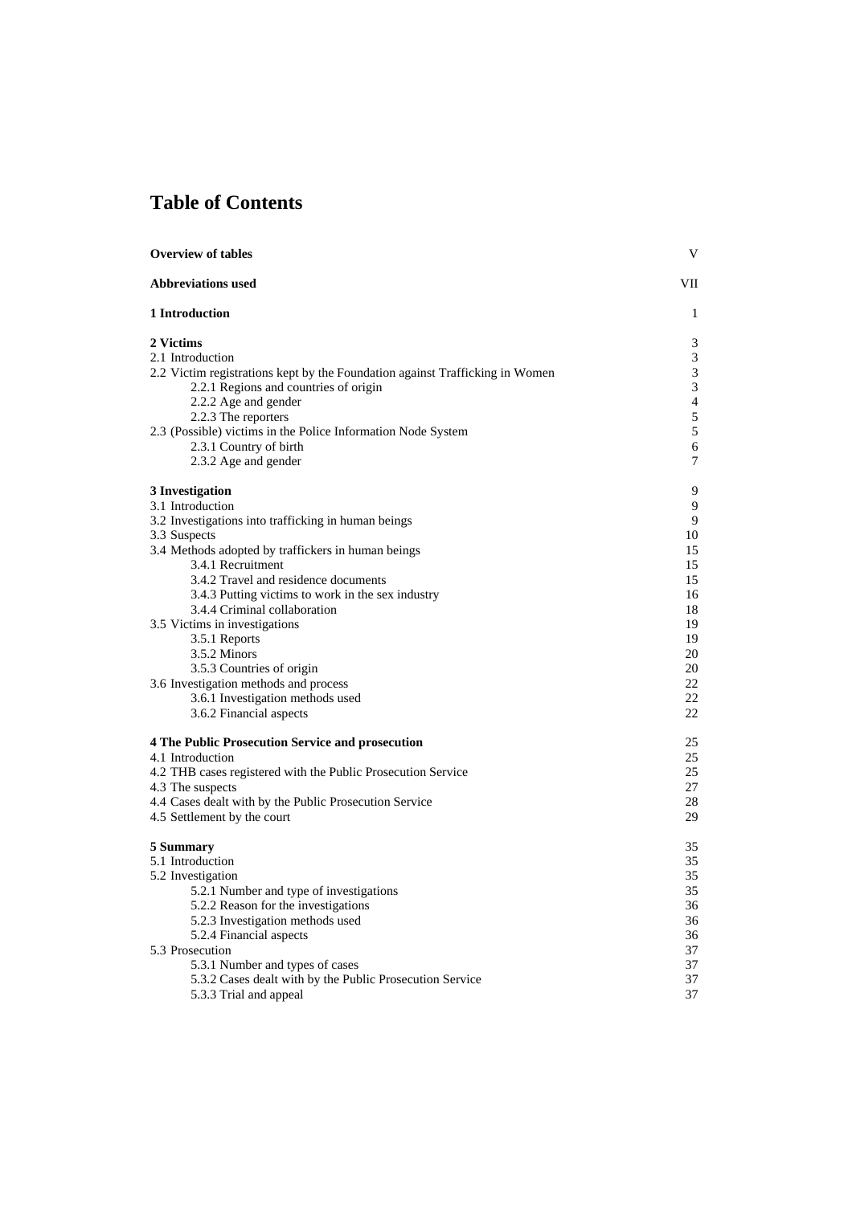# Table of Contents

| | |
|---|---|
| **Overview of tables** | V |
| **Abbreviations used** | VII |
| **1 Introduction** | 1 |
| **2 Victims** | 3 |
| 2.1 Introduction | 3 |
| 2.2 Victim registrations kept by the Foundation against Trafficking in Women | 3 |
| 2.2.1 Regions and countries of origin | 3 |
| 2.2.2 Age and gender | 4 |
| 2.2.3 The reporters | 5 |
| 2.3 (Possible) victims in the Police Information Node System | 5 |
| 2.3.1 Country of birth | 6 |
| 2.3.2 Age and gender | 7 |
| **3 Investigation** | 9 |
| 3.1 Introduction | 9 |
| 3.2 Investigations into trafficking in human beings | 9 |
| 3.3 Suspects | 10 |
| 3.4 Methods adopted by traffickers in human beings | 15 |
| 3.4.1 Recruitment | 15 |
| 3.4.2 Travel and residence documents | 15 |
| 3.4.3 Putting victims to work in the sex industry | 16 |
| 3.4.4 Criminal collaboration | 18 |
| 3.5 Victims in investigations | 19 |
| 3.5.1 Reports | 19 |
| 3.5.2 Minors | 20 |
| 3.5.3 Countries of origin | 20 |
| 3.6 Investigation methods and process | 22 |
| 3.6.1 Investigation methods used | 22 |
| 3.6.2 Financial aspects | 22 |
| **4 The Public Prosecution Service and prosecution** | 25 |
| 4.1 Introduction | 25 |
| 4.2 THB cases registered with the Public Prosecution Service | 25 |
| 4.3 The suspects | 27 |
| 4.4 Cases dealt with by the Public Prosecution Service | 28 |
| 4.5 Settlement by the court | 29 |
| **5 Summary** | 35 |
| 5.1 Introduction | 35 |
| 5.2 Investigation | 35 |
| 5.2.1 Number and type of investigations | 35 |
| 5.2.2 Reason for the investigations | 36 |
| 5.2.3 Investigation methods used | 36 |
| 5.2.4 Financial aspects | 36 |
| 5.3 Prosecution | 37 |
| 5.3.1 Number and types of cases | 37 |
| 5.3.2 Cases dealt with by the Public Prosecution Service | 37 |
| 5.3.3 Trial and appeal | 37 |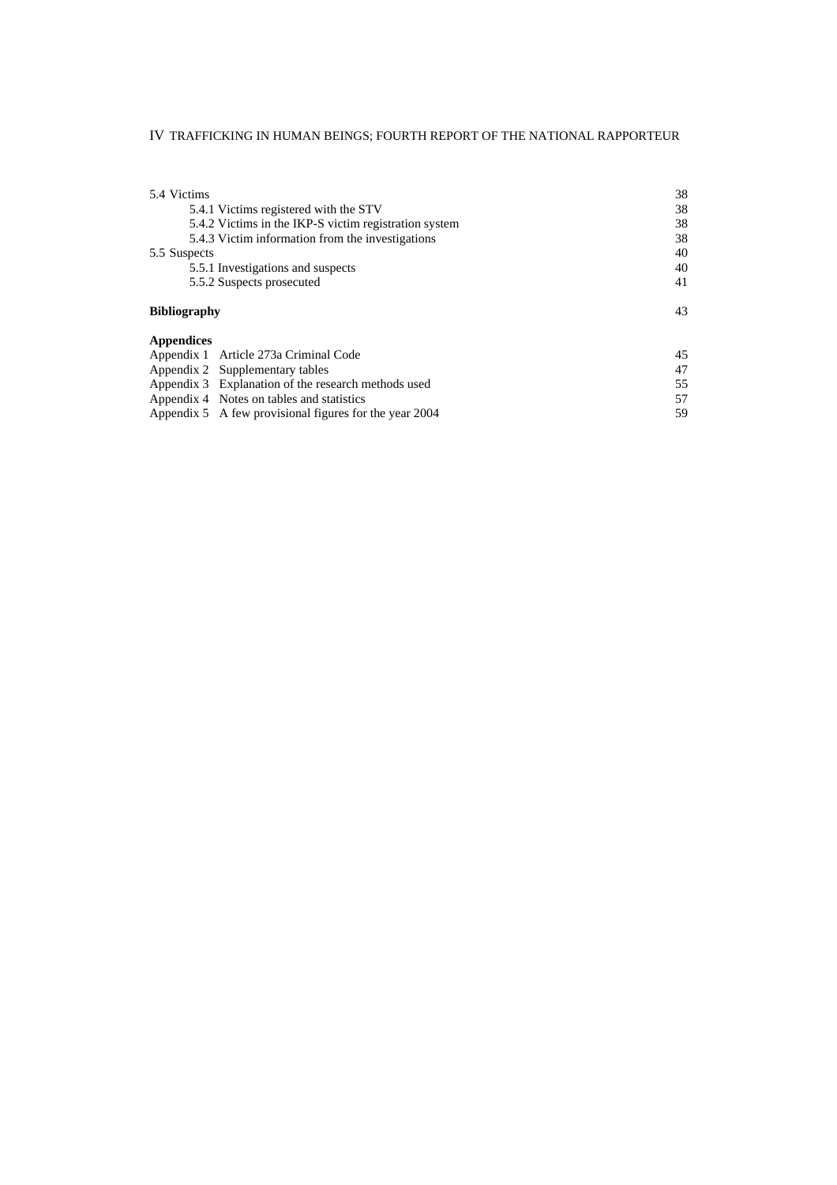5.4 Victims 38
    5.4.1 Victims registered with the STV 38
    5.4.2 Victims in the IKP-S victim registration system 38
    5.4.3 Victim information from the investigations 38
5.5 Suspects 40
    5.5.1 Investigations and suspects 40
    5.5.2 Suspects prosecuted 41

**Bibliography** 43

**Appendices**

Appendix 1 Article 273a Criminal Code 45
Appendix 2 Supplementary tables 47
Appendix 3 Explanation of the research methods used 55
Appendix 4 Notes on tables and statistics 57
Appendix 5 A few provisional figures for the year 2004 59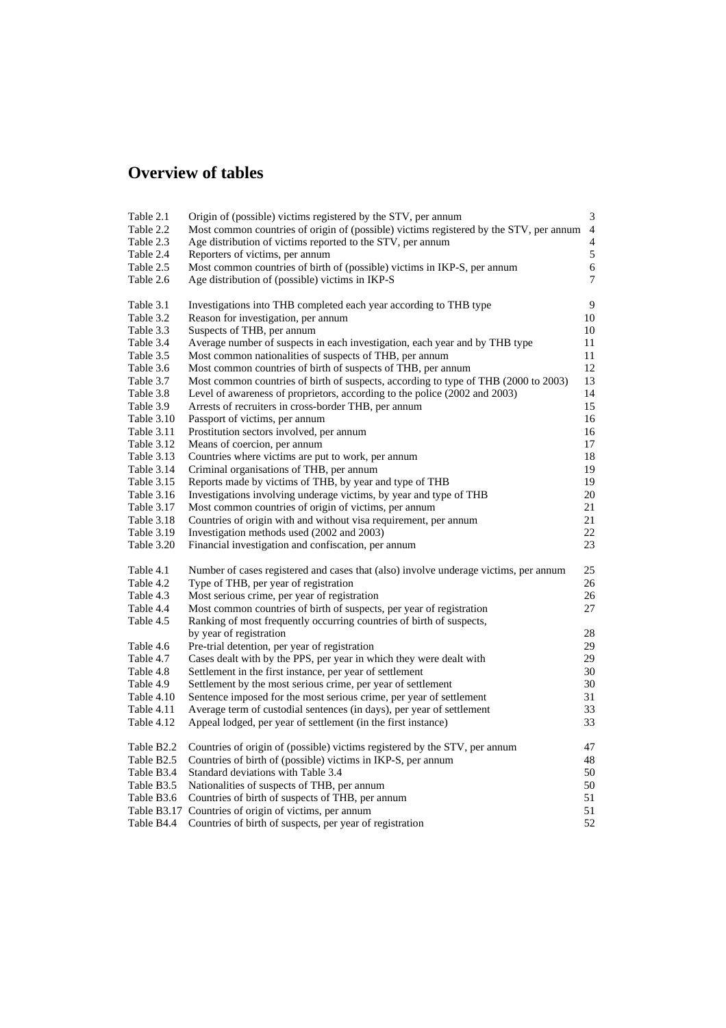# Overview of tables

| | | |
|---|---|---|
| Table 2.1 | Origin of (possible) victims registered by the STV, per annum | 3 |
| Table 2.2 | Most common countries of origin of (possible) victims registered by the STV, per annum | 4 |
| Table 2.3 | Age distribution of victims reported to the STV, per annum | 4 |
| Table 2.4 | Reporters of victims, per annum | 5 |
| Table 2.5 | Most common countries of birth of (possible) victims in IKP-S, per annum | 6 |
| Table 2.6 | Age distribution of (possible) victims in IKP-S | 7 |
| | | |
| Table 3.1 | Investigations into THB completed each year according to THB type | 9 |
| Table 3.2 | Reason for investigation, per annum | 10 |
| Table 3.3 | Suspects of THB, per annum | 10 |
| Table 3.4 | Average number of suspects in each investigation, each year and by THB type | 11 |
| Table 3.5 | Most common nationalities of suspects of THB, per annum | 11 |
| Table 3.6 | Most common countries of birth of suspects of THB, per annum | 12 |
| Table 3.7 | Most common countries of birth of suspects, according to type of THB (2000 to 2003) | 13 |
| Table 3.8 | Level of awareness of proprietors, according to the police (2002 and 2003) | 14 |
| Table 3.9 | Arrests of recruiters in cross-border THB, per annum | 15 |
| Table 3.10 | Passport of victims, per annum | 16 |
| Table 3.11 | Prostitution sectors involved, per annum | 16 |
| Table 3.12 | Means of coercion, per annum | 17 |
| Table 3.13 | Countries where victims are put to work, per annum | 18 |
| Table 3.14 | Criminal organisations of THB, per annum | 19 |
| Table 3.15 | Reports made by victims of THB, by year and type of THB | 19 |
| Table 3.16 | Investigations involving underage victims, by year and type of THB | 20 |
| Table 3.17 | Most common countries of origin of victims, per annum | 21 |
| Table 3.18 | Countries of origin with and without visa requirement, per annum | 21 |
| Table 3.19 | Investigation methods used (2002 and 2003) | 22 |
| Table 3.20 | Financial investigation and confiscation, per annum | 23 |
| | | |
| Table 4.1 | Number of cases registered and cases that (also) involve underage victims, per annum | 25 |
| Table 4.2 | Type of THB, per year of registration | 26 |
| Table 4.3 | Most serious crime, per year of registration | 26 |
| Table 4.4 | Most common countries of birth of suspects, per year of registration | 27 |
| Table 4.5 | Ranking of most frequently occurring countries of birth of suspects, by year of registration | 28 |
| Table 4.6 | Pre-trial detention, per year of registration | 29 |
| Table 4.7 | Cases dealt with by the PPS, per year in which they were dealt with | 29 |
| Table 4.8 | Settlement in the first instance, per year of settlement | 30 |
| Table 4.9 | Settlement by the most serious crime, per year of settlement | 30 |
| Table 4.10 | Sentence imposed for the most serious crime, per year of settlement | 31 |
| Table 4.11 | Average term of custodial sentences (in days), per year of settlement | 33 |
| Table 4.12 | Appeal lodged, per year of settlement (in the first instance) | 33 |
| | | |
| Table B2.2 | Countries of origin of (possible) victims registered by the STV, per annum | 47 |
| Table B2.5 | Countries of birth of (possible) victims in IKP-S, per annum | 48 |
| Table B3.4 | Standard deviations with Table 3.4 | 50 |
| Table B3.5 | Nationalities of suspects of THB, per annum | 50 |
| Table B3.6 | Countries of birth of suspects of THB, per annum | 51 |
| Table B3.17 | Countries of origin of victims, per annum | 51 |
| Table B4.4 | Countries of birth of suspects, per year of registration | 52 |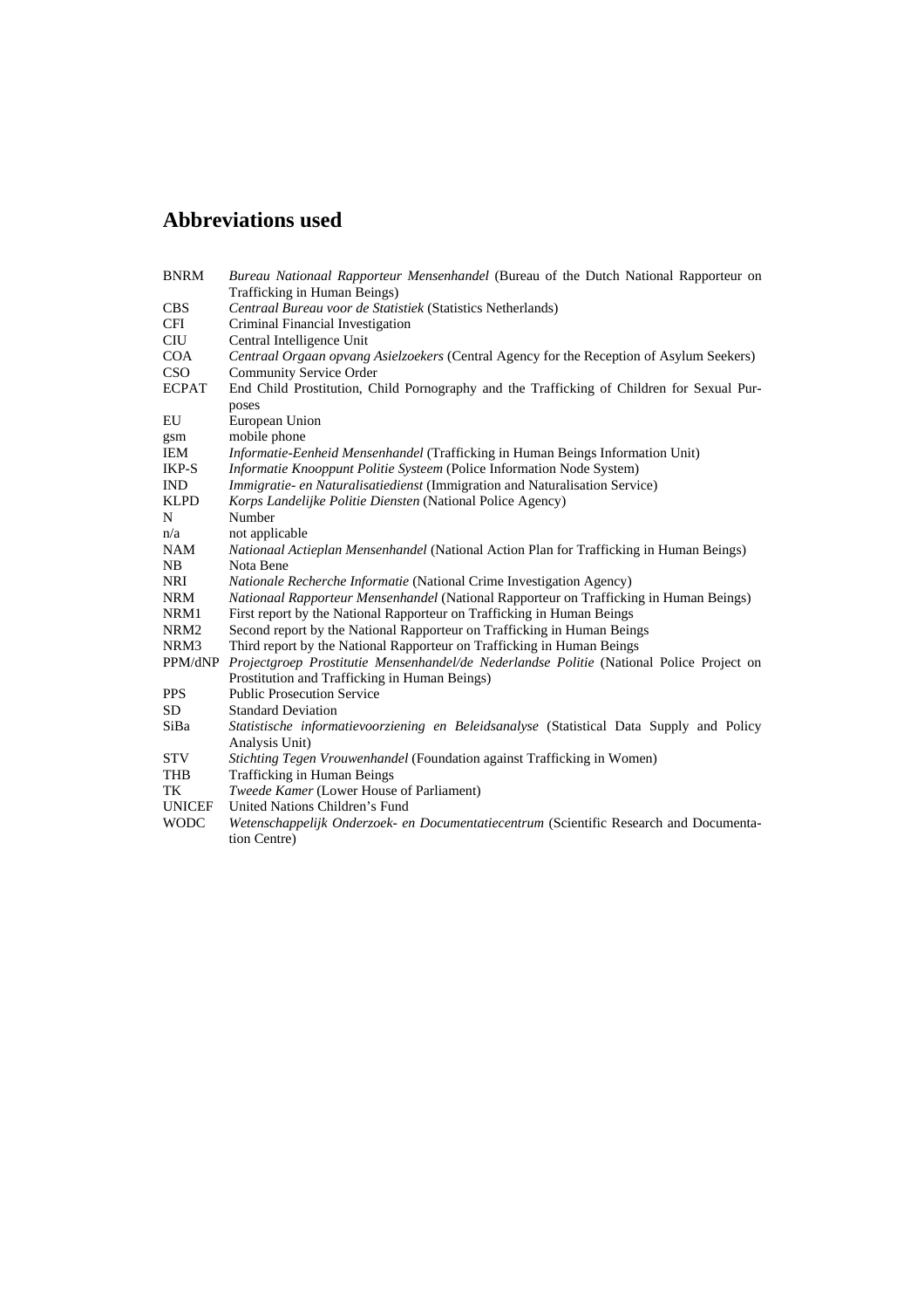## Abbreviations used

| | |
|---|---|
| BNRM | *Bureau Nationaal Rapporteur Mensenhandel* (Bureau of the Dutch National Rapporteur on Trafficking in Human Beings) |
| CBS | *Centraal Bureau voor de Statistiek* (Statistics Netherlands) |
| CFI | Criminal Financial Investigation |
| CIU | Central Intelligence Unit |
| COA | *Centraal Orgaan opvang Asielzoekers* (Central Agency for the Reception of Asylum Seekers) |
| CSO | Community Service Order |
| ECPAT | End Child Prostitution, Child Pornography and the Trafficking of Children for Sexual Purposes |
| EU | European Union |
| gsm | mobile phone |
| IEM | *Informatie-Eenheid Mensenhandel* (Trafficking in Human Beings Information Unit) |
| IKP-S | *Informatie Knooppunt Politie Systeem* (Police Information Node System) |
| IND | *Immigratie- en Naturalisatiedienst* (Immigration and Naturalisation Service) |
| KLPD | *Korps Landelijke Politie Diensten* (National Police Agency) |
| N | Number |
| n/a | not applicable |
| NAM | *Nationaal Actieplan Mensenhandel* (National Action Plan for Trafficking in Human Beings) |
| NB | Nota Bene |
| NRI | *Nationale Recherche Informatie* (National Crime Investigation Agency) |
| NRM | *Nationaal Rapporteur Mensenhandel* (National Rapporteur on Trafficking in Human Beings) |
| NRM1 | First report by the National Rapporteur on Trafficking in Human Beings |
| NRM2 | Second report by the National Rapporteur on Trafficking in Human Beings |
| NRM3 | Third report by the National Rapporteur on Trafficking in Human Beings |
| PPM/dNP | *Projectgroep Prostitutie Mensenhandel/de Nederlandse Politie* (National Police Project on Prostitution and Trafficking in Human Beings) |
| PPS | Public Prosecution Service |
| SD | Standard Deviation |
| SiBa | *Statistische informatievoorziening en Beleidsanalyse* (Statistical Data Supply and Policy Analysis Unit) |
| STV | *Stichting Tegen Vrouwenhandel* (Foundation against Trafficking in Women) |
| THB | Trafficking in Human Beings |
| TK | *Tweede Kamer* (Lower House of Parliament) |
| UNICEF | United Nations Children's Fund |
| WODC | *Wetenschappelijk Onderzoek- en Documentatiecentrum* (Scientific Research and Documentation Centre) |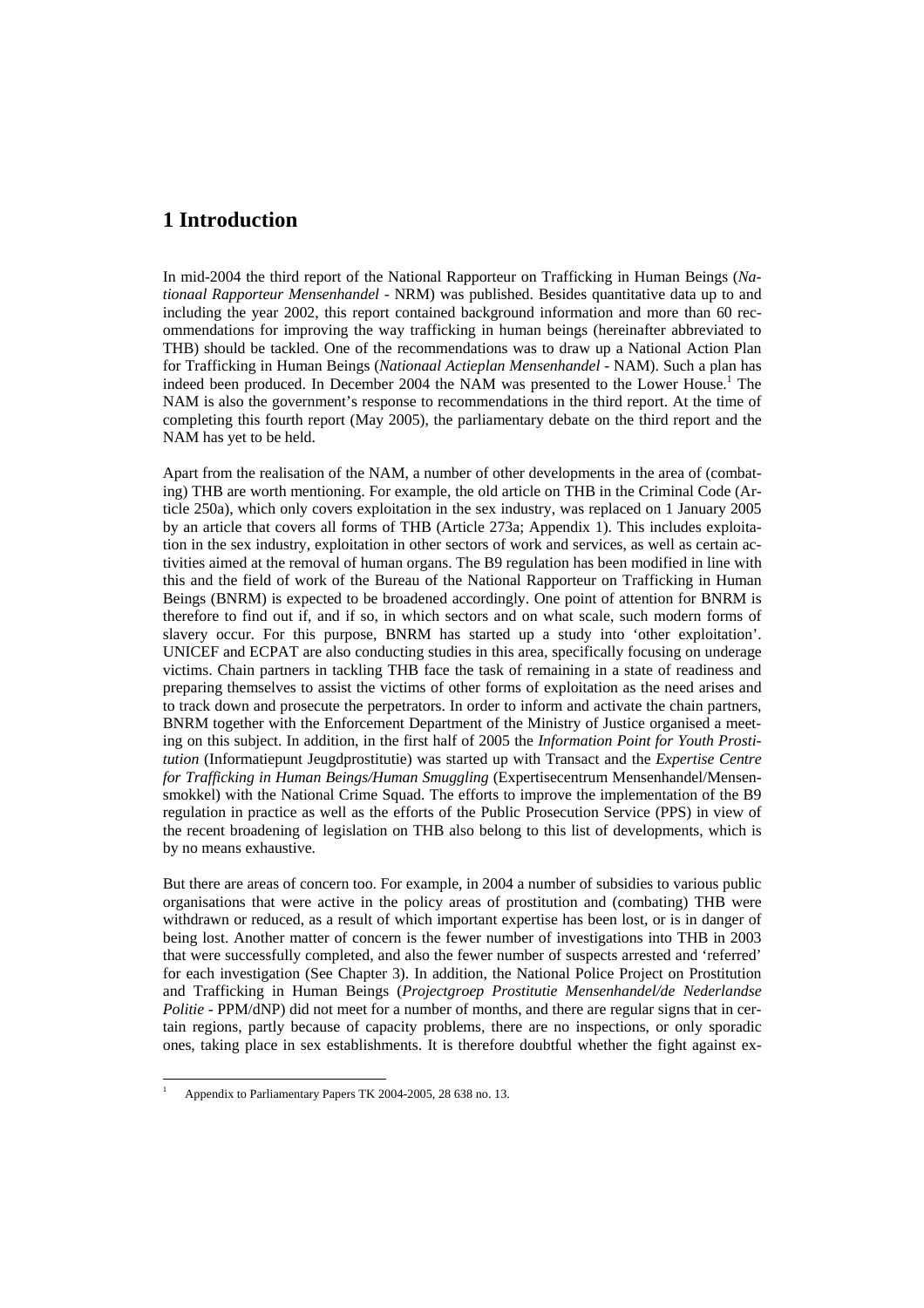# 1 Introduction

In mid-2004 the third report of the National Rapporteur on Trafficking in Human Beings (*Nationaal Rapporteur Mensenhandel* - NRM) was published. Besides quantitative data up to and including the year 2002, this report contained background information and more than 60 recommendations for improving the way trafficking in human beings (hereinafter abbreviated to THB) should be tackled. One of the recommendations was to draw up a National Action Plan for Trafficking in Human Beings (*Nationaal Actieplan Mensenhandel* - NAM). Such a plan has indeed been produced. In December 2004 the NAM was presented to the Lower House.[1] The NAM is also the government's response to recommendations in the third report. At the time of completing this fourth report (May 2005), the parliamentary debate on the third report and the NAM has yet to be held.

Apart from the realisation of the NAM, a number of other developments in the area of (combating) THB are worth mentioning. For example, the old article on THB in the Criminal Code (Article 250a), which only covers exploitation in the sex industry, was replaced on 1 January 2005 by an article that covers all forms of THB (Article 273a; Appendix 1). This includes exploitation in the sex industry, exploitation in other sectors of work and services, as well as certain activities aimed at the removal of human organs. The B9 regulation has been modified in line with this and the field of work of the Bureau of the National Rapporteur on Trafficking in Human Beings (BNRM) is expected to be broadened accordingly. One point of attention for BNRM is therefore to find out if, and if so, in which sectors and on what scale, such modern forms of slavery occur. For this purpose, BNRM has started up a study into 'other exploitation'. UNICEF and ECPAT are also conducting studies in this area, specifically focusing on underage victims. Chain partners in tackling THB face the task of remaining in a state of readiness and preparing themselves to assist the victims of other forms of exploitation as the need arises and to track down and prosecute the perpetrators. In order to inform and activate the chain partners, BNRM together with the Enforcement Department of the Ministry of Justice organised a meeting on this subject. In addition, in the first half of 2005 the *Information Point for Youth Prostitution* (Informatiepunt Jeugdprostitutie) was started up with Transact and the *Expertise Centre for Trafficking in Human Beings/Human Smuggling* (Expertisecentrum Mensenhandel/Mensensmokkel) with the National Crime Squad. The efforts to improve the implementation of the B9 regulation in practice as well as the efforts of the Public Prosecution Service (PPS) in view of the recent broadening of legislation on THB also belong to this list of developments, which is by no means exhaustive.

But there are areas of concern too. For example, in 2004 a number of subsidies to various public organisations that were active in the policy areas of prostitution and (combating) THB were withdrawn or reduced, as a result of which important expertise has been lost, or is in danger of being lost. Another matter of concern is the fewer number of investigations into THB in 2003 that were successfully completed, and also the fewer number of suspects arrested and 'referred' for each investigation (See Chapter 3). In addition, the National Police Project on Prostitution and Trafficking in Human Beings (*Projectgroep Prostitutie Mensenhandel/de Nederlandse Politie* - PPM/dNP) did not meet for a number of months, and there are regular signs that in certain regions, partly because of capacity problems, there are no inspections, or only sporadic ones, taking place in sex establishments. It is therefore doubtful whether the fight against ex-

[1] Appendix to Parliamentary Papers TK 2004-2005, 28 638 no. 13.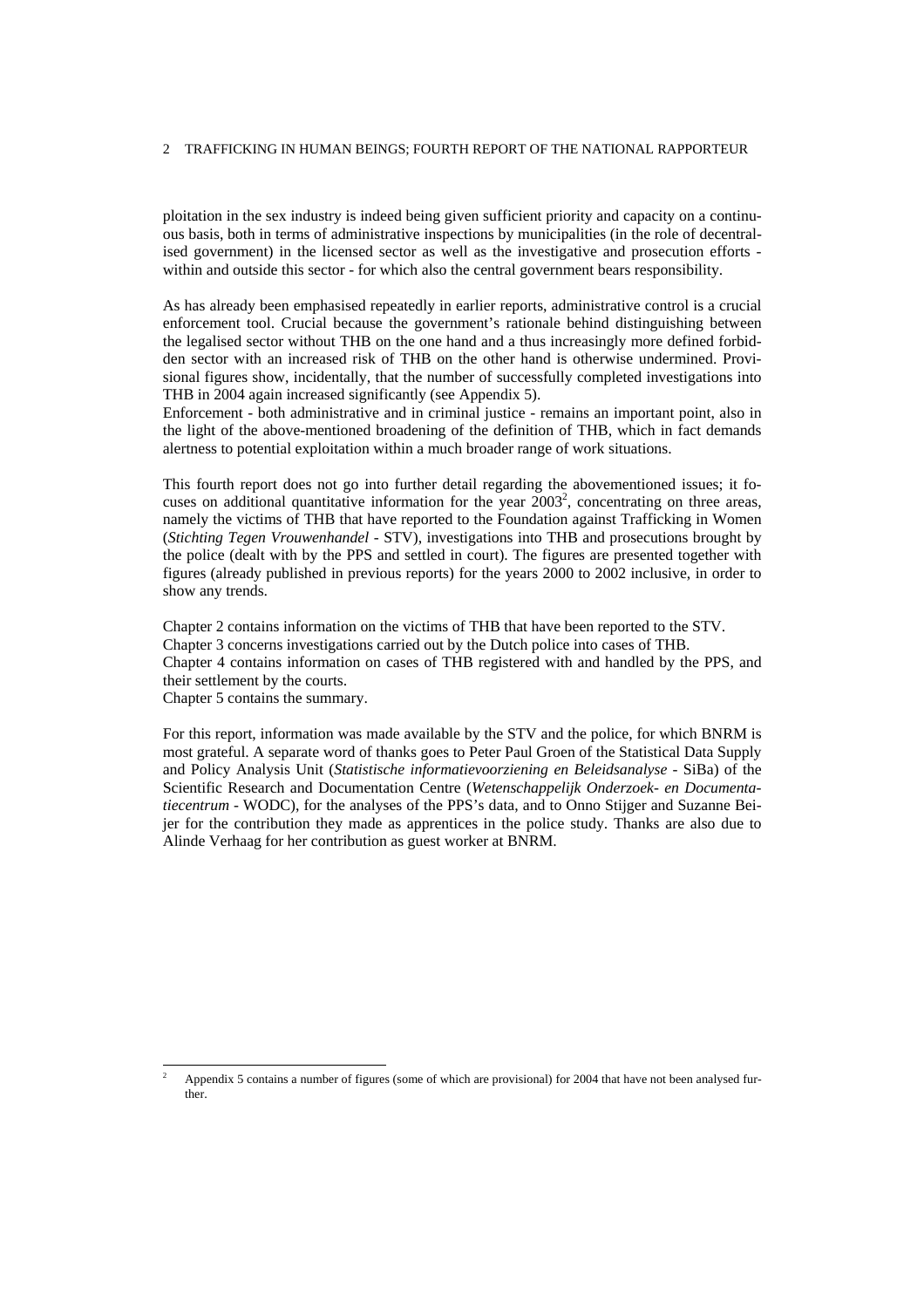ploitation in the sex industry is indeed being given sufficient priority and capacity on a continuous basis, both in terms of administrative inspections by municipalities (in the role of decentralised government) in the licensed sector as well as the investigative and prosecution efforts - within and outside this sector - for which also the central government bears responsibility.

As has already been emphasised repeatedly in earlier reports, administrative control is a crucial enforcement tool. Crucial because the government's rationale behind distinguishing between the legalised sector without THB on the one hand and a thus increasingly more defined forbidden sector with an increased risk of THB on the other hand is otherwise undermined. Provisional figures show, incidentally, that the number of successfully completed investigations into THB in 2004 again increased significantly (see Appendix 5).
Enforcement - both administrative and in criminal justice - remains an important point, also in the light of the above-mentioned broadening of the definition of THB, which in fact demands alertness to potential exploitation within a much broader range of work situations.

This fourth report does not go into further detail regarding the abovementioned issues; it focuses on additional quantitative information for the year 2003[2], concentrating on three areas, namely the victims of THB that have reported to the Foundation against Trafficking in Women (*Stichting Tegen Vrouwenhandel* - STV), investigations into THB and prosecutions brought by the police (dealt with by the PPS and settled in court). The figures are presented together with figures (already published in previous reports) for the years 2000 to 2002 inclusive, in order to show any trends.

Chapter 2 contains information on the victims of THB that have been reported to the STV.
Chapter 3 concerns investigations carried out by the Dutch police into cases of THB.
Chapter 4 contains information on cases of THB registered with and handled by the PPS, and their settlement by the courts.
Chapter 5 contains the summary.

For this report, information was made available by the STV and the police, for which BNRM is most grateful. A separate word of thanks goes to Peter Paul Groen of the Statistical Data Supply and Policy Analysis Unit (*Statistische informatievoorziening en Beleidsanalyse* - SiBa) of the Scientific Research and Documentation Centre (*Wetenschappelijk Onderzoek- en Documentatiecentrum* - WODC), for the analyses of the PPS's data, and to Onno Stijger and Suzanne Beijer for the contribution they made as apprentices in the police study. Thanks are also due to Alinde Verhaag for her contribution as guest worker at BNRM.

[2] Appendix 5 contains a number of figures (some of which are provisional) for 2004 that have not been analysed further.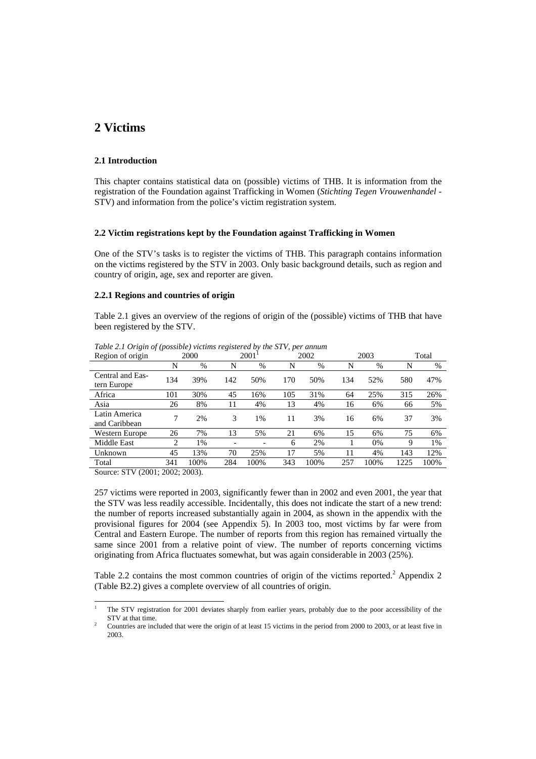# 2 Victims

### 2.1 Introduction

This chapter contains statistical data on (possible) victims of THB. It is information from the registration of the Foundation against Trafficking in Women (*Stichting Tegen Vrouwenhandel* - STV) and information from the police's victim registration system.

### 2.2 Victim registrations kept by the Foundation against Trafficking in Women

One of the STV's tasks is to register the victims of THB. This paragraph contains information on the victims registered by the STV in 2003. Only basic background details, such as region and country of origin, age, sex and reporter are given.

#### 2.2.1 Regions and countries of origin

Table 2.1 gives an overview of the regions of origin of the (possible) victims of THB that have been registered by the STV.

*Table 2.1 Origin of (possible) victims registered by the STV, per annum*

| Region of origin | 2000 | | 2001[1] | | 2002 | | 2003 | | Total | |
|---|---|---|---|---|---|---|---|---|---|---|
| | N | % | N | % | N | % | N | % | N | % |
| Central and Eastern Europe | 134 | 39% | 142 | 50% | 170 | 50% | 134 | 52% | 580 | 47% |
| Africa | 101 | 30% | 45 | 16% | 105 | 31% | 64 | 25% | 315 | 26% |
| Asia | 26 | 8% | 11 | 4% | 13 | 4% | 16 | 6% | 66 | 5% |
| Latin America and Caribbean | 7 | 2% | 3 | 1% | 11 | 3% | 16 | 6% | 37 | 3% |
| Western Europe | 26 | 7% | 13 | 5% | 21 | 6% | 15 | 6% | 75 | 6% |
| Middle East | 2 | 1% | - | - | 6 | 2% | 1 | 0% | 9 | 1% |
| Unknown | 45 | 13% | 70 | 25% | 17 | 5% | 11 | 4% | 143 | 12% |
| Total | 341 | 100% | 284 | 100% | 343 | 100% | 257 | 100% | 1225 | 100% |

Source: STV (2001; 2002; 2003).

257 victims were reported in 2003, significantly fewer than in 2002 and even 2001, the year that the STV was less readily accessible. Incidentally, this does not indicate the start of a new trend: the number of reports increased substantially again in 2004, as shown in the appendix with the provisional figures for 2004 (see Appendix 5). In 2003 too, most victims by far were from Central and Eastern Europe. The number of reports from this region has remained virtually the same since 2001 from a relative point of view. The number of reports concerning victims originating from Africa fluctuates somewhat, but was again considerable in 2003 (25%).

Table 2.2 contains the most common countries of origin of the victims reported.[2] Appendix 2 (Table B2.2) gives a complete overview of all countries of origin.

---

[1] The STV registration for 2001 deviates sharply from earlier years, probably due to the poor accessibility of the STV at that time.

[2] Countries are included that were the origin of at least 15 victims in the period from 2000 to 2003, or at least five in 2003.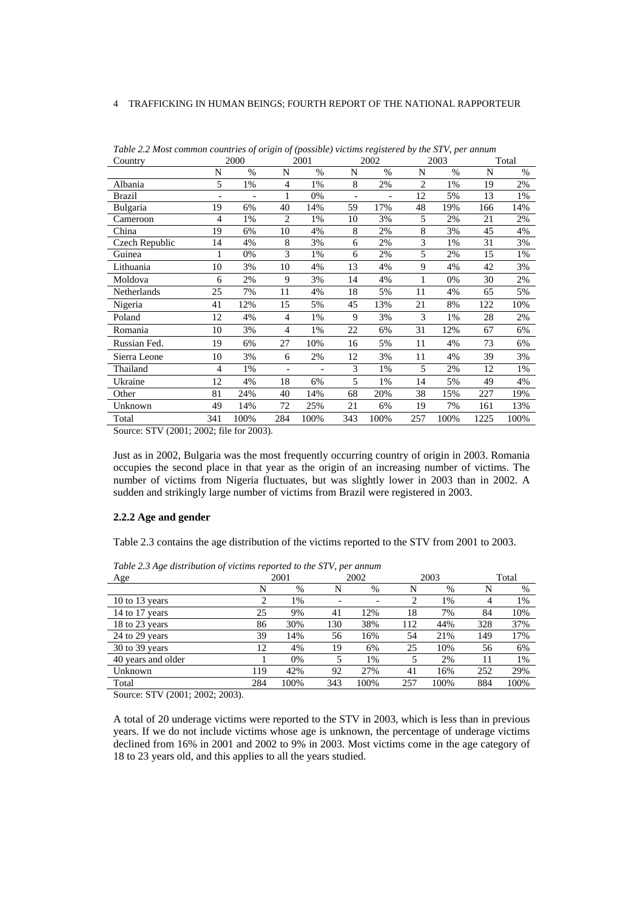*Table 2.2 Most common countries of origin of (possible) victims registered by the STV, per annum*

| Country | 2000 | | 2001 | | 2002 | | 2003 | | Total | |
|---|---|---|---|---|---|---|---|---|---|---|
| | N | % | N | % | N | % | N | % | N | % |
| Albania | 5 | 1% | 4 | 1% | 8 | 2% | 2 | 1% | 19 | 2% |
| Brazil | - | - | 1 | 0% | - | - | 12 | 5% | 13 | 1% |
| Bulgaria | 19 | 6% | 40 | 14% | 59 | 17% | 48 | 19% | 166 | 14% |
| Cameroon | 4 | 1% | 2 | 1% | 10 | 3% | 5 | 2% | 21 | 2% |
| China | 19 | 6% | 10 | 4% | 8 | 2% | 8 | 3% | 45 | 4% |
| Czech Republic | 14 | 4% | 8 | 3% | 6 | 2% | 3 | 1% | 31 | 3% |
| Guinea | 1 | 0% | 3 | 1% | 6 | 2% | 5 | 2% | 15 | 1% |
| Lithuania | 10 | 3% | 10 | 4% | 13 | 4% | 9 | 4% | 42 | 3% |
| Moldova | 6 | 2% | 9 | 3% | 14 | 4% | 1 | 0% | 30 | 2% |
| Netherlands | 25 | 7% | 11 | 4% | 18 | 5% | 11 | 4% | 65 | 5% |
| Nigeria | 41 | 12% | 15 | 5% | 45 | 13% | 21 | 8% | 122 | 10% |
| Poland | 12 | 4% | 4 | 1% | 9 | 3% | 3 | 1% | 28 | 2% |
| Romania | 10 | 3% | 4 | 1% | 22 | 6% | 31 | 12% | 67 | 6% |
| Russian Fed. | 19 | 6% | 27 | 10% | 16 | 5% | 11 | 4% | 73 | 6% |
| Sierra Leone | 10 | 3% | 6 | 2% | 12 | 3% | 11 | 4% | 39 | 3% |
| Thailand | 4 | 1% | - | - | 3 | 1% | 5 | 2% | 12 | 1% |
| Ukraine | 12 | 4% | 18 | 6% | 5 | 1% | 14 | 5% | 49 | 4% |
| Other | 81 | 24% | 40 | 14% | 68 | 20% | 38 | 15% | 227 | 19% |
| Unknown | 49 | 14% | 72 | 25% | 21 | 6% | 19 | 7% | 161 | 13% |
| Total | 341 | 100% | 284 | 100% | 343 | 100% | 257 | 100% | 1225 | 100% |

Source: STV (2001; 2002; file for 2003).

Just as in 2002, Bulgaria was the most frequently occurring country of origin in 2003. Romania occupies the second place in that year as the origin of an increasing number of victims. The number of victims from Nigeria fluctuates, but was slightly lower in 2003 than in 2002. A sudden and strikingly large number of victims from Brazil were registered in 2003.

### 2.2.2 Age and gender

Table 2.3 contains the age distribution of the victims reported to the STV from 2001 to 2003.

*Table 2.3 Age distribution of victims reported to the STV, per annum*

| Age | 2001 | | 2002 | | 2003 | | Total | |
|---|---|---|---|---|---|---|---|---|
| | N | % | N | % | N | % | N | % |
| 10 to 13 years | 2 | 1% | - | - | 2 | 1% | 4 | 1% |
| 14 to 17 years | 25 | 9% | 41 | 12% | 18 | 7% | 84 | 10% |
| 18 to 23 years | 86 | 30% | 130 | 38% | 112 | 44% | 328 | 37% |
| 24 to 29 years | 39 | 14% | 56 | 16% | 54 | 21% | 149 | 17% |
| 30 to 39 years | 12 | 4% | 19 | 6% | 25 | 10% | 56 | 6% |
| 40 years and older | 1 | 0% | 5 | 1% | 5 | 2% | 11 | 1% |
| Unknown | 119 | 42% | 92 | 27% | 41 | 16% | 252 | 29% |
| Total | 284 | 100% | 343 | 100% | 257 | 100% | 884 | 100% |

Source: STV (2001; 2002; 2003).

A total of 20 underage victims were reported to the STV in 2003, which is less than in previous years. If we do not include victims whose age is unknown, the percentage of underage victims declined from 16% in 2001 and 2002 to 9% in 2003. Most victims come in the age category of 18 to 23 years old, and this applies to all the years studied.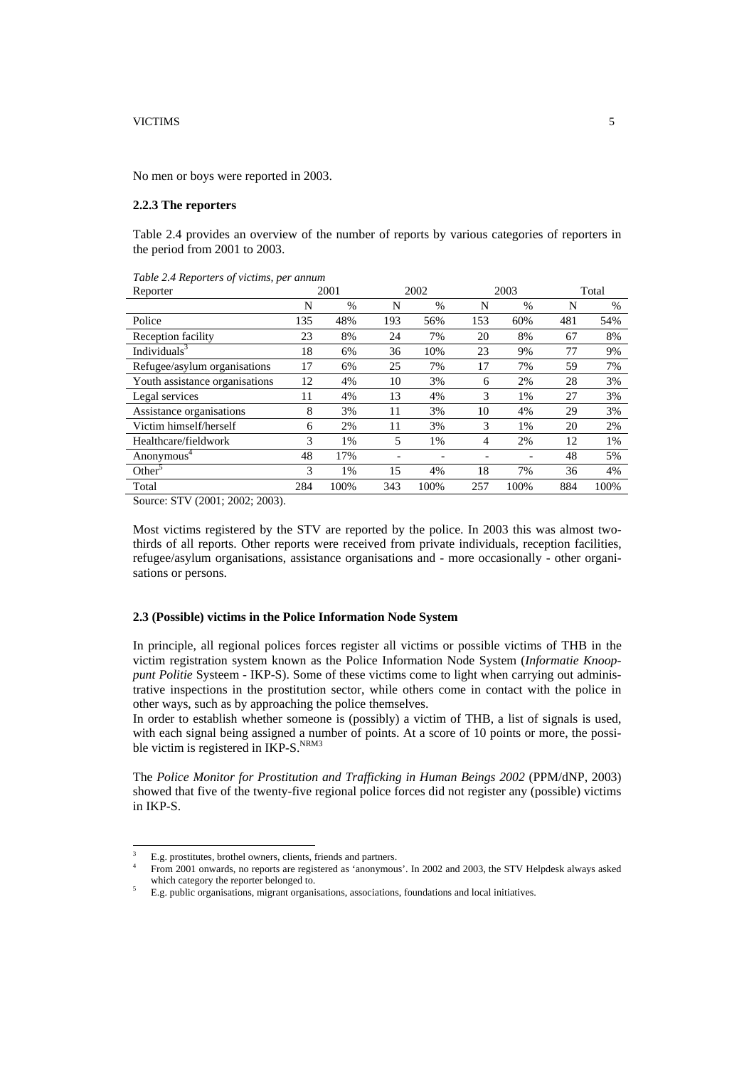No men or boys were reported in 2003.

### 2.2.3 The reporters

Table 2.4 provides an overview of the number of reports by various categories of reporters in the period from 2001 to 2003.

*Table 2.4 Reporters of victims, per annum*

| Reporter | 2001 | | 2002 | | 2003 | | Total | |
|---|---|---|---|---|---|---|---|---|
| | N | % | N | % | N | % | N | % |
| Police | 135 | 48% | 193 | 56% | 153 | 60% | 481 | 54% |
| Reception facility | 23 | 8% | 24 | 7% | 20 | 8% | 67 | 8% |
| Individuals[3] | 18 | 6% | 36 | 10% | 23 | 9% | 77 | 9% |
| Refugee/asylum organisations | 17 | 6% | 25 | 7% | 17 | 7% | 59 | 7% |
| Youth assistance organisations | 12 | 4% | 10 | 3% | 6 | 2% | 28 | 3% |
| Legal services | 11 | 4% | 13 | 4% | 3 | 1% | 27 | 3% |
| Assistance organisations | 8 | 3% | 11 | 3% | 10 | 4% | 29 | 3% |
| Victim himself/herself | 6 | 2% | 11 | 3% | 3 | 1% | 20 | 2% |
| Healthcare/fieldwork | 3 | 1% | 5 | 1% | 4 | 2% | 12 | 1% |
| Anonymous[4] | 48 | 17% | - | - | - | - | 48 | 5% |
| Other[5] | 3 | 1% | 15 | 4% | 18 | 7% | 36 | 4% |
| Total | 284 | 100% | 343 | 100% | 257 | 100% | 884 | 100% |

Source: STV (2001; 2002; 2003).

Most victims registered by the STV are reported by the police. In 2003 this was almost two-thirds of all reports. Other reports were received from private individuals, reception facilities, refugee/asylum organisations, assistance organisations and - more occasionally - other organisations or persons.

### 2.3 (Possible) victims in the Police Information Node System

In principle, all regional polices forces register all victims or possible victims of THB in the victim registration system known as the Police Information Node System (*Informatie Knooppunt Politie* Systeem - IKP-S). Some of these victims come to light when carrying out administrative inspections in the prostitution sector, while others come in contact with the police in other ways, such as by approaching the police themselves.

In order to establish whether someone is (possibly) a victim of THB, a list of signals is used, with each signal being assigned a number of points. At a score of 10 points or more, the possible victim is registered in IKP-S.[NRM3]

The *Police Monitor for Prostitution and Trafficking in Human Beings 2002* (PPM/dNP, 2003) showed that five of the twenty-five regional police forces did not register any (possible) victims in IKP-S.

---

[3] E.g. prostitutes, brothel owners, clients, friends and partners.

[4] From 2001 onwards, no reports are registered as 'anonymous'. In 2002 and 2003, the STV Helpdesk always asked which category the reporter belonged to.

[5] E.g. public organisations, migrant organisations, associations, foundations and local initiatives.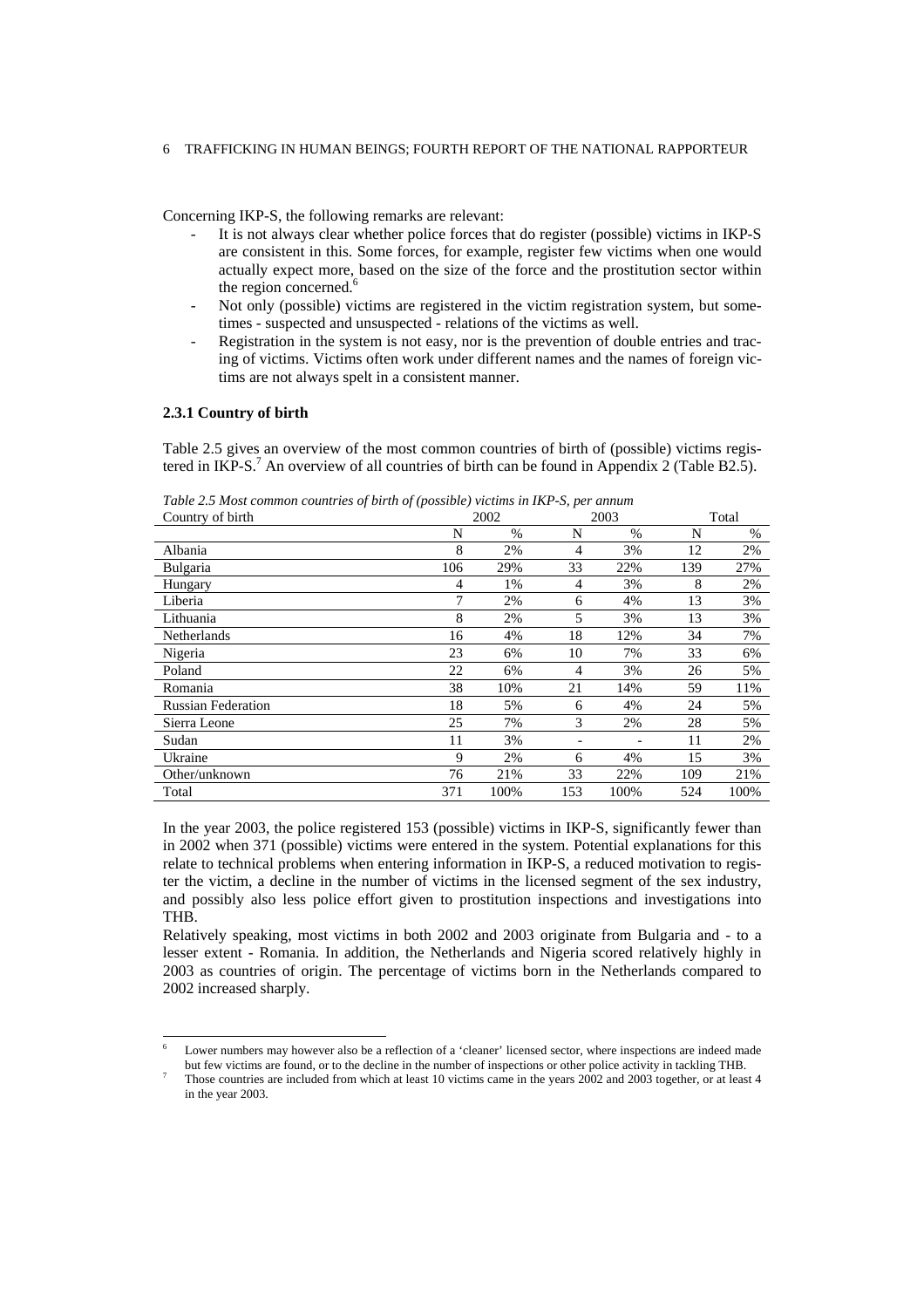Concerning IKP-S, the following remarks are relevant:

- It is not always clear whether police forces that do register (possible) victims in IKP-S are consistent in this. Some forces, for example, register few victims when one would actually expect more, based on the size of the force and the prostitution sector within the region concerned.[6]
- Not only (possible) victims are registered in the victim registration system, but sometimes - suspected and unsuspected - relations of the victims as well.
- Registration in the system is not easy, nor is the prevention of double entries and tracing of victims. Victims often work under different names and the names of foreign victims are not always spelt in a consistent manner.

### 2.3.1 Country of birth

Table 2.5 gives an overview of the most common countries of birth of (possible) victims registered in IKP-S.[7] An overview of all countries of birth can be found in Appendix 2 (Table B2.5).

*Table 2.5 Most common countries of birth of (possible) victims in IKP-S, per annum*

| Country of birth | 2002 | | 2003 | | Total | |
|---|---|---|---|---|---|---|
| | N | % | N | % | N | % |
| Albania | 8 | 2% | 4 | 3% | 12 | 2% |
| Bulgaria | 106 | 29% | 33 | 22% | 139 | 27% |
| Hungary | 4 | 1% | 4 | 3% | 8 | 2% |
| Liberia | 7 | 2% | 6 | 4% | 13 | 3% |
| Lithuania | 8 | 2% | 5 | 3% | 13 | 3% |
| Netherlands | 16 | 4% | 18 | 12% | 34 | 7% |
| Nigeria | 23 | 6% | 10 | 7% | 33 | 6% |
| Poland | 22 | 6% | 4 | 3% | 26 | 5% |
| Romania | 38 | 10% | 21 | 14% | 59 | 11% |
| Russian Federation | 18 | 5% | 6 | 4% | 24 | 5% |
| Sierra Leone | 25 | 7% | 3 | 2% | 28 | 5% |
| Sudan | 11 | 3% | - | - | 11 | 2% |
| Ukraine | 9 | 2% | 6 | 4% | 15 | 3% |
| Other/unknown | 76 | 21% | 33 | 22% | 109 | 21% |
| Total | 371 | 100% | 153 | 100% | 524 | 100% |

In the year 2003, the police registered 153 (possible) victims in IKP-S, significantly fewer than in 2002 when 371 (possible) victims were entered in the system. Potential explanations for this relate to technical problems when entering information in IKP-S, a reduced motivation to register the victim, a decline in the number of victims in the licensed segment of the sex industry, and possibly also less police effort given to prostitution inspections and investigations into THB.

Relatively speaking, most victims in both 2002 and 2003 originate from Bulgaria and - to a lesser extent - Romania. In addition, the Netherlands and Nigeria scored relatively highly in 2003 as countries of origin. The percentage of victims born in the Netherlands compared to 2002 increased sharply.

---

[6] Lower numbers may however also be a reflection of a 'cleaner' licensed sector, where inspections are indeed made but few victims are found, or to the decline in the number of inspections or other police activity in tackling THB.

[7] Those countries are included from which at least 10 victims came in the years 2002 and 2003 together, or at least 4 in the year 2003.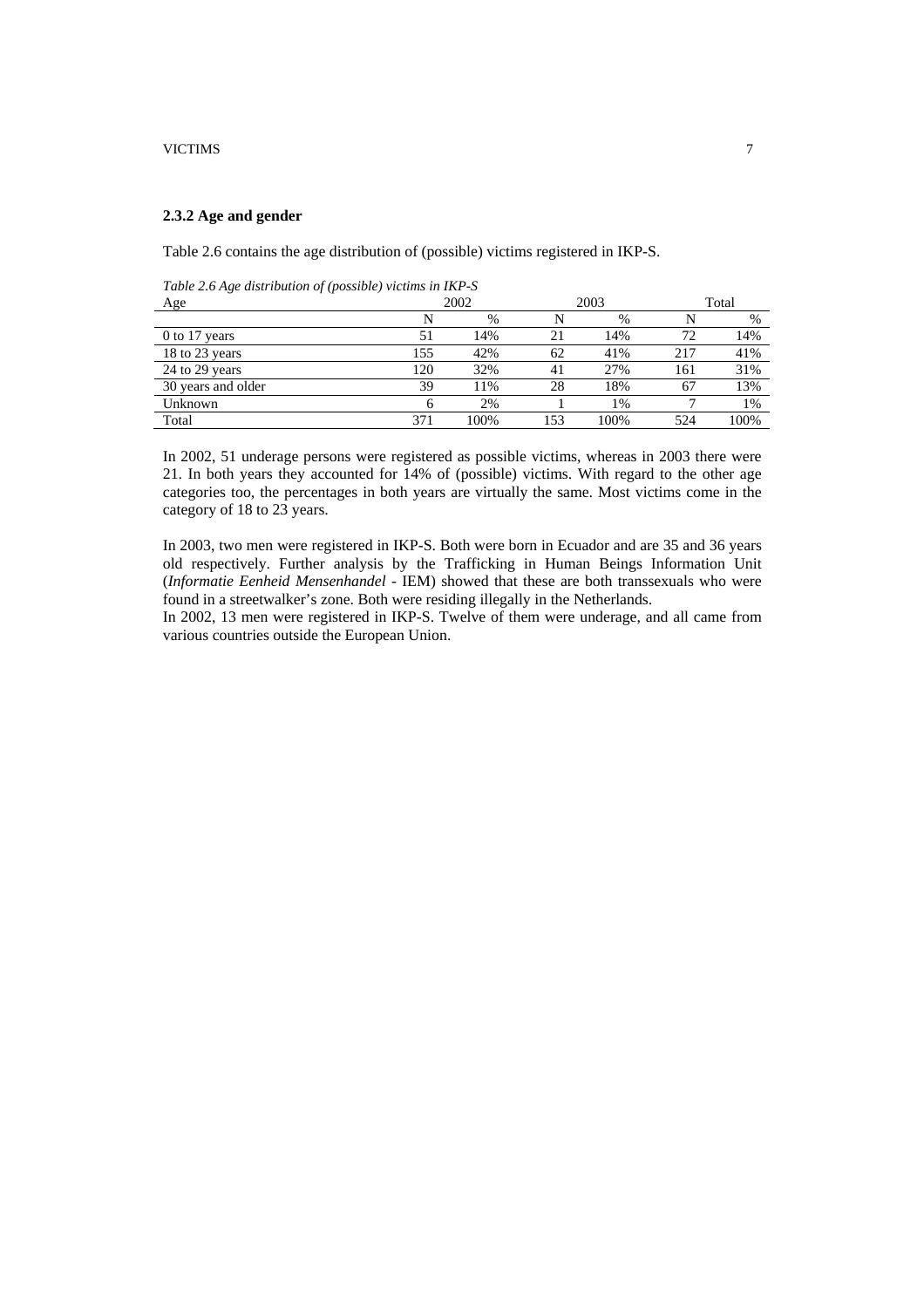### 2.3.2 Age and gender

Table 2.6 contains the age distribution of (possible) victims registered in IKP-S.

*Table 2.6 Age distribution of (possible) victims in IKP-S*

| Age | 2002 | | 2003 | | Total | |
|---|---|---|---|---|---|---|
| | N | % | N | % | N | % |
| 0 to 17 years | 51 | 14% | 21 | 14% | 72 | 14% |
| 18 to 23 years | 155 | 42% | 62 | 41% | 217 | 41% |
| 24 to 29 years | 120 | 32% | 41 | 27% | 161 | 31% |
| 30 years and older | 39 | 11% | 28 | 18% | 67 | 13% |
| Unknown | 6 | 2% | 1 | 1% | 7 | 1% |
| Total | 371 | 100% | 153 | 100% | 524 | 100% |

In 2002, 51 underage persons were registered as possible victims, whereas in 2003 there were 21. In both years they accounted for 14% of (possible) victims. With regard to the other age categories too, the percentages in both years are virtually the same. Most victims come in the category of 18 to 23 years.

In 2003, two men were registered in IKP-S. Both were born in Ecuador and are 35 and 36 years old respectively. Further analysis by the Trafficking in Human Beings Information Unit (*Informatie Eenheid Mensenhandel* - IEM) showed that these are both transsexuals who were found in a streetwalker's zone. Both were residing illegally in the Netherlands.
In 2002, 13 men were registered in IKP-S. Twelve of them were underage, and all came from various countries outside the European Union.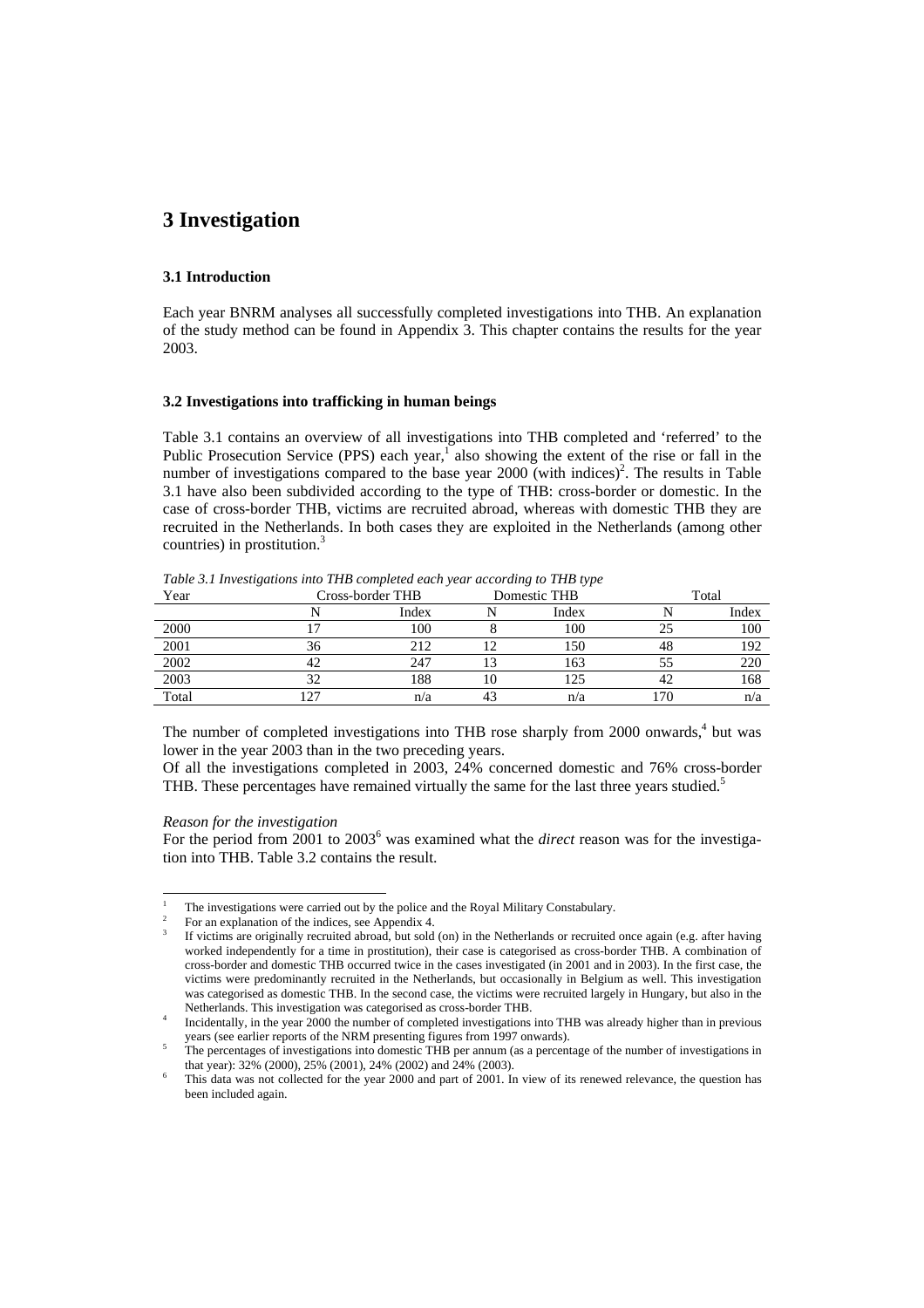# 3 Investigation

### 3.1 Introduction

Each year BNRM analyses all successfully completed investigations into THB. An explanation of the study method can be found in Appendix 3. This chapter contains the results for the year 2003.

### 3.2 Investigations into trafficking in human beings

Table 3.1 contains an overview of all investigations into THB completed and 'referred' to the Public Prosecution Service (PPS) each year,[1] also showing the extent of the rise or fall in the number of investigations compared to the base year 2000 (with indices)[2]. The results in Table 3.1 have also been subdivided according to the type of THB: cross-border or domestic. In the case of cross-border THB, victims are recruited abroad, whereas with domestic THB they are recruited in the Netherlands. In both cases they are exploited in the Netherlands (among other countries) in prostitution.[3]

*Table 3.1 Investigations into THB completed each year according to THB type*

| Year | Cross-border THB | | Domestic THB | | Total | |
|---|---|---|---|---|---|---|
| | N | Index | N | Index | N | Index |
| 2000 | 17 | 100 | 8 | 100 | 25 | 100 |
| 2001 | 36 | 212 | 12 | 150 | 48 | 192 |
| 2002 | 42 | 247 | 13 | 163 | 55 | 220 |
| 2003 | 32 | 188 | 10 | 125 | 42 | 168 |
| Total | 127 | n/a | 43 | n/a | 170 | n/a |

The number of completed investigations into THB rose sharply from 2000 onwards,[4] but was lower in the year 2003 than in the two preceding years.
Of all the investigations completed in 2003, 24% concerned domestic and 76% cross-border THB. These percentages have remained virtually the same for the last three years studied.[5]

*Reason for the investigation*
For the period from 2001 to 2003[6] was examined what the *direct* reason was for the investigation into THB. Table 3.2 contains the result.

---

1. The investigations were carried out by the police and the Royal Military Constabulary.
2. For an explanation of the indices, see Appendix 4.
3. If victims are originally recruited abroad, but sold (on) in the Netherlands or recruited once again (e.g. after having worked independently for a time in prostitution), their case is categorised as cross-border THB. A combination of cross-border and domestic THB occurred twice in the cases investigated (in 2001 and in 2003). In the first case, the victims were predominantly recruited in the Netherlands, but occasionally in Belgium as well. This investigation was categorised as domestic THB. In the second case, the victims were recruited largely in Hungary, but also in the Netherlands. This investigation was categorised as cross-border THB.
4. Incidentally, in the year 2000 the number of completed investigations into THB was already higher than in previous years (see earlier reports of the NRM presenting figures from 1997 onwards).
5. The percentages of investigations into domestic THB per annum (as a percentage of the number of investigations in that year): 32% (2000), 25% (2001), 24% (2002) and 24% (2003).
6. This data was not collected for the year 2000 and part of 2001. In view of its renewed relevance, the question has been included again.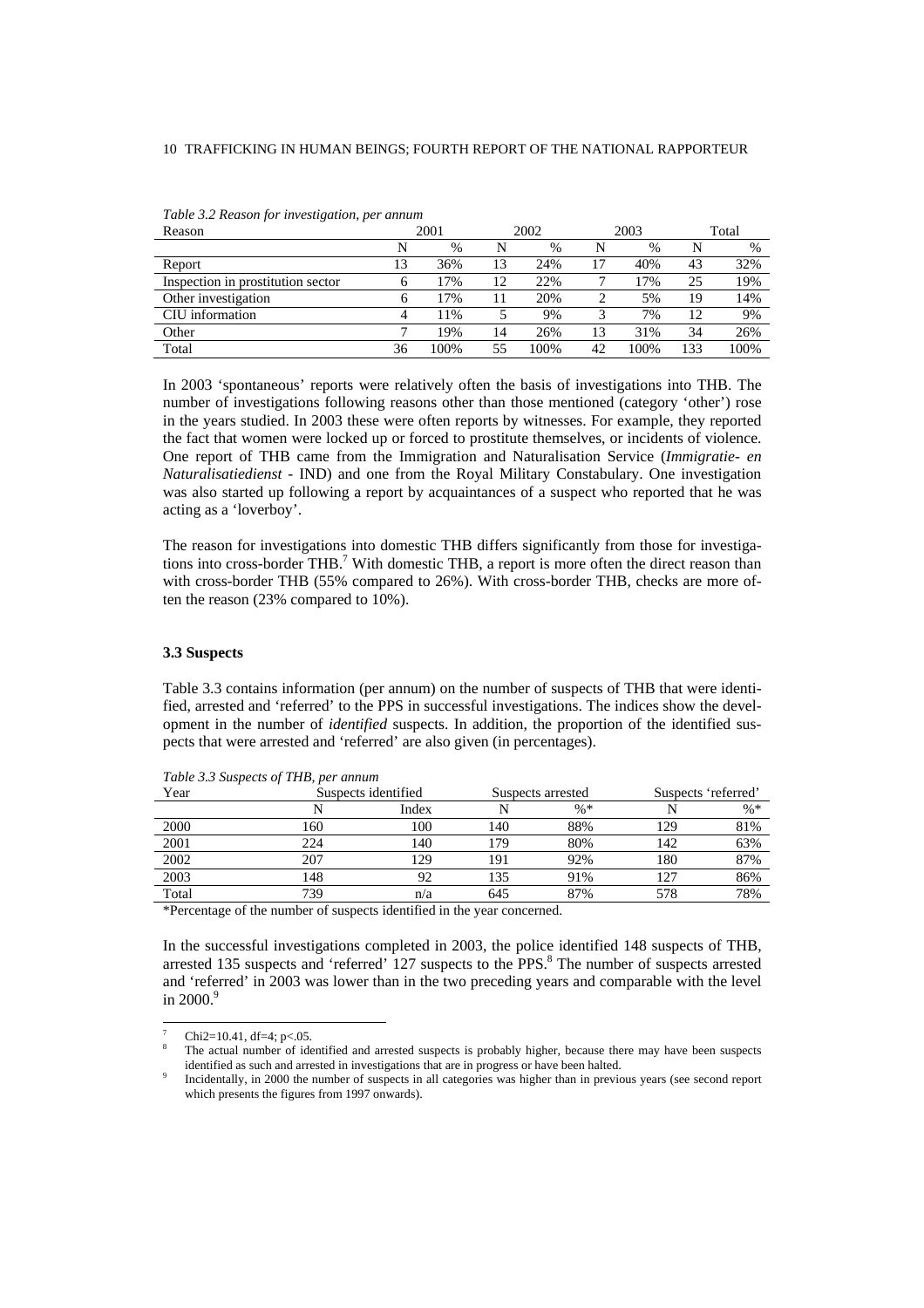*Table 3.2 Reason for investigation, per annum*

| Reason | 2001 | | 2002 | | 2003 | | Total | |
|---|---|---|---|---|---|---|---|---|
| | N | % | N | % | N | % | N | % |
| Report | 13 | 36% | 13 | 24% | 17 | 40% | 43 | 32% |
| Inspection in prostitution sector | 6 | 17% | 12 | 22% | 7 | 17% | 25 | 19% |
| Other investigation | 6 | 17% | 11 | 20% | 2 | 5% | 19 | 14% |
| CIU information | 4 | 11% | 5 | 9% | 3 | 7% | 12 | 9% |
| Other | 7 | 19% | 14 | 26% | 13 | 31% | 34 | 26% |
| Total | 36 | 100% | 55 | 100% | 42 | 100% | 133 | 100% |

In 2003 'spontaneous' reports were relatively often the basis of investigations into THB. The number of investigations following reasons other than those mentioned (category 'other') rose in the years studied. In 2003 these were often reports by witnesses. For example, they reported the fact that women were locked up or forced to prostitute themselves, or incidents of violence. One report of THB came from the Immigration and Naturalisation Service (*Immigratie- en Naturalisatiedienst* - IND) and one from the Royal Military Constabulary. One investigation was also started up following a report by acquaintances of a suspect who reported that he was acting as a 'loverboy'.

The reason for investigations into domestic THB differs significantly from those for investigations into cross-border THB.[7] With domestic THB, a report is more often the direct reason than with cross-border THB (55% compared to 26%). With cross-border THB, checks are more often the reason (23% compared to 10%).

### 3.3 Suspects

Table 3.3 contains information (per annum) on the number of suspects of THB that were identified, arrested and 'referred' to the PPS in successful investigations. The indices show the development in the number of *identified* suspects. In addition, the proportion of the identified suspects that were arrested and 'referred' are also given (in percentages).

*Table 3.3 Suspects of THB, per annum*

| Year | Suspects identified | | Suspects arrested | | Suspects 'referred' | |
|---|---|---|---|---|---|---|
| | N | Index | N | %* | N | %* |
| 2000 | 160 | 100 | 140 | 88% | 129 | 81% |
| 2001 | 224 | 140 | 179 | 80% | 142 | 63% |
| 2002 | 207 | 129 | 191 | 92% | 180 | 87% |
| 2003 | 148 | 92 | 135 | 91% | 127 | 86% |
| Total | 739 | n/a | 645 | 87% | 578 | 78% |

*Percentage of the number of suspects identified in the year concerned.

In the successful investigations completed in 2003, the police identified 148 suspects of THB, arrested 135 suspects and 'referred' 127 suspects to the PPS.[8] The number of suspects arrested and 'referred' in 2003 was lower than in the two preceding years and comparable with the level in 2000.[9]

---

[7] Chi2=10.41, df=4; $p<.05$.

[8] The actual number of identified and arrested suspects is probably higher, because there may have been suspects identified as such and arrested in investigations that are in progress or have been halted.

[9] Incidentally, in 2000 the number of suspects in all categories was higher than in previous years (see second report which presents the figures from 1997 onwards).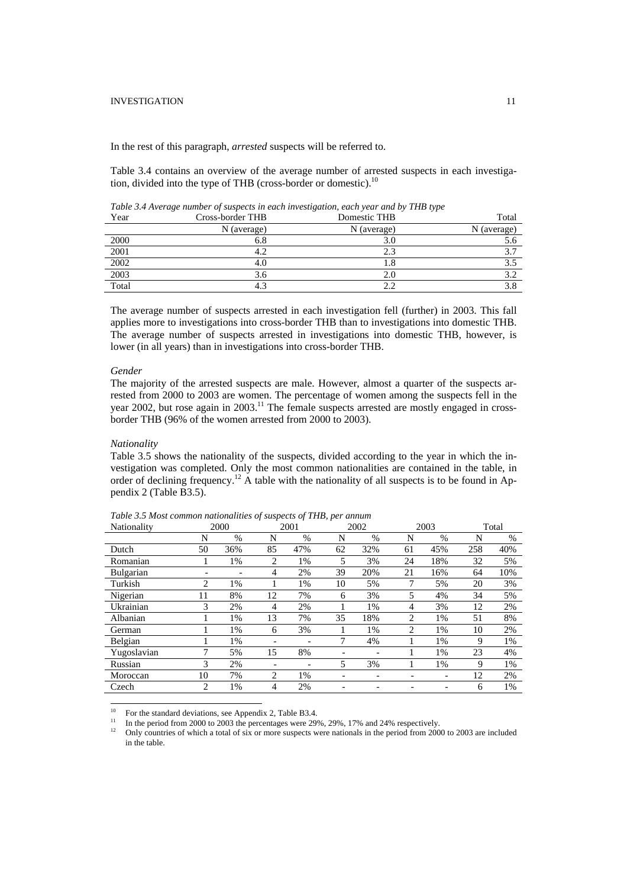In the rest of this paragraph, *arrested* suspects will be referred to.

Table 3.4 contains an overview of the average number of arrested suspects in each investigation, divided into the type of THB (cross-border or domestic).[10]

*Table 3.4 Average number of suspects in each investigation, each year and by THB type*

| Year | Cross-border THB | Domestic THB | Total |
|---|---|---|---|
| | N (average) | N (average) | N (average) |
| 2000 | 6.8 | 3.0 | 5.6 |
| 2001 | 4.2 | 2.3 | 3.7 |
| 2002 | 4.0 | 1.8 | 3.5 |
| 2003 | 3.6 | 2.0 | 3.2 |
| Total | 4.3 | 2.2 | 3.8 |

The average number of suspects arrested in each investigation fell (further) in 2003. This fall applies more to investigations into cross-border THB than to investigations into domestic THB. The average number of suspects arrested in investigations into domestic THB, however, is lower (in all years) than in investigations into cross-border THB.

*Gender*

The majority of the arrested suspects are male. However, almost a quarter of the suspects arrested from 2000 to 2003 are women. The percentage of women among the suspects fell in the year 2002, but rose again in 2003.[11] The female suspects arrested are mostly engaged in cross-border THB (96% of the women arrested from 2000 to 2003).

*Nationality*

Table 3.5 shows the nationality of the suspects, divided according to the year in which the investigation was completed. Only the most common nationalities are contained in the table, in order of declining frequency.[12] A table with the nationality of all suspects is to be found in Appendix 2 (Table B3.5).

*Table 3.5 Most common nationalities of suspects of THB, per annum*

| Nationality | 2000 | | 2001 | | 2002 | | 2003 | | Total | |
|---|---|---|---|---|---|---|---|---|---|---|
| | N | % | N | % | N | % | N | % | N | % |
| Dutch | 50 | 36% | 85 | 47% | 62 | 32% | 61 | 45% | 258 | 40% |
| Romanian | 1 | 1% | 2 | 1% | 5 | 3% | 24 | 18% | 32 | 5% |
| Bulgarian | - | - | 4 | 2% | 39 | 20% | 21 | 16% | 64 | 10% |
| Turkish | 2 | 1% | 1 | 1% | 10 | 5% | 7 | 5% | 20 | 3% |
| Nigerian | 11 | 8% | 12 | 7% | 6 | 3% | 5 | 4% | 34 | 5% |
| Ukrainian | 3 | 2% | 4 | 2% | 1 | 1% | 4 | 3% | 12 | 2% |
| Albanian | 1 | 1% | 13 | 7% | 35 | 18% | 2 | 1% | 51 | 8% |
| German | 1 | 1% | 6 | 3% | 1 | 1% | 2 | 1% | 10 | 2% |
| Belgian | 1 | 1% | - | - | 7 | 4% | 1 | 1% | 9 | 1% |
| Yugoslavian | 7 | 5% | 15 | 8% | - | - | 1 | 1% | 23 | 4% |
| Russian | 3 | 2% | - | - | 5 | 3% | 1 | 1% | 9 | 1% |
| Moroccan | 10 | 7% | 2 | 1% | - | - | - | - | 12 | 2% |
| Czech | 2 | 1% | 4 | 2% | - | - | - | - | 6 | 1% |

[10] For the standard deviations, see Appendix 2, Table B3.4.

[11] In the period from 2000 to 2003 the percentages were 29%, 29%, 17% and 24% respectively.

[12] Only countries of which a total of six or more suspects were nationals in the period from 2000 to 2003 are included in the table.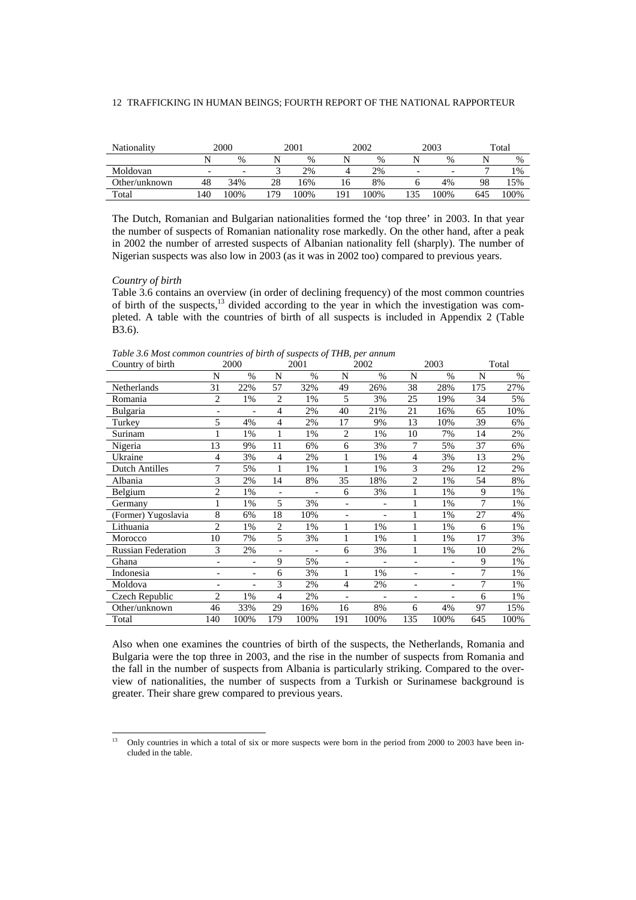| Nationality | 2000 | | 2001 | | 2002 | | 2003 | | Total | |
|---|---|---|---|---|---|---|---|---|---|---|
| | N | % | N | % | N | % | N | % | N | % |
| Moldovan | - | - | 3 | 2% | 4 | 2% | - | - | 7 | 1% |
| Other/unknown | 48 | 34% | 28 | 16% | 16 | 8% | 6 | 4% | 98 | 15% |
| Total | 140 | 100% | 179 | 100% | 191 | 100% | 135 | 100% | 645 | 100% |

The Dutch, Romanian and Bulgarian nationalities formed the 'top three' in 2003. In that year the number of suspects of Romanian nationality rose markedly. On the other hand, after a peak in 2002 the number of arrested suspects of Albanian nationality fell (sharply). The number of Nigerian suspects was also low in 2003 (as it was in 2002 too) compared to previous years.

*Country of birth*

Table 3.6 contains an overview (in order of declining frequency) of the most common countries of birth of the suspects,[13] divided according to the year in which the investigation was completed. A table with the countries of birth of all suspects is included in Appendix 2 (Table B3.6).

*Table 3.6 Most common countries of birth of suspects of THB, per annum*

| Country of birth | 2000 | | 2001 | | 2002 | | 2003 | | Total | |
|---|---|---|---|---|---|---|---|---|---|---|
| | N | % | N | % | N | % | N | % | N | % |
| Netherlands | 31 | 22% | 57 | 32% | 49 | 26% | 38 | 28% | 175 | 27% |
| Romania | 2 | 1% | 2 | 1% | 5 | 3% | 25 | 19% | 34 | 5% |
| Bulgaria | - | - | 4 | 2% | 40 | 21% | 21 | 16% | 65 | 10% |
| Turkey | 5 | 4% | 4 | 2% | 17 | 9% | 13 | 10% | 39 | 6% |
| Surinam | 1 | 1% | 1 | 1% | 2 | 1% | 10 | 7% | 14 | 2% |
| Nigeria | 13 | 9% | 11 | 6% | 6 | 3% | 7 | 5% | 37 | 6% |
| Ukraine | 4 | 3% | 4 | 2% | 1 | 1% | 4 | 3% | 13 | 2% |
| Dutch Antilles | 7 | 5% | 1 | 1% | 1 | 1% | 3 | 2% | 12 | 2% |
| Albania | 3 | 2% | 14 | 8% | 35 | 18% | 2 | 1% | 54 | 8% |
| Belgium | 2 | 1% | - | - | 6 | 3% | 1 | 1% | 9 | 1% |
| Germany | 1 | 1% | 5 | 3% | - | - | 1 | 1% | 7 | 1% |
| (Former) Yugoslavia | 8 | 6% | 18 | 10% | - | - | 1 | 1% | 27 | 4% |
| Lithuania | 2 | 1% | 2 | 1% | 1 | 1% | 1 | 1% | 6 | 1% |
| Morocco | 10 | 7% | 5 | 3% | 1 | 1% | 1 | 1% | 17 | 3% |
| Russian Federation | 3 | 2% | - | - | 6 | 3% | 1 | 1% | 10 | 2% |
| Ghana | - | - | 9 | 5% | - | - | - | - | 9 | 1% |
| Indonesia | - | - | 6 | 3% | 1 | 1% | - | - | 7 | 1% |
| Moldova | - | - | 3 | 2% | 4 | 2% | - | - | 7 | 1% |
| Czech Republic | 2 | 1% | 4 | 2% | - | - | - | - | 6 | 1% |
| Other/unknown | 46 | 33% | 29 | 16% | 16 | 8% | 6 | 4% | 97 | 15% |
| Total | 140 | 100% | 179 | 100% | 191 | 100% | 135 | 100% | 645 | 100% |

Also when one examines the countries of birth of the suspects, the Netherlands, Romania and Bulgaria were the top three in 2003, and the rise in the number of suspects from Romania and the fall in the number of suspects from Albania is particularly striking. Compared to the overview of nationalities, the number of suspects from a Turkish or Surinamese background is greater. Their share grew compared to previous years.

[13] Only countries in which a total of six or more suspects were born in the period from 2000 to 2003 have been included in the table.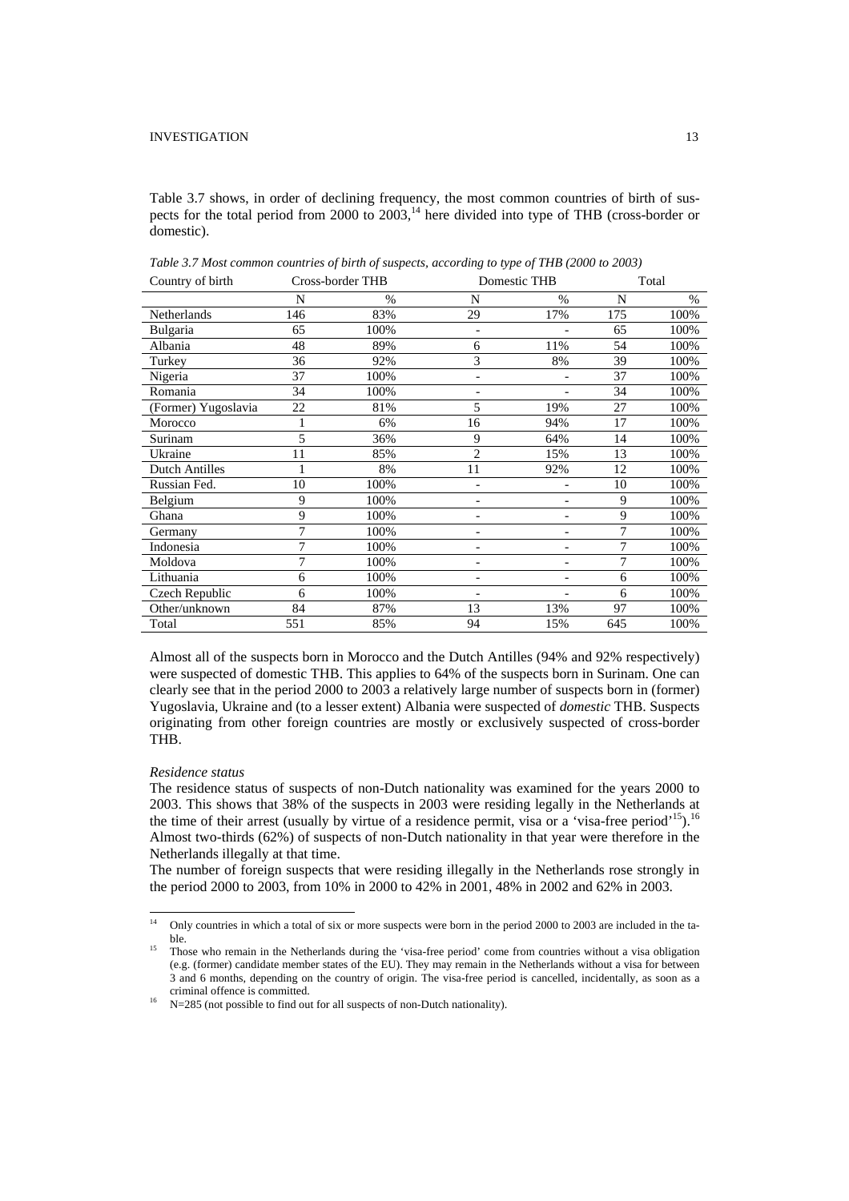Table 3.7 shows, in order of declining frequency, the most common countries of birth of suspects for the total period from 2000 to 2003,[14] here divided into type of THB (cross-border or domestic).

*Table 3.7 Most common countries of birth of suspects, according to type of THB (2000 to 2003)*

| Country of birth | Cross-border THB | | Domestic THB | | Total | |
|---|---|---|---|---|---|---|
| | N | % | N | % | N | % |
| Netherlands | 146 | 83% | 29 | 17% | 175 | 100% |
| Bulgaria | 65 | 100% | - | - | 65 | 100% |
| Albania | 48 | 89% | 6 | 11% | 54 | 100% |
| Turkey | 36 | 92% | 3 | 8% | 39 | 100% |
| Nigeria | 37 | 100% | - | - | 37 | 100% |
| Romania | 34 | 100% | - | - | 34 | 100% |
| (Former) Yugoslavia | 22 | 81% | 5 | 19% | 27 | 100% |
| Morocco | 1 | 6% | 16 | 94% | 17 | 100% |
| Surinam | 5 | 36% | 9 | 64% | 14 | 100% |
| Ukraine | 11 | 85% | 2 | 15% | 13 | 100% |
| Dutch Antilles | 1 | 8% | 11 | 92% | 12 | 100% |
| Russian Fed. | 10 | 100% | - | - | 10 | 100% |
| Belgium | 9 | 100% | - | - | 9 | 100% |
| Ghana | 9 | 100% | - | - | 9 | 100% |
| Germany | 7 | 100% | - | - | 7 | 100% |
| Indonesia | 7 | 100% | - | - | 7 | 100% |
| Moldova | 7 | 100% | - | - | 7 | 100% |
| Lithuania | 6 | 100% | - | - | 6 | 100% |
| Czech Republic | 6 | 100% | - | - | 6 | 100% |
| Other/unknown | 84 | 87% | 13 | 13% | 97 | 100% |
| Total | 551 | 85% | 94 | 15% | 645 | 100% |

Almost all of the suspects born in Morocco and the Dutch Antilles (94% and 92% respectively) were suspected of domestic THB. This applies to 64% of the suspects born in Surinam. One can clearly see that in the period 2000 to 2003 a relatively large number of suspects born in (former) Yugoslavia, Ukraine and (to a lesser extent) Albania were suspected of *domestic* THB. Suspects originating from other foreign countries are mostly or exclusively suspected of cross-border THB.

*Residence status*

The residence status of suspects of non-Dutch nationality was examined for the years 2000 to 2003. This shows that 38% of the suspects in 2003 were residing legally in the Netherlands at the time of their arrest (usually by virtue of a residence permit, visa or a 'visa-free period'[15]).[16] Almost two-thirds (62%) of suspects of non-Dutch nationality in that year were therefore in the Netherlands illegally at that time.

The number of foreign suspects that were residing illegally in the Netherlands rose strongly in the period 2000 to 2003, from 10% in 2000 to 42% in 2001, 48% in 2002 and 62% in 2003.

---

[14] Only countries in which a total of six or more suspects were born in the period 2000 to 2003 are included in the table.

[15] Those who remain in the Netherlands during the 'visa-free period' come from countries without a visa obligation (e.g. (former) candidate member states of the EU). They may remain in the Netherlands without a visa for between 3 and 6 months, depending on the country of origin. The visa-free period is cancelled, incidentally, as soon as a criminal offence is committed.

[16] N=285 (not possible to find out for all suspects of non-Dutch nationality).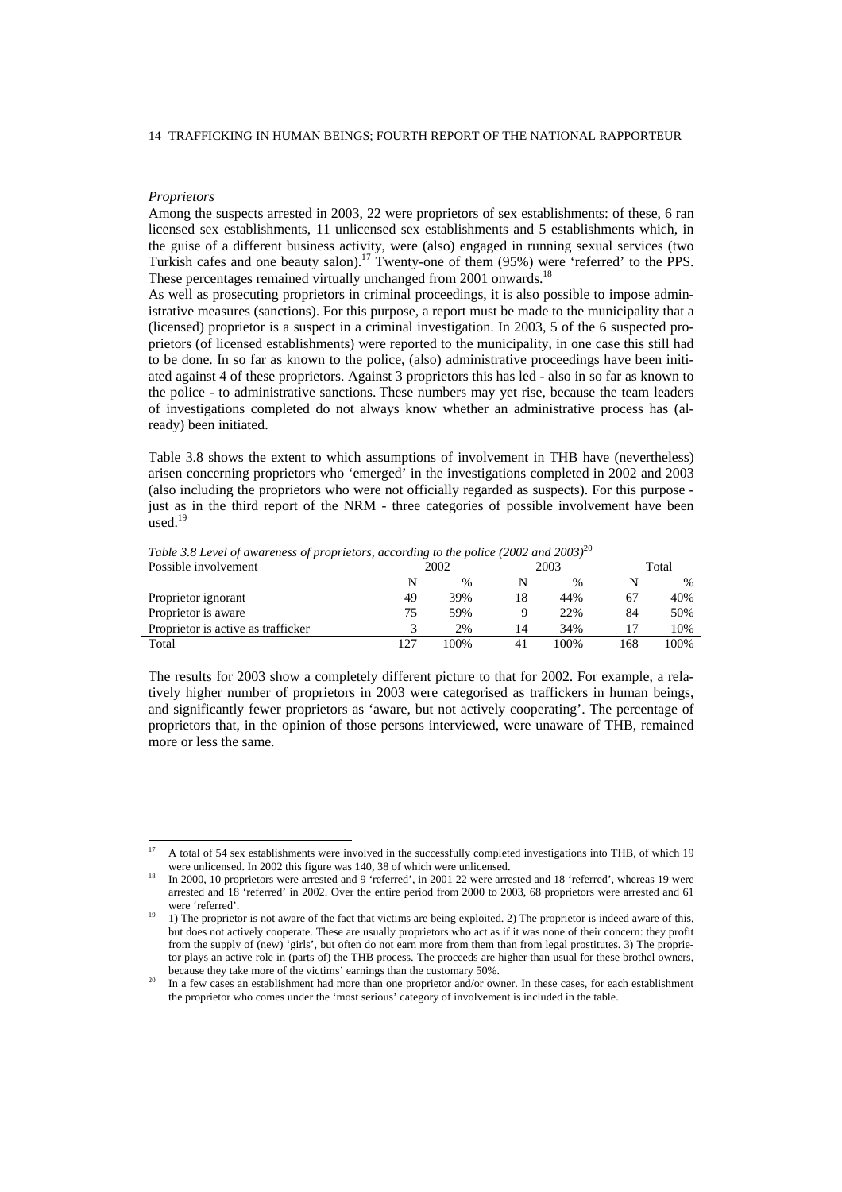*Proprietors*

Among the suspects arrested in 2003, 22 were proprietors of sex establishments: of these, 6 ran licensed sex establishments, 11 unlicensed sex establishments and 5 establishments which, in the guise of a different business activity, were (also) engaged in running sexual services (two Turkish cafes and one beauty salon).[17] Twenty-one of them (95%) were 'referred' to the PPS. These percentages remained virtually unchanged from 2001 onwards.[18]

As well as prosecuting proprietors in criminal proceedings, it is also possible to impose administrative measures (sanctions). For this purpose, a report must be made to the municipality that a (licensed) proprietor is a suspect in a criminal investigation. In 2003, 5 of the 6 suspected proprietors (of licensed establishments) were reported to the municipality, in one case this still had to be done. In so far as known to the police, (also) administrative proceedings have been initiated against 4 of these proprietors. Against 3 proprietors this has led - also in so far as known to the police - to administrative sanctions. These numbers may yet rise, because the team leaders of investigations completed do not always know whether an administrative process has (already) been initiated.

Table 3.8 shows the extent to which assumptions of involvement in THB have (nevertheless) arisen concerning proprietors who 'emerged' in the investigations completed in 2002 and 2003 (also including the proprietors who were not officially regarded as suspects). For this purpose - just as in the third report of the NRM - three categories of possible involvement have been used.[19]

*Table 3.8 Level of awareness of proprietors, according to the police (2002 and 2003)*[20]

| Possible involvement | 2002 | | 2003 | | Total | |
|---|---|---|---|---|---|---|
| | N | % | N | % | N | % |
| Proprietor ignorant | 49 | 39% | 18 | 44% | 67 | 40% |
| Proprietor is aware | 75 | 59% | 9 | 22% | 84 | 50% |
| Proprietor is active as trafficker | 3 | 2% | 14 | 34% | 17 | 10% |
| Total | 127 | 100% | 41 | 100% | 168 | 100% |

The results for 2003 show a completely different picture to that for 2002. For example, a relatively higher number of proprietors in 2003 were categorised as traffickers in human beings, and significantly fewer proprietors as 'aware, but not actively cooperating'. The percentage of proprietors that, in the opinion of those persons interviewed, were unaware of THB, remained more or less the same.

[17] A total of 54 sex establishments were involved in the successfully completed investigations into THB, of which 19 were unlicensed. In 2002 this figure was 140, 38 of which were unlicensed.

[18] In 2000, 10 proprietors were arrested and 9 'referred', in 2001 22 were arrested and 18 'referred', whereas 19 were arrested and 18 'referred' in 2002. Over the entire period from 2000 to 2003, 68 proprietors were arrested and 61 were 'referred'.

[19] 1) The proprietor is not aware of the fact that victims are being exploited. 2) The proprietor is indeed aware of this, but does not actively cooperate. These are usually proprietors who act as if it was none of their concern: they profit from the supply of (new) 'girls', but often do not earn more from them than from legal prostitutes. 3) The proprietor plays an active role in (parts of) the THB process. The proceeds are higher than usual for these brothel owners, because they take more of the victims' earnings than the customary 50%.

[20] In a few cases an establishment had more than one proprietor and/or owner. In these cases, for each establishment the proprietor who comes under the 'most serious' category of involvement is included in the table.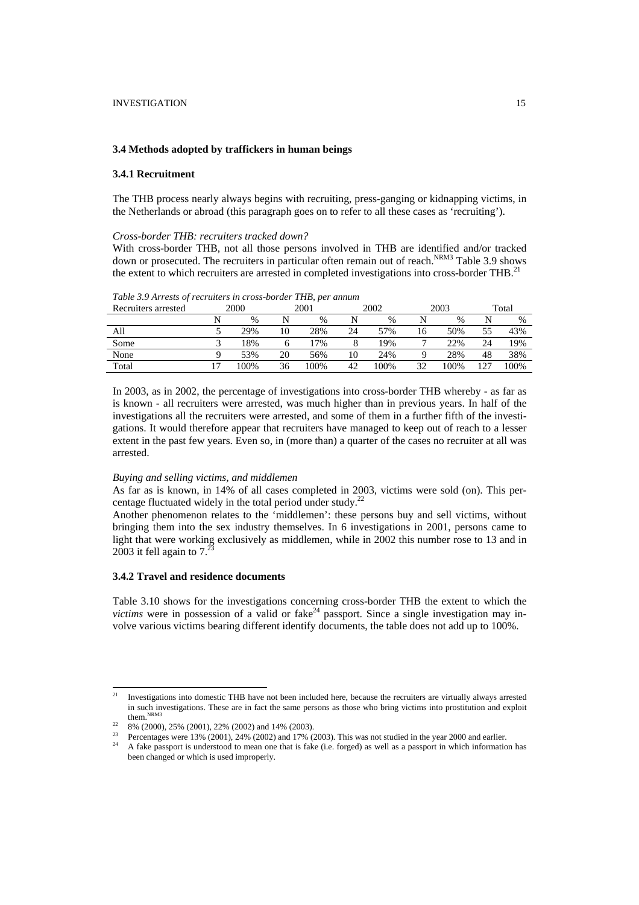### 3.4 Methods adopted by traffickers in human beings

#### 3.4.1 Recruitment

The THB process nearly always begins with recruiting, press-ganging or kidnapping victims, in the Netherlands or abroad (this paragraph goes on to refer to all these cases as 'recruiting').

*Cross-border THB: recruiters tracked down?*

With cross-border THB, not all those persons involved in THB are identified and/or tracked down or prosecuted. The recruiters in particular often remain out of reach.[NRM3] Table 3.9 shows the extent to which recruiters are arrested in completed investigations into cross-border THB.[21]

*Table 3.9 Arrests of recruiters in cross-border THB, per annum*

| Recruiters arrested | 2000 | | 2001 | | 2002 | | 2003 | | Total | |
|---|---|---|---|---|---|---|---|---|---|---|
| | N | % | N | % | N | % | N | % | N | % |
| All | 5 | 29% | 10 | 28% | 24 | 57% | 16 | 50% | 55 | 43% |
| Some | 3 | 18% | 6 | 17% | 8 | 19% | 7 | 22% | 24 | 19% |
| None | 9 | 53% | 20 | 56% | 10 | 24% | 9 | 28% | 48 | 38% |
| Total | 17 | 100% | 36 | 100% | 42 | 100% | 32 | 100% | 127 | 100% |

In 2003, as in 2002, the percentage of investigations into cross-border THB whereby - as far as is known - all recruiters were arrested, was much higher than in previous years. In half of the investigations all the recruiters were arrested, and some of them in a further fifth of the investigations. It would therefore appear that recruiters have managed to keep out of reach to a lesser extent in the past few years. Even so, in (more than) a quarter of the cases no recruiter at all was arrested.

*Buying and selling victims, and middlemen*

As far as is known, in 14% of all cases completed in 2003, victims were sold (on). This percentage fluctuated widely in the total period under study.[22]

Another phenomenon relates to the 'middlemen': these persons buy and sell victims, without bringing them into the sex industry themselves. In 6 investigations in 2001, persons came to light that were working exclusively as middlemen, while in 2002 this number rose to 13 and in 2003 it fell again to 7.[23]

#### 3.4.2 Travel and residence documents

Table 3.10 shows for the investigations concerning cross-border THB the extent to which the *victims* were in possession of a valid or fake[24] passport. Since a single investigation may involve various victims bearing different identify documents, the table does not add up to 100%.

---

[21] Investigations into domestic THB have not been included here, because the recruiters are virtually always arrested in such investigations. These are in fact the same persons as those who bring victims into prostitution and exploit them.[NRM3]

[22] 8% (2000), 25% (2001), 22% (2002) and 14% (2003).

[23] Percentages were 13% (2001), 24% (2002) and 17% (2003). This was not studied in the year 2000 and earlier.

[24] A fake passport is understood to mean one that is fake (i.e. forged) as well as a passport in which information has been changed or which is used improperly.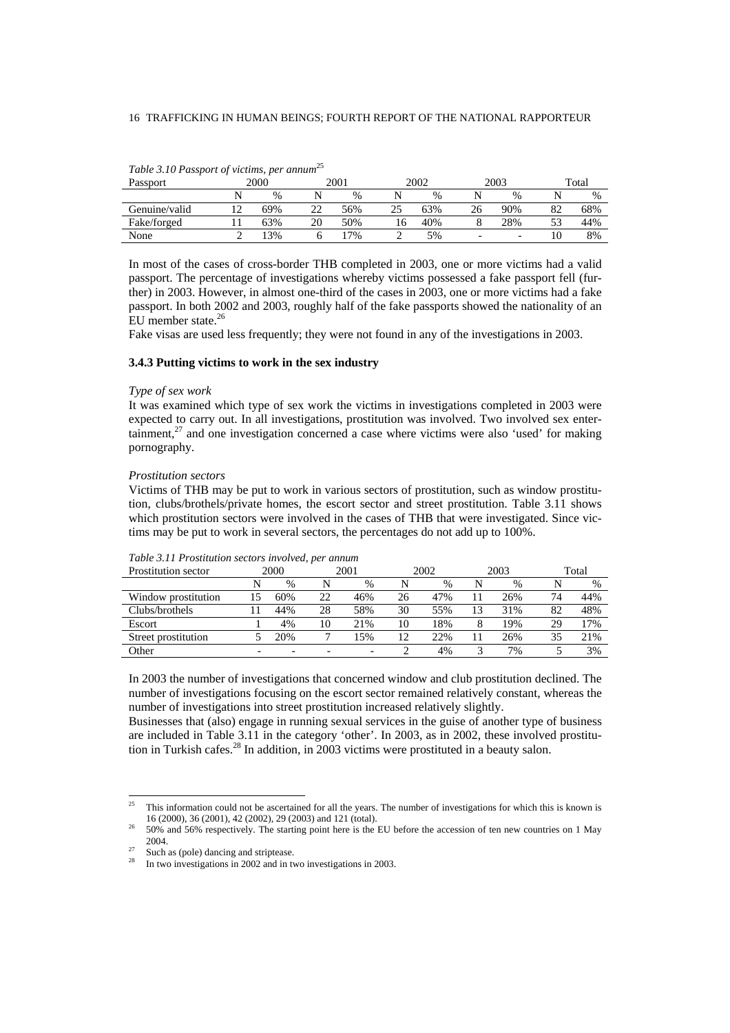*Table 3.10 Passport of victims, per annum*[25]

| Passport | 2000 | | 2001 | | 2002 | | 2003 | | Total | |
|---|---|---|---|---|---|---|---|---|---|---|
| | N | % | N | % | N | % | N | % | N | % |
| Genuine/valid | 12 | 69% | 22 | 56% | 25 | 63% | 26 | 90% | 82 | 68% |
| Fake/forged | 11 | 63% | 20 | 50% | 16 | 40% | 8 | 28% | 53 | 44% |
| None | 2 | 13% | 6 | 17% | 2 | 5% | - | - | 10 | 8% |

In most of the cases of cross-border THB completed in 2003, one or more victims had a valid passport. The percentage of investigations whereby victims possessed a fake passport fell (further) in 2003. However, in almost one-third of the cases in 2003, one or more victims had a fake passport. In both 2002 and 2003, roughly half of the fake passports showed the nationality of an EU member state.[26]

Fake visas are used less frequently; they were not found in any of the investigations in 2003.

### 3.4.3 Putting victims to work in the sex industry

*Type of sex work*

It was examined which type of sex work the victims in investigations completed in 2003 were expected to carry out. In all investigations, prostitution was involved. Two involved sex entertainment,[27] and one investigation concerned a case where victims were also 'used' for making pornography.

*Prostitution sectors*

Victims of THB may be put to work in various sectors of prostitution, such as window prostitution, clubs/brothels/private homes, the escort sector and street prostitution. Table 3.11 shows which prostitution sectors were involved in the cases of THB that were investigated. Since victims may be put to work in several sectors, the percentages do not add up to 100%.

*Table 3.11 Prostitution sectors involved, per annum*

| Prostitution sector | 2000 | | 2001 | | 2002 | | 2003 | | Total | |
|---|---|---|---|---|---|---|---|---|---|---|
| | N | % | N | % | N | % | N | % | N | % |
| Window prostitution | 15 | 60% | 22 | 46% | 26 | 47% | 11 | 26% | 74 | 44% |
| Clubs/brothels | 11 | 44% | 28 | 58% | 30 | 55% | 13 | 31% | 82 | 48% |
| Escort | 1 | 4% | 10 | 21% | 10 | 18% | 8 | 19% | 29 | 17% |
| Street prostitution | 5 | 20% | 7 | 15% | 12 | 22% | 11 | 26% | 35 | 21% |
| Other | - | - | - | - | 2 | 4% | 3 | 7% | 5 | 3% |

In 2003 the number of investigations that concerned window and club prostitution declined. The number of investigations focusing on the escort sector remained relatively constant, whereas the number of investigations into street prostitution increased relatively slightly.

Businesses that (also) engage in running sexual services in the guise of another type of business are included in Table 3.11 in the category 'other'. In 2003, as in 2002, these involved prostitution in Turkish cafes.[28] In addition, in 2003 victims were prostituted in a beauty salon.

[25] This information could not be ascertained for all the years. The number of investigations for which this is known is 16 (2000), 36 (2001), 42 (2002), 29 (2003) and 121 (total).

[26] 50% and 56% respectively. The starting point here is the EU before the accession of ten new countries on 1 May 2004.

[27] Such as (pole) dancing and striptease.

[28] In two investigations in 2002 and in two investigations in 2003.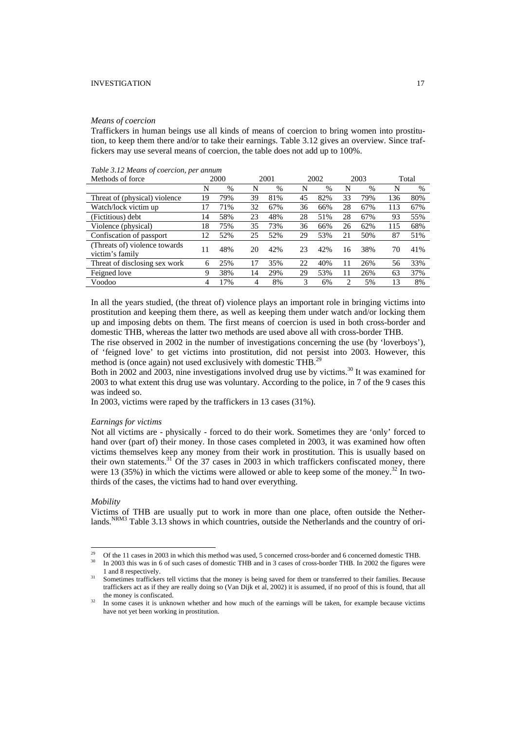*Means of coercion*

Traffickers in human beings use all kinds of means of coercion to bring women into prostitution, to keep them there and/or to take their earnings. Table 3.12 gives an overview. Since traffickers may use several means of coercion, the table does not add up to 100%.

*Table 3.12 Means of coercion, per annum*

| Methods of force | 2000 | | 2001 | | 2002 | | 2003 | | Total | |
|---|---|---|---|---|---|---|---|---|---|---|
| | N | % | N | % | N | % | N | % | N | % |
| Threat of (physical) violence | 19 | 79% | 39 | 81% | 45 | 82% | 33 | 79% | 136 | 80% |
| Watch/lock victim up | 17 | 71% | 32 | 67% | 36 | 66% | 28 | 67% | 113 | 67% |
| (Fictitious) debt | 14 | 58% | 23 | 48% | 28 | 51% | 28 | 67% | 93 | 55% |
| Violence (physical) | 18 | 75% | 35 | 73% | 36 | 66% | 26 | 62% | 115 | 68% |
| Confiscation of passport | 12 | 52% | 25 | 52% | 29 | 53% | 21 | 50% | 87 | 51% |
| (Threats of) violence towards victim's family | 11 | 48% | 20 | 42% | 23 | 42% | 16 | 38% | 70 | 41% |
| Threat of disclosing sex work | 6 | 25% | 17 | 35% | 22 | 40% | 11 | 26% | 56 | 33% |
| Feigned love | 9 | 38% | 14 | 29% | 29 | 53% | 11 | 26% | 63 | 37% |
| Voodoo | 4 | 17% | 4 | 8% | 3 | 6% | 2 | 5% | 13 | 8% |

In all the years studied, (the threat of) violence plays an important role in bringing victims into prostitution and keeping them there, as well as keeping them under watch and/or locking them up and imposing debts on them. The first means of coercion is used in both cross-border and domestic THB, whereas the latter two methods are used above all with cross-border THB.

The rise observed in 2002 in the number of investigations concerning the use (by 'loverboys'), of 'feigned love' to get victims into prostitution, did not persist into 2003. However, this method is (once again) not used exclusively with domestic THB.[29]

Both in 2002 and 2003, nine investigations involved drug use by victims.[30] It was examined for 2003 to what extent this drug use was voluntary. According to the police, in 7 of the 9 cases this was indeed so.

In 2003, victims were raped by the traffickers in 13 cases (31%).

*Earnings for victims*

Not all victims are - physically - forced to do their work. Sometimes they are 'only' forced to hand over (part of) their money. In those cases completed in 2003, it was examined how often victims themselves keep any money from their work in prostitution. This is usually based on their own statements.[31] Of the 37 cases in 2003 in which traffickers confiscated money, there were 13 (35%) in which the victims were allowed or able to keep some of the money.[32] In two-thirds of the cases, the victims had to hand over everything.

*Mobility*

Victims of THB are usually put to work in more than one place, often outside the Netherlands.[NRM3] Table 3.13 shows in which countries, outside the Netherlands and the country of ori-

---

[29] Of the 11 cases in 2003 in which this method was used, 5 concerned cross-border and 6 concerned domestic THB.

[30] In 2003 this was in 6 of such cases of domestic THB and in 3 cases of cross-border THB. In 2002 the figures were 1 and 8 respectively.

[31] Sometimes traffickers tell victims that the money is being saved for them or transferred to their families. Because traffickers act as if they are really doing so (Van Dijk et al, 2002) it is assumed, if no proof of this is found, that all the money is confiscated.

[32] In some cases it is unknown whether and how much of the earnings will be taken, for example because victims have not yet been working in prostitution.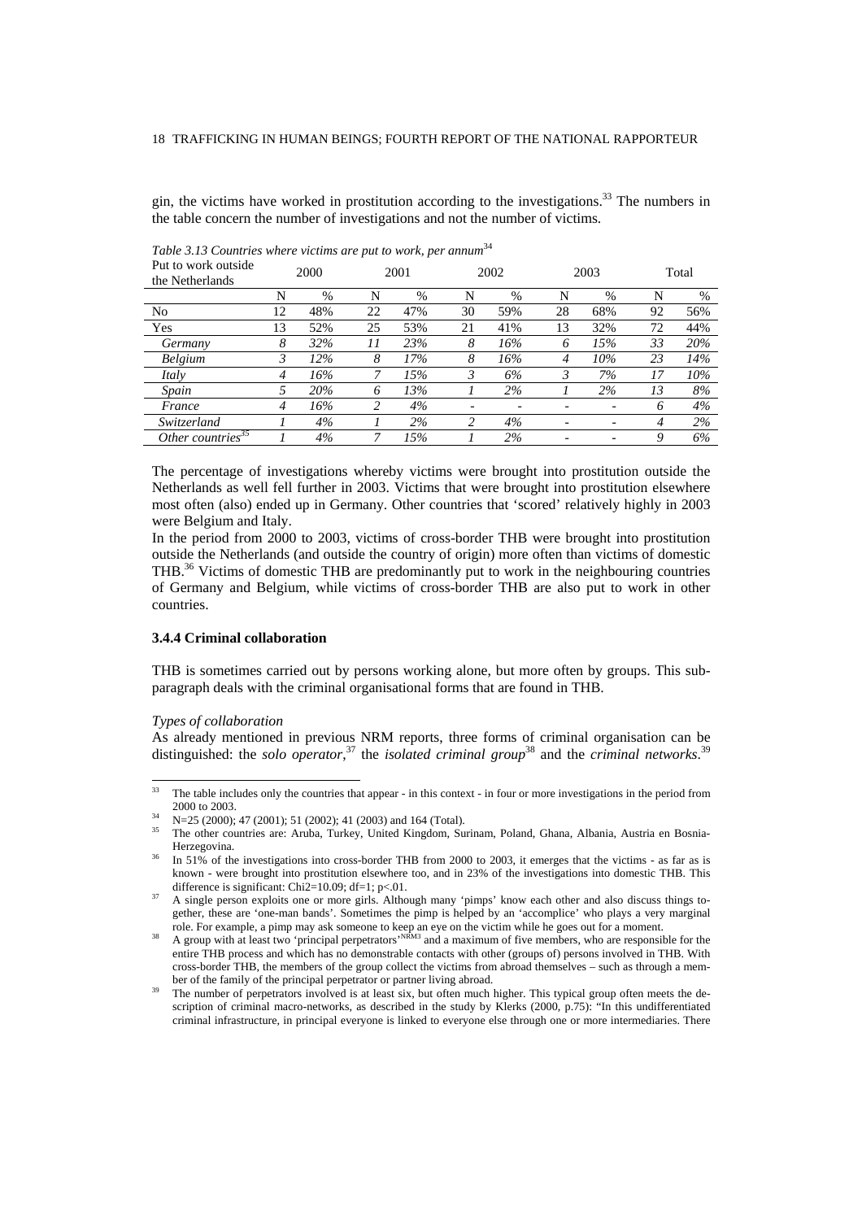gin, the victims have worked in prostitution according to the investigations.[33] The numbers in the table concern the number of investigations and not the number of victims.

*Table 3.13 Countries where victims are put to work, per annum*[34]

| Put to work outside the Netherlands | 2000 | | 2001 | | 2002 | | 2003 | | Total | |
|---|---|---|---|---|---|---|---|---|---|---|
| | N | % | N | % | N | % | N | % | N | % |
| No | 12 | 48% | 22 | 47% | 30 | 59% | 28 | 68% | 92 | 56% |
| Yes | 13 | 52% | 25 | 53% | 21 | 41% | 13 | 32% | 72 | 44% |
| *Germany* | *8* | *32%* | *11* | *23%* | *8* | *16%* | *6* | *15%* | *33* | *20%* |
| *Belgium* | *3* | *12%* | *8* | *17%* | *8* | *16%* | *4* | *10%* | *23* | *14%* |
| *Italy* | *4* | *16%* | *7* | *15%* | *3* | *6%* | *3* | *7%* | *17* | *10%* |
| *Spain* | *5* | *20%* | *6* | *13%* | *1* | *2%* | *1* | *2%* | *13* | *8%* |
| *France* | *4* | *16%* | *2* | *4%* | - | - | - | - | *6* | *4%* |
| *Switzerland* | *1* | *4%* | *1* | *2%* | *2* | *4%* | - | - | *4* | *2%* |
| *Other countries*[35] | *1* | *4%* | *7* | *15%* | *1* | *2%* | - | - | *9* | *6%* |

The percentage of investigations whereby victims were brought into prostitution outside the Netherlands as well fell further in 2003. Victims that were brought into prostitution elsewhere most often (also) ended up in Germany. Other countries that 'scored' relatively highly in 2003 were Belgium and Italy.

In the period from 2000 to 2003, victims of cross-border THB were brought into prostitution outside the Netherlands (and outside the country of origin) more often than victims of domestic THB.[36] Victims of domestic THB are predominantly put to work in the neighbouring countries of Germany and Belgium, while victims of cross-border THB are also put to work in other countries.

### 3.4.4 Criminal collaboration

THB is sometimes carried out by persons working alone, but more often by groups. This sub-paragraph deals with the criminal organisational forms that are found in THB.

*Types of collaboration*

As already mentioned in previous NRM reports, three forms of criminal organisation can be distinguished: the *solo operator*,[37] the *isolated criminal group*[38] and the *criminal networks*.[39]

---

[33] The table includes only the countries that appear - in this context - in four or more investigations in the period from 2000 to 2003.

[34] N=25 (2000); 47 (2001); 51 (2002); 41 (2003) and 164 (Total).

[35] The other countries are: Aruba, Turkey, United Kingdom, Surinam, Poland, Ghana, Albania, Austria en Bosnia-Herzegovina.

[36] In 51% of the investigations into cross-border THB from 2000 to 2003, it emerges that the victims - as far as is known - were brought into prostitution elsewhere too, and in 23% of the investigations into domestic THB. This difference is significant: Chi2=10.09; df=1; $p<.01$.

[37] A single person exploits one or more girls. Although many 'pimps' know each other and also discuss things together, these are 'one-man bands'. Sometimes the pimp is helped by an 'accomplice' who plays a very marginal role. For example, a pimp may ask someone to keep an eye on the victim while he goes out for a moment.

[38] A group with at least two 'principal perpetrators'[NRM3] and a maximum of five members, who are responsible for the entire THB process and which has no demonstrable contacts with other (groups of) persons involved in THB. With cross-border THB, the members of the group collect the victims from abroad themselves – such as through a member of the family of the principal perpetrator or partner living abroad.

[39] The number of perpetrators involved is at least six, but often much higher. This typical group often meets the description of criminal macro-networks, as described in the study by Klerks (2000, p.75): "In this undifferentiated criminal infrastructure, in principal everyone is linked to everyone else through one or more intermediaries. There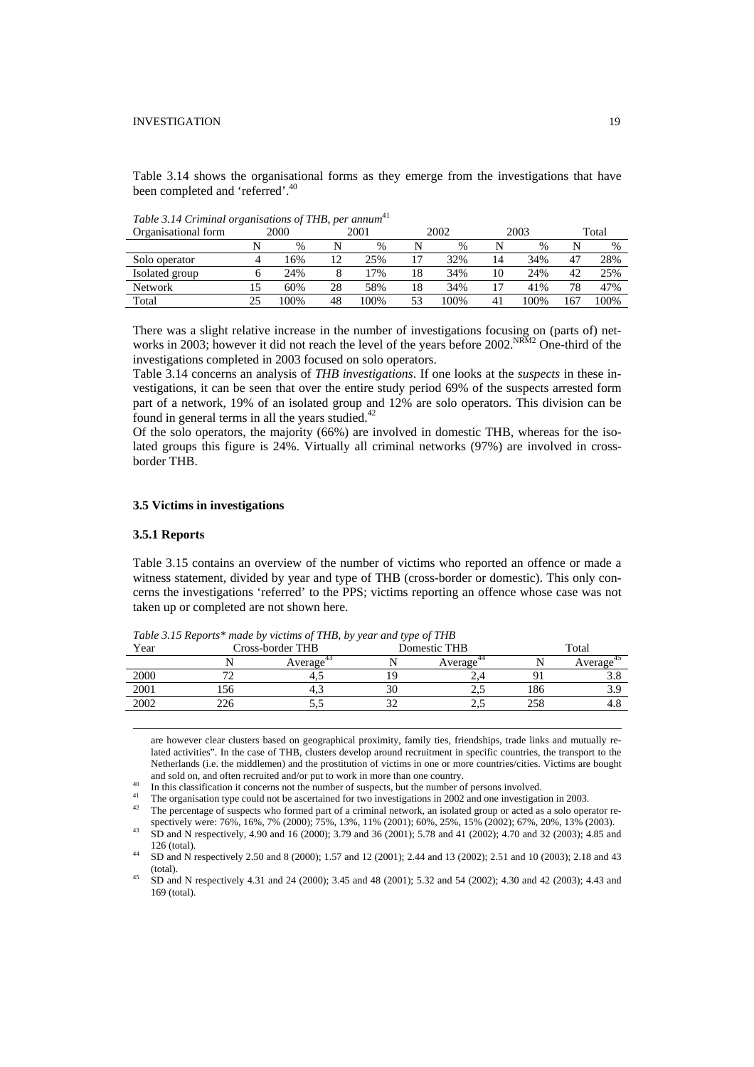Table 3.14 shows the organisational forms as they emerge from the investigations that have been completed and 'referred'.[40]

*Table 3.14 Criminal organisations of THB, per annum*[41]

| Organisational form | 2000 | | 2001 | | 2002 | | 2003 | | Total | |
|---|---|---|---|---|---|---|---|---|---|---|
| | N | % | N | % | N | % | N | % | N | % |
| Solo operator | 4 | 16% | 12 | 25% | 17 | 32% | 14 | 34% | 47 | 28% |
| Isolated group | 6 | 24% | 8 | 17% | 18 | 34% | 10 | 24% | 42 | 25% |
| Network | 15 | 60% | 28 | 58% | 18 | 34% | 17 | 41% | 78 | 47% |
| Total | 25 | 100% | 48 | 100% | 53 | 100% | 41 | 100% | 167 | 100% |

There was a slight relative increase in the number of investigations focusing on (parts of) networks in 2003; however it did not reach the level of the years before 2002.[NRM2] One-third of the investigations completed in 2003 focused on solo operators.

Table 3.14 concerns an analysis of *THB investigations*. If one looks at the *suspects* in these investigations, it can be seen that over the entire study period 69% of the suspects arrested form part of a network, 19% of an isolated group and 12% are solo operators. This division can be found in general terms in all the years studied.[42]

Of the solo operators, the majority (66%) are involved in domestic THB, whereas for the isolated groups this figure is 24%. Virtually all criminal networks (97%) are involved in cross-border THB.

### 3.5 Victims in investigations

#### 3.5.1 Reports

Table 3.15 contains an overview of the number of victims who reported an offence or made a witness statement, divided by year and type of THB (cross-border or domestic). This only concerns the investigations 'referred' to the PPS; victims reporting an offence whose case was not taken up or completed are not shown here.

*Table 3.15 Reports\* made by victims of THB, by year and type of THB*

| Year | Cross-border THB | | Domestic THB | | Total | |
|---|---|---|---|---|---|---|
| | N | Average[43] | N | Average[44] | N | Average[45] |
| 2000 | 72 | 4,5 | 19 | 2,4 | 91 | 3.8 |
| 2001 | 156 | 4,3 | 30 | 2,5 | 186 | 3.9 |
| 2002 | 226 | 5,5 | 32 | 2,5 | 258 | 4.8 |

are however clear clusters based on geographical proximity, family ties, friendships, trade links and mutually related activities". In the case of THB, clusters develop around recruitment in specific countries, the transport to the Netherlands (i.e. the middlemen) and the prostitution of victims in one or more countries/cities. Victims are bought and sold on, and often recruited and/or put to work in more than one country.

[40] In this classification it concerns not the number of suspects, but the number of persons involved.

[41] The organisation type could not be ascertained for two investigations in 2002 and one investigation in 2003.

[42] The percentage of suspects who formed part of a criminal network, an isolated group or acted as a solo operator respectively were: 76%, 16%, 7% (2000); 75%, 13%, 11% (2001); 60%, 25%, 15% (2002); 67%, 20%, 13% (2003).

[43] SD and N respectively, 4.90 and 16 (2000); 3.79 and 36 (2001); 5.78 and 41 (2002); 4.70 and 32 (2003); 4.85 and 126 (total).

[44] SD and N respectively 2.50 and 8 (2000); 1.57 and 12 (2001); 2.44 and 13 (2002); 2.51 and 10 (2003); 2.18 and 43 (total).

[45] SD and N respectively 4.31 and 24 (2000); 3.45 and 48 (2001); 5.32 and 54 (2002); 4.30 and 42 (2003); 4.43 and 169 (total).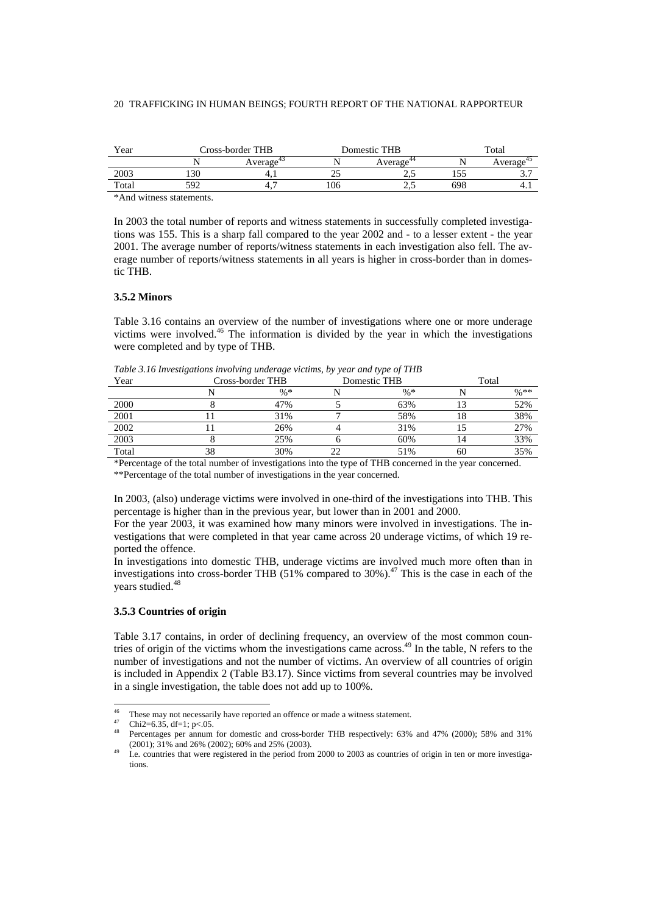| Year | Cross-border THB | | Domestic THB | | Total | |
|---|---|---|---|---|---|---|
| | N | Average[43] | N | Average[44] | N | Average[45] |
| 2003 | 130 | 4,1 | 25 | 2,5 | 155 | 3.7 |
| Total | 592 | 4,7 | 106 | 2,5 | 698 | 4.1 |

*And witness statements.

In 2003 the total number of reports and witness statements in successfully completed investigations was 155. This is a sharp fall compared to the year 2002 and - to a lesser extent - the year 2001. The average number of reports/witness statements in each investigation also fell. The average number of reports/witness statements in all years is higher in cross-border than in domestic THB.

### 3.5.2 Minors

Table 3.16 contains an overview of the number of investigations where one or more underage victims were involved.[46] The information is divided by the year in which the investigations were completed and by type of THB.

*Table 3.16 Investigations involving underage victims, by year and type of THB*

| Year | Cross-border THB | | Domestic THB | | Total | |
|---|---|---|---|---|---|---|
| | N | %* | N | %* | N | %** |
| 2000 | 8 | 47% | 5 | 63% | 13 | 52% |
| 2001 | 11 | 31% | 7 | 58% | 18 | 38% |
| 2002 | 11 | 26% | 4 | 31% | 15 | 27% |
| 2003 | 8 | 25% | 6 | 60% | 14 | 33% |
| Total | 38 | 30% | 22 | 51% | 60 | 35% |

*Percentage of the total number of investigations into the type of THB concerned in the year concerned.
**Percentage of the total number of investigations in the year concerned.

In 2003, (also) underage victims were involved in one-third of the investigations into THB. This percentage is higher than in the previous year, but lower than in 2001 and 2000.

For the year 2003, it was examined how many minors were involved in investigations. The investigations that were completed in that year came across 20 underage victims, of which 19 reported the offence.

In investigations into domestic THB, underage victims are involved much more often than in investigations into cross-border THB (51% compared to 30%).[47] This is the case in each of the years studied.[48]

### 3.5.3 Countries of origin

Table 3.17 contains, in order of declining frequency, an overview of the most common countries of origin of the victims whom the investigations came across.[49] In the table, N refers to the number of investigations and not the number of victims. An overview of all countries of origin is included in Appendix 2 (Table B3.17). Since victims from several countries may be involved in a single investigation, the table does not add up to 100%.

---

[46] These may not necessarily have reported an offence or made a witness statement.

[47] Chi2=6.35, df=1; p<.05.

[48] Percentages per annum for domestic and cross-border THB respectively: 63% and 47% (2000); 58% and 31% (2001); 31% and 26% (2002); 60% and 25% (2003).

[49] I.e. countries that were registered in the period from 2000 to 2003 as countries of origin in ten or more investigations.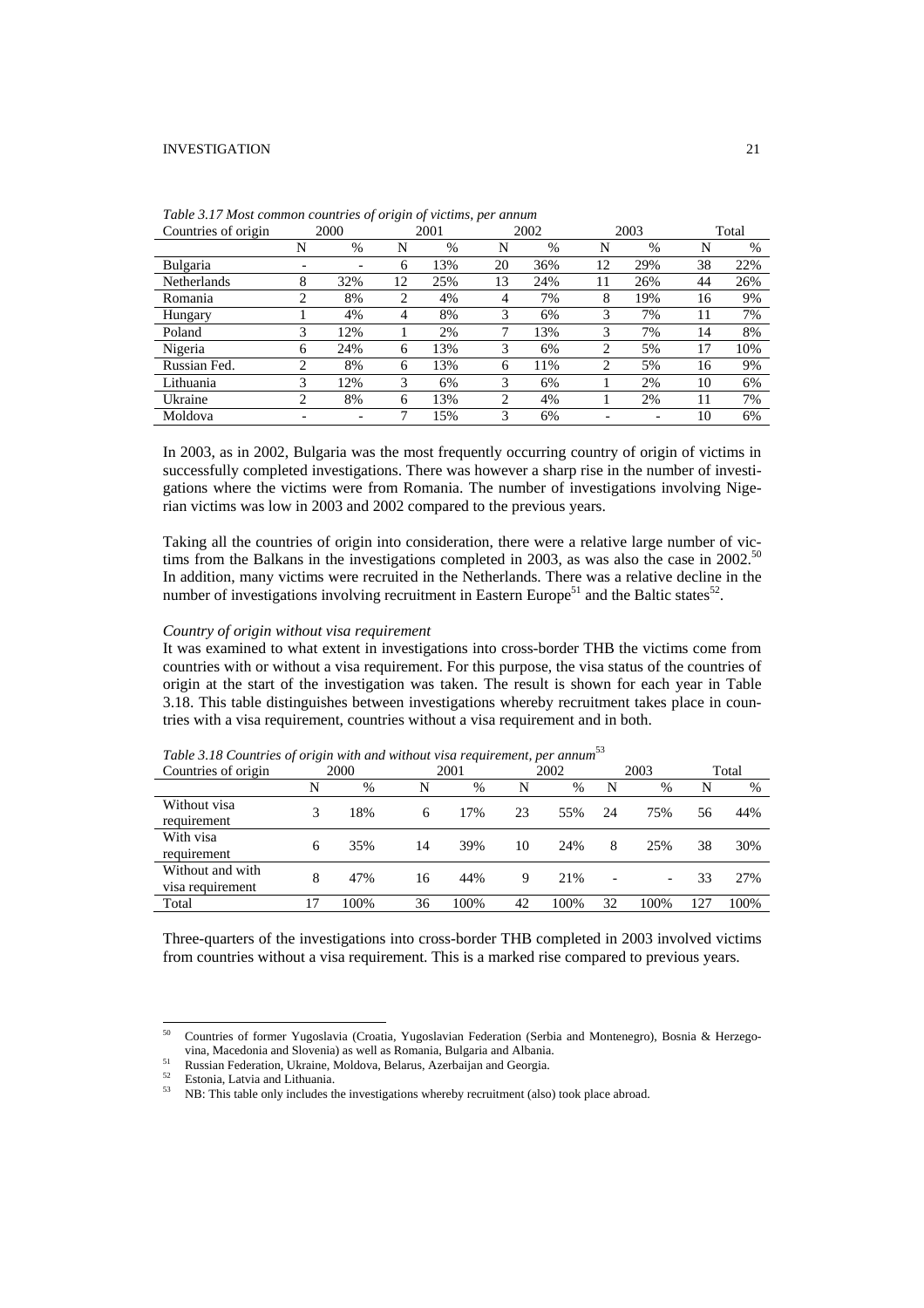*Table 3.17 Most common countries of origin of victims, per annum*

| Countries of origin | 2000 | | 2001 | | 2002 | | 2003 | | Total | |
|---|---|---|---|---|---|---|---|---|---|---|
| | N | % | N | % | N | % | N | % | N | % |
| Bulgaria | - | - | 6 | 13% | 20 | 36% | 12 | 29% | 38 | 22% |
| Netherlands | 8 | 32% | 12 | 25% | 13 | 24% | 11 | 26% | 44 | 26% |
| Romania | 2 | 8% | 2 | 4% | 4 | 7% | 8 | 19% | 16 | 9% |
| Hungary | 1 | 4% | 4 | 8% | 3 | 6% | 3 | 7% | 11 | 7% |
| Poland | 3 | 12% | 1 | 2% | 7 | 13% | 3 | 7% | 14 | 8% |
| Nigeria | 6 | 24% | 6 | 13% | 3 | 6% | 2 | 5% | 17 | 10% |
| Russian Fed. | 2 | 8% | 6 | 13% | 6 | 11% | 2 | 5% | 16 | 9% |
| Lithuania | 3 | 12% | 3 | 6% | 3 | 6% | 1 | 2% | 10 | 6% |
| Ukraine | 2 | 8% | 6 | 13% | 2 | 4% | 1 | 2% | 11 | 7% |
| Moldova | - | - | 7 | 15% | 3 | 6% | - | - | 10 | 6% |

In 2003, as in 2002, Bulgaria was the most frequently occurring country of origin of victims in successfully completed investigations. There was however a sharp rise in the number of investigations where the victims were from Romania. The number of investigations involving Nigerian victims was low in 2003 and 2002 compared to the previous years.

Taking all the countries of origin into consideration, there were a relative large number of victims from the Balkans in the investigations completed in 2003, as was also the case in 2002.[50] In addition, many victims were recruited in the Netherlands. There was a relative decline in the number of investigations involving recruitment in Eastern Europe[51] and the Baltic states[52].

*Country of origin without visa requirement*

It was examined to what extent in investigations into cross-border THB the victims come from countries with or without a visa requirement. For this purpose, the visa status of the countries of origin at the start of the investigation was taken. The result is shown for each year in Table 3.18. This table distinguishes between investigations whereby recruitment takes place in countries with a visa requirement, countries without a visa requirement and in both.

*Table 3.18 Countries of origin with and without visa requirement, per annum*[53]

| Countries of origin | 2000 | | 2001 | | 2002 | | 2003 | | Total | |
|---|---|---|---|---|---|---|---|---|---|---|
| | N | % | N | % | N | % | N | % | N | % |
| Without visa requirement | 3 | 18% | 6 | 17% | 23 | 55% | 24 | 75% | 56 | 44% |
| With visa requirement | 6 | 35% | 14 | 39% | 10 | 24% | 8 | 25% | 38 | 30% |
| Without and with visa requirement | 8 | 47% | 16 | 44% | 9 | 21% | - | - | 33 | 27% |
| Total | 17 | 100% | 36 | 100% | 42 | 100% | 32 | 100% | 127 | 100% |

Three-quarters of the investigations into cross-border THB completed in 2003 involved victims from countries without a visa requirement. This is a marked rise compared to previous years.

[50] Countries of former Yugoslavia (Croatia, Yugoslavian Federation (Serbia and Montenegro), Bosnia & Herzegovina, Macedonia and Slovenia) as well as Romania, Bulgaria and Albania.

[51] Russian Federation, Ukraine, Moldova, Belarus, Azerbaijan and Georgia.

[52] Estonia, Latvia and Lithuania.

[53] NB: This table only includes the investigations whereby recruitment (also) took place abroad.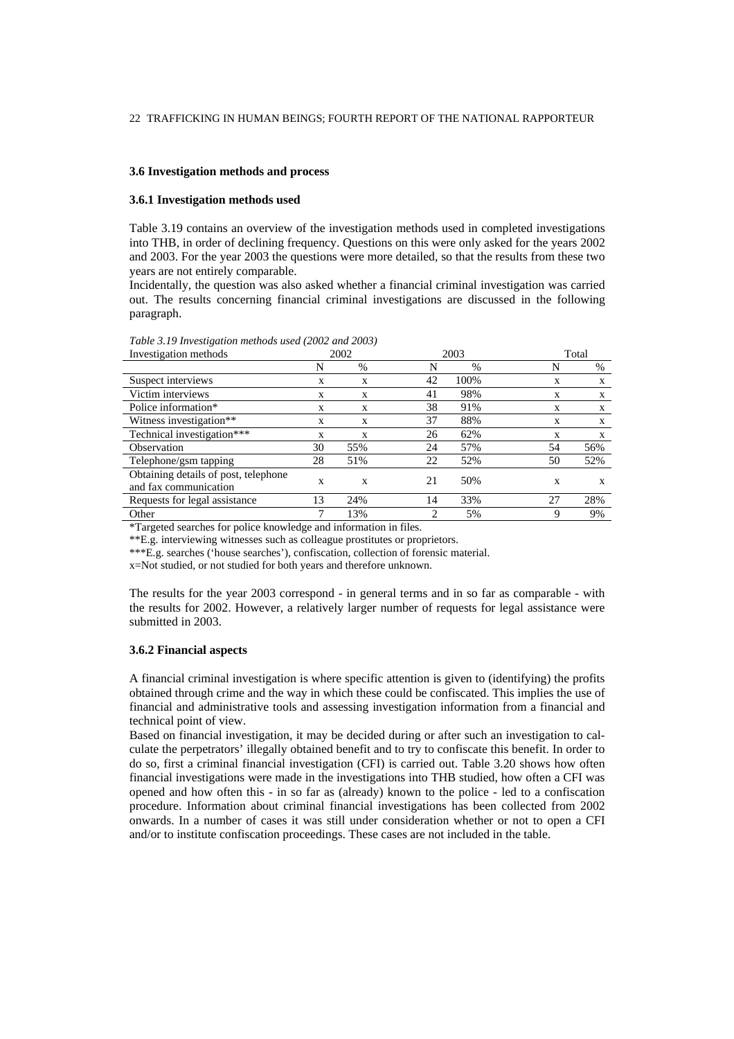### 3.6 Investigation methods and process

#### 3.6.1 Investigation methods used

Table 3.19 contains an overview of the investigation methods used in completed investigations into THB, in order of declining frequency. Questions on this were only asked for the years 2002 and 2003. For the year 2003 the questions were more detailed, so that the results from these two years are not entirely comparable.

Incidentally, the question was also asked whether a financial criminal investigation was carried out. The results concerning financial criminal investigations are discussed in the following paragraph.

*Table 3.19 Investigation methods used (2002 and 2003)*

| Investigation methods | 2002 | | 2003 | | Total | |
|---|---|---|---|---|---|---|
| | N | % | N | % | N | % |
| Suspect interviews | x | x | 42 | 100% | x | x |
| Victim interviews | x | x | 41 | 98% | x | x |
| Police information* | x | x | 38 | 91% | x | x |
| Witness investigation** | x | x | 37 | 88% | x | x |
| Technical investigation*** | x | x | 26 | 62% | x | x |
| Observation | 30 | 55% | 24 | 57% | 54 | 56% |
| Telephone/gsm tapping | 28 | 51% | 22 | 52% | 50 | 52% |
| Obtaining details of post, telephone and fax communication | x | x | 21 | 50% | x | x |
| Requests for legal assistance | 13 | 24% | 14 | 33% | 27 | 28% |
| Other | 7 | 13% | 2 | 5% | 9 | 9% |

*Targeted searches for police knowledge and information in files.

**E.g. interviewing witnesses such as colleague prostitutes or proprietors.

***E.g. searches ('house searches'), confiscation, collection of forensic material.

x=Not studied, or not studied for both years and therefore unknown.

The results for the year 2003 correspond - in general terms and in so far as comparable - with the results for 2002. However, a relatively larger number of requests for legal assistance were submitted in 2003.

#### 3.6.2 Financial aspects

A financial criminal investigation is where specific attention is given to (identifying) the profits obtained through crime and the way in which these could be confiscated. This implies the use of financial and administrative tools and assessing investigation information from a financial and technical point of view.

Based on financial investigation, it may be decided during or after such an investigation to calculate the perpetrators' illegally obtained benefit and to try to confiscate this benefit. In order to do so, first a criminal financial investigation (CFI) is carried out. Table 3.20 shows how often financial investigations were made in the investigations into THB studied, how often a CFI was opened and how often this - in so far as (already) known to the police - led to a confiscation procedure. Information about criminal financial investigations has been collected from 2002 onwards. In a number of cases it was still under consideration whether or not to open a CFI and/or to institute confiscation proceedings. These cases are not included in the table.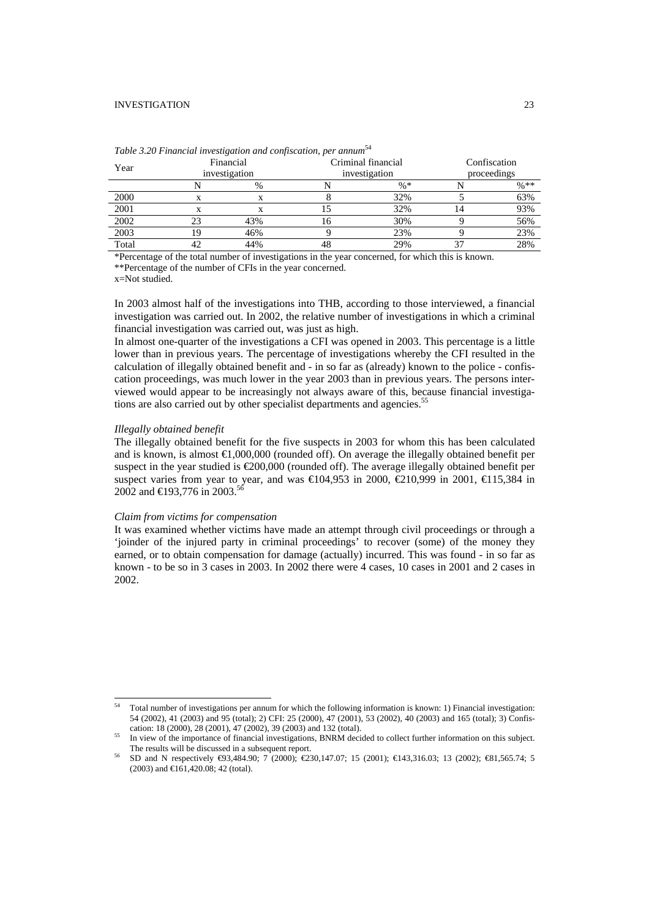*Table 3.20 Financial investigation and confiscation, per annum*[54]

| Year | Financial investigation | | Criminal financial investigation | | Confiscation proceedings | |
|---|---|---|---|---|---|---|
| | N | % | N | %* | N | %** |
| 2000 | x | x | 8 | 32% | 5 | 63% |
| 2001 | x | x | 15 | 32% | 14 | 93% |
| 2002 | 23 | 43% | 16 | 30% | 9 | 56% |
| 2003 | 19 | 46% | 9 | 23% | 9 | 23% |
| Total | 42 | 44% | 48 | 29% | 37 | 28% |

*Percentage of the total number of investigations in the year concerned, for which this is known.

**Percentage of the number of CFIs in the year concerned.

x=Not studied.

In 2003 almost half of the investigations into THB, according to those interviewed, a financial investigation was carried out. In 2002, the relative number of investigations in which a criminal financial investigation was carried out, was just as high.

In almost one-quarter of the investigations a CFI was opened in 2003. This percentage is a little lower than in previous years. The percentage of investigations whereby the CFI resulted in the calculation of illegally obtained benefit and - in so far as (already) known to the police - confiscation proceedings, was much lower in the year 2003 than in previous years. The persons interviewed would appear to be increasingly not always aware of this, because financial investigations are also carried out by other specialist departments and agencies.[55]

*Illegally obtained benefit*

The illegally obtained benefit for the five suspects in 2003 for whom this has been calculated and is known, is almost €1,000,000 (rounded off). On average the illegally obtained benefit per suspect in the year studied is €200,000 (rounded off). The average illegally obtained benefit per suspect varies from year to year, and was €104,953 in 2000, €210,999 in 2001, €115,384 in 2002 and €193,776 in 2003.[56]

*Claim from victims for compensation*

It was examined whether victims have made an attempt through civil proceedings or through a 'joinder of the injured party in criminal proceedings' to recover (some) of the money they earned, or to obtain compensation for damage (actually) incurred. This was found - in so far as known - to be so in 3 cases in 2003. In 2002 there were 4 cases, 10 cases in 2001 and 2 cases in 2002.

---

[54] Total number of investigations per annum for which the following information is known: 1) Financial investigation: 54 (2002), 41 (2003) and 95 (total); 2) CFI: 25 (2000), 47 (2001), 53 (2002), 40 (2003) and 165 (total); 3) Confiscation: 18 (2000), 28 (2001), 47 (2002), 39 (2003) and 132 (total).

[55] In view of the importance of financial investigations, BNRM decided to collect further information on this subject. The results will be discussed in a subsequent report.

[56] SD and N respectively €93,484.90; 7 (2000); €230,147.07; 15 (2001); €143,316.03; 13 (2002); €81,565.74; 5 (2003) and €161,420.08; 42 (total).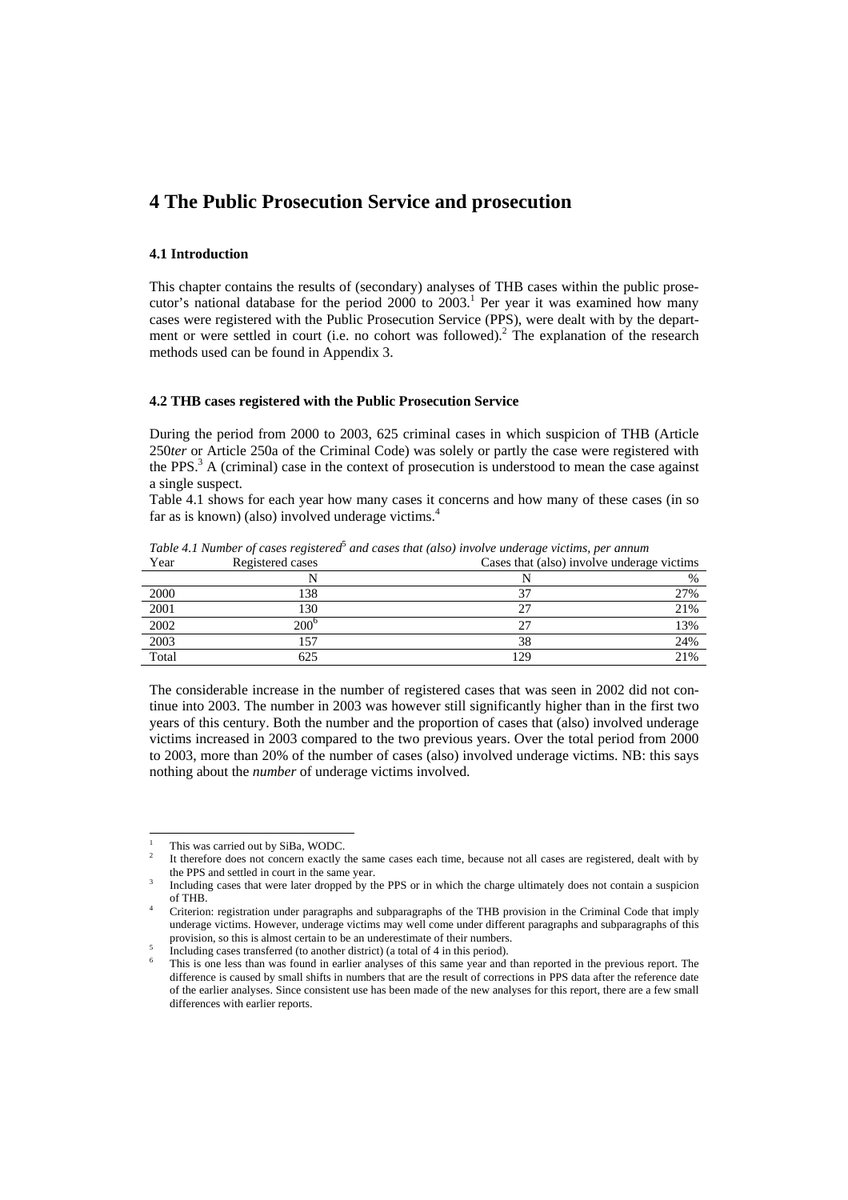# 4 The Public Prosecution Service and prosecution

### 4.1 Introduction

This chapter contains the results of (secondary) analyses of THB cases within the public prosecutor's national database for the period 2000 to 2003.[1] Per year it was examined how many cases were registered with the Public Prosecution Service (PPS), were dealt with by the department or were settled in court (i.e. no cohort was followed).[2] The explanation of the research methods used can be found in Appendix 3.

### 4.2 THB cases registered with the Public Prosecution Service

During the period from 2000 to 2003, 625 criminal cases in which suspicion of THB (Article 250*ter* or Article 250a of the Criminal Code) was solely or partly the case were registered with the PPS.[3] A (criminal) case in the context of prosecution is understood to mean the case against a single suspect.

Table 4.1 shows for each year how many cases it concerns and how many of these cases (in so far as is known) (also) involved underage victims.[4]

*Table 4.1 Number of cases registered[5] and cases that (also) involve underage victims, per annum*

| Year | Registered cases | Cases that (also) involve underage victims | |
|---|---|---|---|
| | N | N | % |
| 2000 | 138 | 37 | 27% |
| 2001 | 130 | 27 | 21% |
| 2002 | 200[6] | 27 | 13% |
| 2003 | 157 | 38 | 24% |
| Total | 625 | 129 | 21% |

The considerable increase in the number of registered cases that was seen in 2002 did not continue into 2003. The number in 2003 was however still significantly higher than in the first two years of this century. Both the number and the proportion of cases that (also) involved underage victims increased in 2003 compared to the two previous years. Over the total period from 2000 to 2003, more than 20% of the number of cases (also) involved underage victims. NB: this says nothing about the *number* of underage victims involved.

---

1. This was carried out by SiBa, WODC.
2. It therefore does not concern exactly the same cases each time, because not all cases are registered, dealt with by the PPS and settled in court in the same year.
3. Including cases that were later dropped by the PPS or in which the charge ultimately does not contain a suspicion of THB.
4. Criterion: registration under paragraphs and subparagraphs of the THB provision in the Criminal Code that imply underage victims. However, underage victims may well come under different paragraphs and subparagraphs of this provision, so this is almost certain to be an underestimate of their numbers.
5. Including cases transferred (to another district) (a total of 4 in this period).
6. This is one less than was found in earlier analyses of this same year and than reported in the previous report. The difference is caused by small shifts in numbers that are the result of corrections in PPS data after the reference date of the earlier analyses. Since consistent use has been made of the new analyses for this report, there are a few small differences with earlier reports.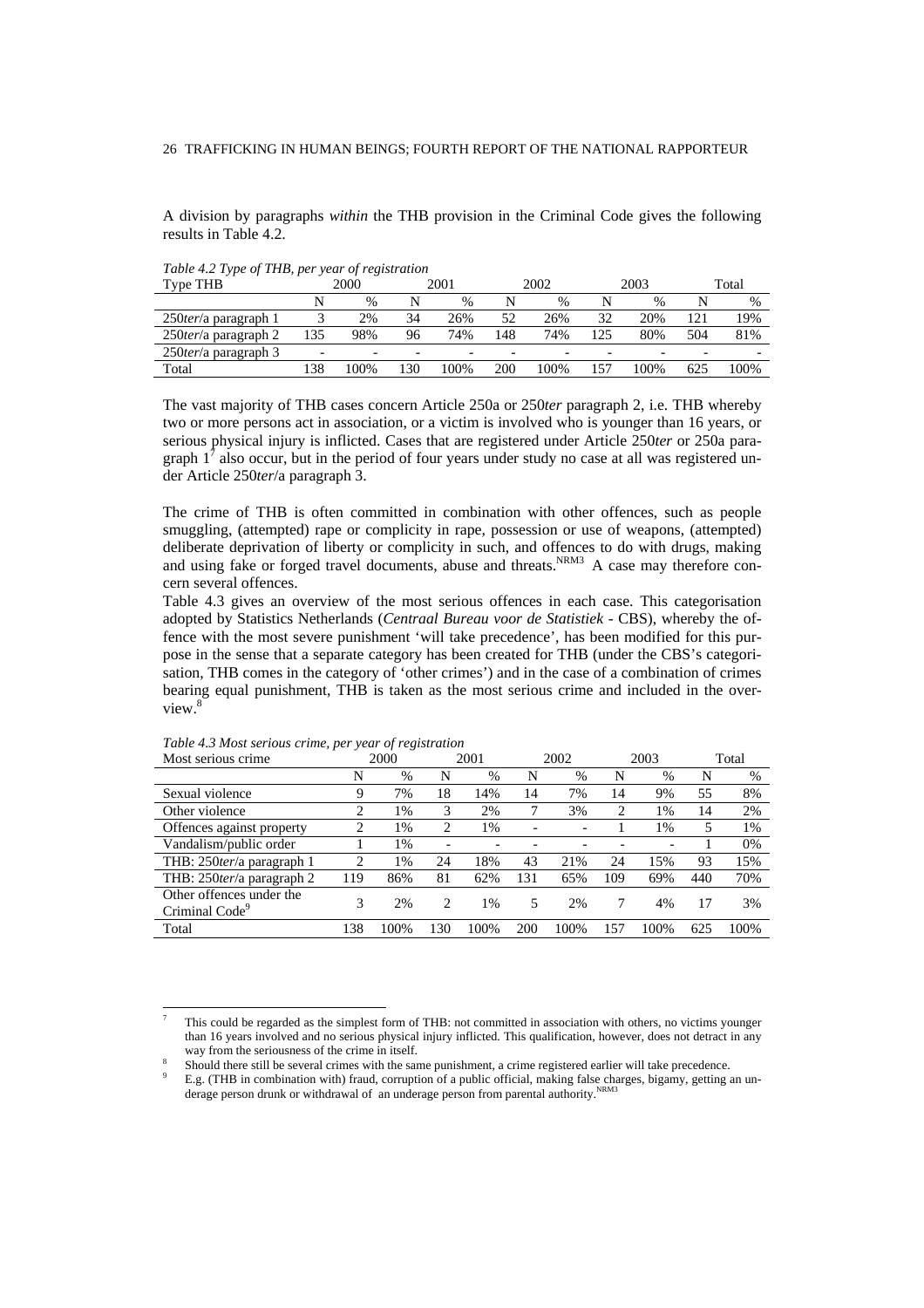A division by paragraphs *within* the THB provision in the Criminal Code gives the following results in Table 4.2.

*Table 4.2 Type of THB, per year of registration*

| Type THB | 2000 | | 2001 | | 2002 | | 2003 | | Total | |
|---|---|---|---|---|---|---|---|---|---|---|
| | N | % | N | % | N | % | N | % | N | % |
| 250*ter*/a paragraph 1 | 3 | 2% | 34 | 26% | 52 | 26% | 32 | 20% | 121 | 19% |
| 250*ter*/a paragraph 2 | 135 | 98% | 96 | 74% | 148 | 74% | 125 | 80% | 504 | 81% |
| 250*ter*/a paragraph 3 | - | - | - | - | - | - | - | - | - | - |
| Total | 138 | 100% | 130 | 100% | 200 | 100% | 157 | 100% | 625 | 100% |

The vast majority of THB cases concern Article 250a or 250*ter* paragraph 2, i.e. THB whereby two or more persons act in association, or a victim is involved who is younger than 16 years, or serious physical injury is inflicted. Cases that are registered under Article 250*ter* or 250a paragraph 1[7] also occur, but in the period of four years under study no case at all was registered under Article 250*ter*/a paragraph 3.

The crime of THB is often committed in combination with other offences, such as people smuggling, (attempted) rape or complicity in rape, possession or use of weapons, (attempted) deliberate deprivation of liberty or complicity in such, and offences to do with drugs, making and using fake or forged travel documents, abuse and threats.[NRM3] A case may therefore concern several offences.

Table 4.3 gives an overview of the most serious offences in each case. This categorisation adopted by Statistics Netherlands (*Centraal Bureau voor de Statistiek* - CBS), whereby the offence with the most severe punishment 'will take precedence', has been modified for this purpose in the sense that a separate category has been created for THB (under the CBS's categorisation, THB comes in the category of 'other crimes') and in the case of a combination of crimes bearing equal punishment, THB is taken as the most serious crime and included in the overview.[8]

*Table 4.3 Most serious crime, per year of registration*

| Most serious crime | 2000 | | 2001 | | 2002 | | 2003 | | Total | |
|---|---|---|---|---|---|---|---|---|---|---|
| | N | % | N | % | N | % | N | % | N | % |
| Sexual violence | 9 | 7% | 18 | 14% | 14 | 7% | 14 | 9% | 55 | 8% |
| Other violence | 2 | 1% | 3 | 2% | 7 | 3% | 2 | 1% | 14 | 2% |
| Offences against property | 2 | 1% | 2 | 1% | - | - | 1 | 1% | 5 | 1% |
| Vandalism/public order | 1 | 1% | - | - | - | - | - | - | 1 | 0% |
| THB: 250*ter*/a paragraph 1 | 2 | 1% | 24 | 18% | 43 | 21% | 24 | 15% | 93 | 15% |
| THB: 250*ter*/a paragraph 2 | 119 | 86% | 81 | 62% | 131 | 65% | 109 | 69% | 440 | 70% |
| Other offences under the Criminal Code[9] | 3 | 2% | 2 | 1% | 5 | 2% | 7 | 4% | 17 | 3% |
| Total | 138 | 100% | 130 | 100% | 200 | 100% | 157 | 100% | 625 | 100% |

---

[7] This could be regarded as the simplest form of THB: not committed in association with others, no victims younger than 16 years involved and no serious physical injury inflicted. This qualification, however, does not detract in any way from the seriousness of the crime in itself.

[8] Should there still be several crimes with the same punishment, a crime registered earlier will take precedence.

[9] E.g. (THB in combination with) fraud, corruption of a public official, making false charges, bigamy, getting an underage person drunk or withdrawal of an underage person from parental authority.[NRM3]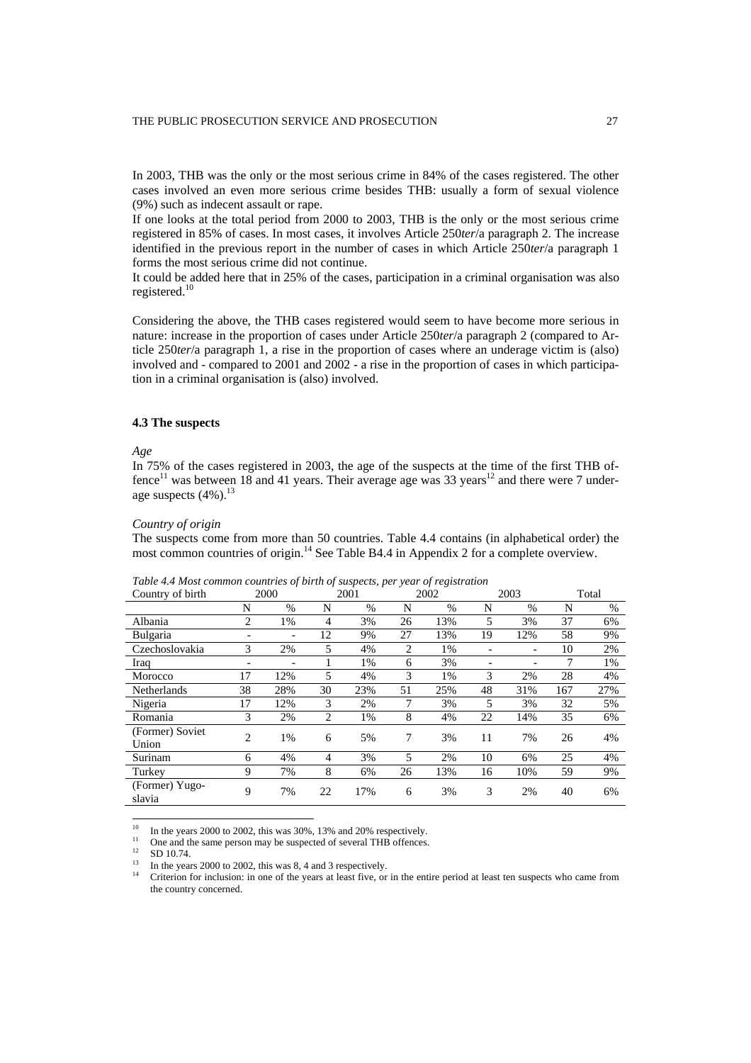In 2003, THB was the only or the most serious crime in 84% of the cases registered. The other cases involved an even more serious crime besides THB: usually a form of sexual violence (9%) such as indecent assault or rape.

If one looks at the total period from 2000 to 2003, THB is the only or the most serious crime registered in 85% of cases. In most cases, it involves Article 250*ter*/a paragraph 2. The increase identified in the previous report in the number of cases in which Article 250*ter*/a paragraph 1 forms the most serious crime did not continue.

It could be added here that in 25% of the cases, participation in a criminal organisation was also registered.[10]

Considering the above, the THB cases registered would seem to have become more serious in nature: increase in the proportion of cases under Article 250*ter*/a paragraph 2 (compared to Article 250*ter*/a paragraph 1, a rise in the proportion of cases where an underage victim is (also) involved and - compared to 2001 and 2002 - a rise in the proportion of cases in which participation in a criminal organisation is (also) involved.

### 4.3 The suspects

*Age*

In 75% of the cases registered in 2003, the age of the suspects at the time of the first THB offence[11] was between 18 and 41 years. Their average age was 33 years[12] and there were 7 underage suspects (4%).[13]

*Country of origin*

The suspects come from more than 50 countries. Table 4.4 contains (in alphabetical order) the most common countries of origin.[14] See Table B4.4 in Appendix 2 for a complete overview.

*Table 4.4 Most common countries of birth of suspects, per year of registration*

| Country of birth | 2000 | | 2001 | | 2002 | | 2003 | | Total | |
|---|---|---|---|---|---|---|---|---|---|---|
| | N | % | N | % | N | % | N | % | N | % |
| Albania | 2 | 1% | 4 | 3% | 26 | 13% | 5 | 3% | 37 | 6% |
| Bulgaria | - | - | 12 | 9% | 27 | 13% | 19 | 12% | 58 | 9% |
| Czechoslovakia | 3 | 2% | 5 | 4% | 2 | 1% | - | - | 10 | 2% |
| Iraq | - | - | 1 | 1% | 6 | 3% | - | - | 7 | 1% |
| Morocco | 17 | 12% | 5 | 4% | 3 | 1% | 3 | 2% | 28 | 4% |
| Netherlands | 38 | 28% | 30 | 23% | 51 | 25% | 48 | 31% | 167 | 27% |
| Nigeria | 17 | 12% | 3 | 2% | 7 | 3% | 5 | 3% | 32 | 5% |
| Romania | 3 | 2% | 2 | 1% | 8 | 4% | 22 | 14% | 35 | 6% |
| (Former) Soviet Union | 2 | 1% | 6 | 5% | 7 | 3% | 11 | 7% | 26 | 4% |
| Surinam | 6 | 4% | 4 | 3% | 5 | 2% | 10 | 6% | 25 | 4% |
| Turkey | 9 | 7% | 8 | 6% | 26 | 13% | 16 | 10% | 59 | 9% |
| (Former) Yugoslavia | 9 | 7% | 22 | 17% | 6 | 3% | 3 | 2% | 40 | 6% |

[10] In the years 2000 to 2002, this was 30%, 13% and 20% respectively.

[11] One and the same person may be suspected of several THB offences.

[12] SD 10.74.

[13] In the years 2000 to 2002, this was 8, 4 and 3 respectively.

[14] Criterion for inclusion: in one of the years at least five, or in the entire period at least ten suspects who came from the country concerned.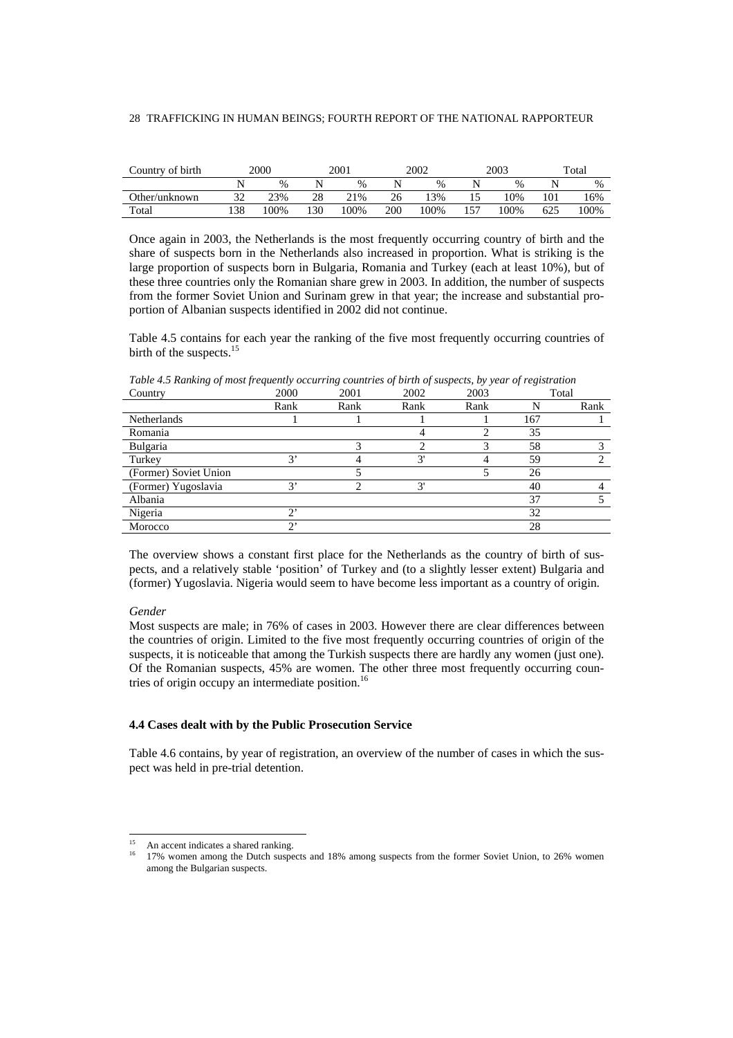| Country of birth | 2000 | | 2001 | | 2002 | | 2003 | | Total | |
|---|---|---|---|---|---|---|---|---|---|---|
| | N | % | N | % | N | % | N | % | N | % |
| Other/unknown | 32 | 23% | 28 | 21% | 26 | 13% | 15 | 10% | 101 | 16% |
| Total | 138 | 100% | 130 | 100% | 200 | 100% | 157 | 100% | 625 | 100% |

Once again in 2003, the Netherlands is the most frequently occurring country of birth and the share of suspects born in the Netherlands also increased in proportion. What is striking is the large proportion of suspects born in Bulgaria, Romania and Turkey (each at least 10%), but of these three countries only the Romanian share grew in 2003. In addition, the number of suspects from the former Soviet Union and Surinam grew in that year; the increase and substantial proportion of Albanian suspects identified in 2002 did not continue.

Table 4.5 contains for each year the ranking of the five most frequently occurring countries of birth of the suspects.[15]

*Table 4.5 Ranking of most frequently occurring countries of birth of suspects, by year of registration*

| Country | 2000 | 2001 | 2002 | 2003 | Total | |
|---|---|---|---|---|---|---|
| | Rank | Rank | Rank | Rank | N | Rank |
| Netherlands | 1 | 1 | 1 | 1 | 167 | 1 |
| Romania | | | 4 | 2 | 35 | |
| Bulgaria | | 3 | 2 | 3 | 58 | 3 |
| Turkey | 3' | 4 | 3' | 4 | 59 | 2 |
| (Former) Soviet Union | | 5 | | 5 | 26 | |
| (Former) Yugoslavia | 3' | 2 | 3' | | 40 | 4 |
| Albania | | | | | 37 | 5 |
| Nigeria | 2' | | | | 32 | |
| Morocco | 2' | | | | 28 | |

The overview shows a constant first place for the Netherlands as the country of birth of suspects, and a relatively stable 'position' of Turkey and (to a slightly lesser extent) Bulgaria and (former) Yugoslavia. Nigeria would seem to have become less important as a country of origin.

*Gender*

Most suspects are male; in 76% of cases in 2003. However there are clear differences between the countries of origin. Limited to the five most frequently occurring countries of origin of the suspects, it is noticeable that among the Turkish suspects there are hardly any women (just one). Of the Romanian suspects, 45% are women. The other three most frequently occurring countries of origin occupy an intermediate position.[16]

#### 4.4 Cases dealt with by the Public Prosecution Service

Table 4.6 contains, by year of registration, an overview of the number of cases in which the suspect was held in pre-trial detention.

---

[15] An accent indicates a shared ranking.

[16] 17% women among the Dutch suspects and 18% among suspects from the former Soviet Union, to 26% women among the Bulgarian suspects.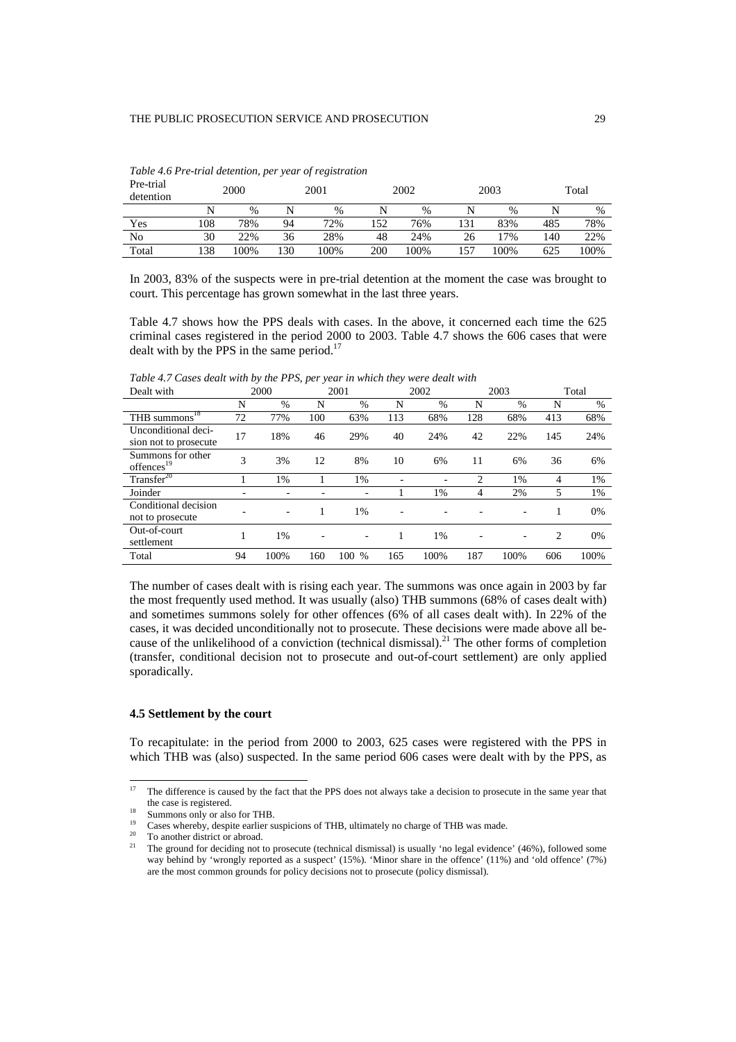*Table 4.6 Pre-trial detention, per year of registration*

| Pre-trial detention | 2000 | | 2001 | | 2002 | | 2003 | | Total | |
|---|---|---|---|---|---|---|---|---|---|---|
| | N | % | N | % | N | % | N | % | N | % |
| Yes | 108 | 78% | 94 | 72% | 152 | 76% | 131 | 83% | 485 | 78% |
| No | 30 | 22% | 36 | 28% | 48 | 24% | 26 | 17% | 140 | 22% |
| Total | 138 | 100% | 130 | 100% | 200 | 100% | 157 | 100% | 625 | 100% |

In 2003, 83% of the suspects were in pre-trial detention at the moment the case was brought to court. This percentage has grown somewhat in the last three years.

Table 4.7 shows how the PPS deals with cases. In the above, it concerned each time the 625 criminal cases registered in the period 2000 to 2003. Table 4.7 shows the 606 cases that were dealt with by the PPS in the same period.[17]

*Table 4.7 Cases dealt with by the PPS, per year in which they were dealt with*

| Dealt with | 2000 | | 2001 | | 2002 | | 2003 | | Total | |
|---|---|---|---|---|---|---|---|---|---|---|
| | N | % | N | % | N | % | N | % | N | % |
| THB summons[18] | 72 | 77% | 100 | 63% | 113 | 68% | 128 | 68% | 413 | 68% |
| Unconditional decision not to prosecute | 17 | 18% | 46 | 29% | 40 | 24% | 42 | 22% | 145 | 24% |
| Summons for other offences[19] | 3 | 3% | 12 | 8% | 10 | 6% | 11 | 6% | 36 | 6% |
| Transfer[20] | 1 | 1% | 1 | 1% | - | - | 2 | 1% | 4 | 1% |
| Joinder | - | - | - | - | 1 | 1% | 4 | 2% | 5 | 1% |
| Conditional decision not to prosecute | - | - | 1 | 1% | - | - | - | - | 1 | 0% |
| Out-of-court settlement | 1 | 1% | - | - | 1 | 1% | - | - | 2 | 0% |
| Total | 94 | 100% | 160 | 100 % | 165 | 100% | 187 | 100% | 606 | 100% |

The number of cases dealt with is rising each year. The summons was once again in 2003 by far the most frequently used method. It was usually (also) THB summons (68% of cases dealt with) and sometimes summons solely for other offences (6% of all cases dealt with). In 22% of the cases, it was decided unconditionally not to prosecute. These decisions were made above all because of the unlikelihood of a conviction (technical dismissal).[21] The other forms of completion (transfer, conditional decision not to prosecute and out-of-court settlement) are only applied sporadically.

### 4.5 Settlement by the court

To recapitulate: in the period from 2000 to 2003, 625 cases were registered with the PPS in which THB was (also) suspected. In the same period 606 cases were dealt with by the PPS, as

[17] The difference is caused by the fact that the PPS does not always take a decision to prosecute in the same year that the case is registered.

[18] Summons only or also for THB.

[19] Cases whereby, despite earlier suspicions of THB, ultimately no charge of THB was made.

[20] To another district or abroad.

[21] The ground for deciding not to prosecute (technical dismissal) is usually 'no legal evidence' (46%), followed some way behind by 'wrongly reported as a suspect' (15%). 'Minor share in the offence' (11%) and 'old offence' (7%) are the most common grounds for policy decisions not to prosecute (policy dismissal).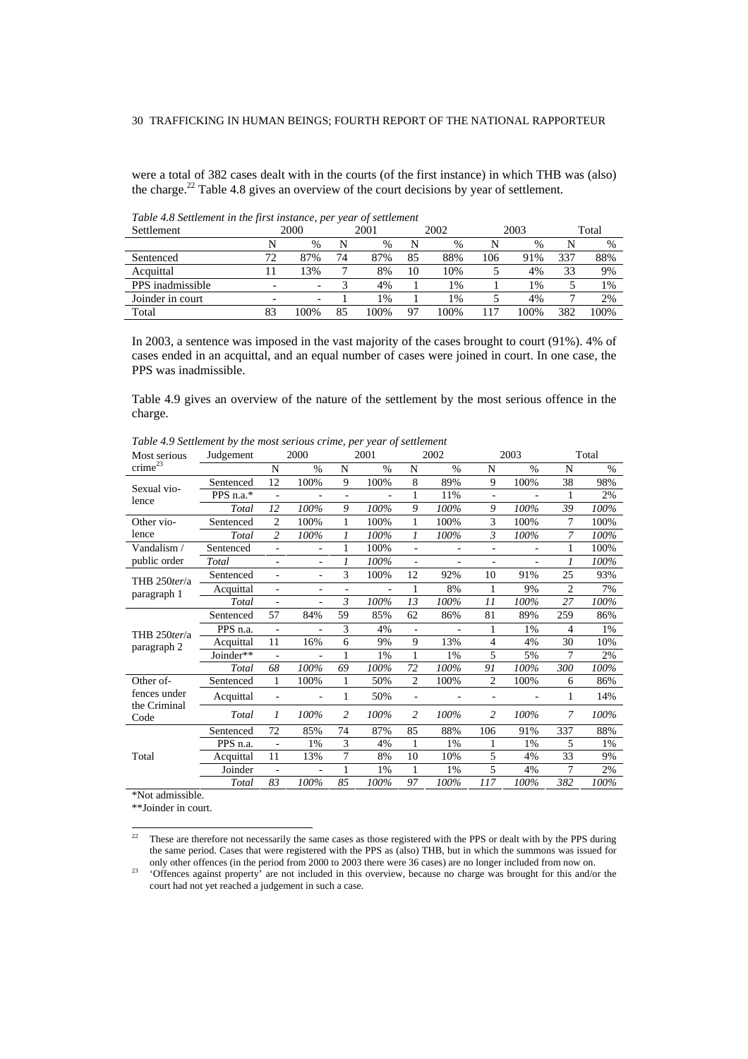were a total of 382 cases dealt with in the courts (of the first instance) in which THB was (also) the charge.[22] Table 4.8 gives an overview of the court decisions by year of settlement.

*Table 4.8 Settlement in the first instance, per year of settlement*

| Settlement | 2000 | | 2001 | | 2002 | | 2003 | | Total | |
|---|---|---|---|---|---|---|---|---|---|---|
| | N | % | N | % | N | % | N | % | N | % |
| Sentenced | 72 | 87% | 74 | 87% | 85 | 88% | 106 | 91% | 337 | 88% |
| Acquittal | 11 | 13% | 7 | 8% | 10 | 10% | 5 | 4% | 33 | 9% |
| PPS inadmissible | - | - | 3 | 4% | 1 | 1% | 1 | 1% | 5 | 1% |
| Joinder in court | - | - | 1 | 1% | 1 | 1% | 5 | 4% | 7 | 2% |
| Total | 83 | 100% | 85 | 100% | 97 | 100% | 117 | 100% | 382 | 100% |

In 2003, a sentence was imposed in the vast majority of the cases brought to court (91%). 4% of cases ended in an acquittal, and an equal number of cases were joined in court. In one case, the PPS was inadmissible.

Table 4.9 gives an overview of the nature of the settlement by the most serious offence in the charge.

*Table 4.9 Settlement by the most serious crime, per year of settlement*

| Most serious crime[23] | Judgement | 2000 | | 2001 | | 2002 | | 2003 | | Total | |
|---|---|---|---|---|---|---|---|---|---|---|---|
| | | N | % | N | % | N | % | N | % | N | % |
| Sexual violence | Sentenced | 12 | 100% | 9 | 100% | 8 | 89% | 9 | 100% | 38 | 98% |
| | PPS n.a.* | - | - | - | - | 1 | 11% | - | - | 1 | 2% |
| | *Total* | *12* | *100%* | *9* | *100%* | *9* | *100%* | *9* | *100%* | *39* | *100%* |
| Other violence | Sentenced | 2 | 100% | 1 | 100% | 1 | 100% | 3 | 100% | 7 | 100% |
| | *Total* | *2* | *100%* | *1* | *100%* | *1* | *100%* | *3* | *100%* | *7* | *100%* |
| Vandalism / public order | Sentenced | - | - | 1 | 100% | - | - | - | - | 1 | 100% |
| | *Total* | - | - | *1* | *100%* | - | - | - | - | *1* | *100%* |
| THB 250*ter*/a paragraph 1 | Sentenced | - | - | 3 | 100% | 12 | 92% | 10 | 91% | 25 | 93% |
| | Acquittal | - | - | - | - | 1 | 8% | 1 | 9% | 2 | 7% |
| | *Total* | - | - | *3* | *100%* | *13* | *100%* | *11* | *100%* | *27* | *100%* |
| THB 250*ter*/a paragraph 2 | Sentenced | 57 | 84% | 59 | 85% | 62 | 86% | 81 | 89% | 259 | 86% |
| | PPS n.a. | - | - | 3 | 4% | - | - | 1 | 1% | 4 | 1% |
| | Acquittal | 11 | 16% | 6 | 9% | 9 | 13% | 4 | 4% | 30 | 10% |
| | Joinder** | - | - | 1 | 1% | 1 | 1% | 5 | 5% | 7 | 2% |
| | *Total* | *68* | *100%* | *69* | *100%* | *72* | *100%* | *91* | *100%* | *300* | *100%* |
| Other offences under the Criminal Code | Sentenced | 1 | 100% | 1 | 50% | 2 | 100% | 2 | 100% | 6 | 86% |
| | Acquittal | - | - | 1 | 50% | - | - | - | - | 1 | 14% |
| | *Total* | *1* | *100%* | *2* | *100%* | *2* | *100%* | *2* | *100%* | *7* | *100%* |
| Total | Sentenced | 72 | 85% | 74 | 87% | 85 | 88% | 106 | 91% | 337 | 88% |
| | PPS n.a. | - | 1% | 3 | 4% | 1 | 1% | 1 | 1% | 5 | 1% |
| | Acquittal | 11 | 13% | 7 | 8% | 10 | 10% | 5 | 4% | 33 | 9% |
| | Joinder | - | - | 1 | 1% | 1 | 1% | 5 | 4% | 7 | 2% |
| | *Total* | *83* | *100%* | *85* | *100%* | *97* | *100%* | *117* | *100%* | *382* | *100%* |

*Not admissible.

**Joinder in court.

[22] These are therefore not necessarily the same cases as those registered with the PPS or dealt with by the PPS during the same period. Cases that were registered with the PPS as (also) THB, but in which the summons was issued for only other offences (in the period from 2000 to 2003 there were 36 cases) are no longer included from now on.

[23] 'Offences against property' are not included in this overview, because no charge was brought for this and/or the court had not yet reached a judgement in such a case.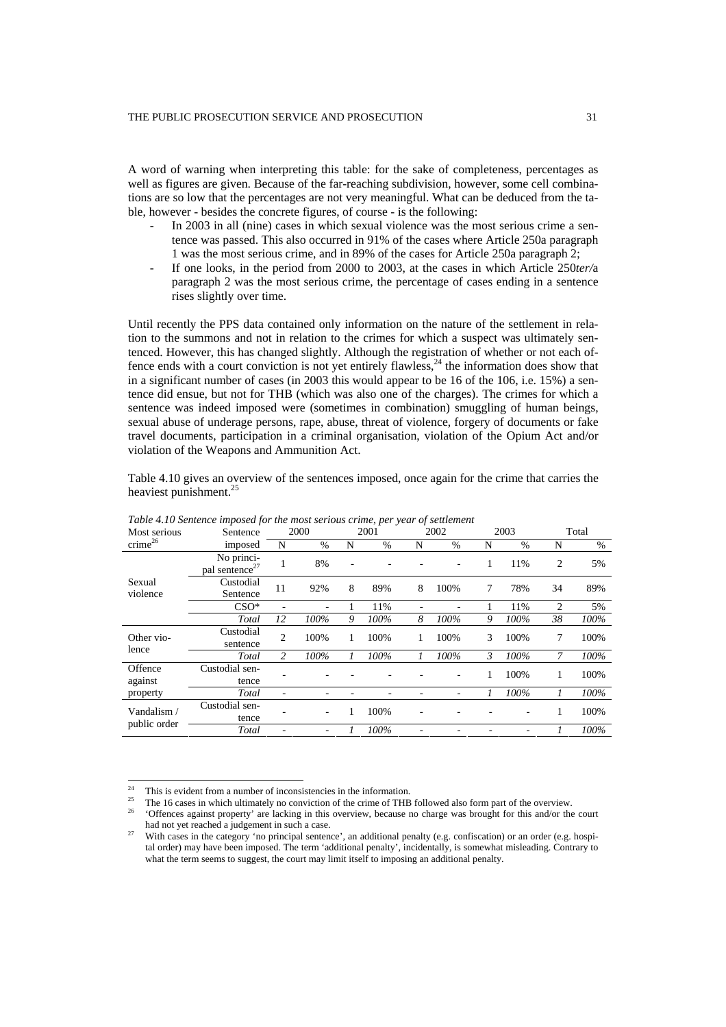A word of warning when interpreting this table: for the sake of completeness, percentages as well as figures are given. Because of the far-reaching subdivision, however, some cell combinations are so low that the percentages are not very meaningful. What can be deduced from the table, however - besides the concrete figures, of course - is the following:

- In 2003 in all (nine) cases in which sexual violence was the most serious crime a sentence was passed. This also occurred in 91% of the cases where Article 250a paragraph 1 was the most serious crime, and in 89% of the cases for Article 250a paragraph 2;
- If one looks, in the period from 2000 to 2003, at the cases in which Article 250*ter/*a paragraph 2 was the most serious crime, the percentage of cases ending in a sentence rises slightly over time.

Until recently the PPS data contained only information on the nature of the settlement in relation to the summons and not in relation to the crimes for which a suspect was ultimately sentenced. However, this has changed slightly. Although the registration of whether or not each offence ends with a court conviction is not yet entirely flawless,[24] the information does show that in a significant number of cases (in 2003 this would appear to be 16 of the 106, i.e. 15%) a sentence did ensue, but not for THB (which was also one of the charges). The crimes for which a sentence was indeed imposed were (sometimes in combination) smuggling of human beings, sexual abuse of underage persons, rape, abuse, threat of violence, forgery of documents or fake travel documents, participation in a criminal organisation, violation of the Opium Act and/or violation of the Weapons and Ammunition Act.

Table 4.10 gives an overview of the sentences imposed, once again for the crime that carries the heaviest punishment.[25]

*Table 4.10 Sentence imposed for the most serious crime, per year of settlement*

| Most serious crime[26] | Sentence imposed | 2000 | | 2001 | | 2002 | | 2003 | | Total | |
|---|---|---|---|---|---|---|---|---|---|---|---|
| | | N | % | N | % | N | % | N | % | N | % |
| Sexual violence | No principal sentence[27] | 1 | 8% | - | - | - | - | 1 | 11% | 2 | 5% |
| | Custodial Sentence | 11 | 92% | 8 | 89% | 8 | 100% | 7 | 78% | 34 | 89% |
| | CSO* | - | - | 1 | 11% | - | - | 1 | 11% | 2 | 5% |
| | *Total* | *12* | *100%* | *9* | *100%* | *8* | *100%* | *9* | *100%* | *38* | *100%* |
| Other violence | Custodial sentence | 2 | 100% | 1 | 100% | 1 | 100% | 3 | 100% | 7 | 100% |
| | *Total* | *2* | *100%* | *1* | *100%* | *1* | *100%* | *3* | *100%* | *7* | *100%* |
| Offence against property | Custodial sentence | - | - | - | - | - | - | 1 | 100% | 1 | 100% |
| | *Total* | - | - | - | - | - | - | *1* | *100%* | *1* | *100%* |
| Vandalism / public order | Custodial sentence | - | - | 1 | 100% | - | - | - | - | 1 | 100% |
| | *Total* | - | - | *1* | *100%* | - | - | - | - | *1* | *100%* |

[24] This is evident from a number of inconsistencies in the information.

[25] The 16 cases in which ultimately no conviction of the crime of THB followed also form part of the overview.

[26] 'Offences against property' are lacking in this overview, because no charge was brought for this and/or the court had not yet reached a judgement in such a case.

[27] With cases in the category 'no principal sentence', an additional penalty (e.g. confiscation) or an order (e.g. hospital order) may have been imposed. The term 'additional penalty', incidentally, is somewhat misleading. Contrary to what the term seems to suggest, the court may limit itself to imposing an additional penalty.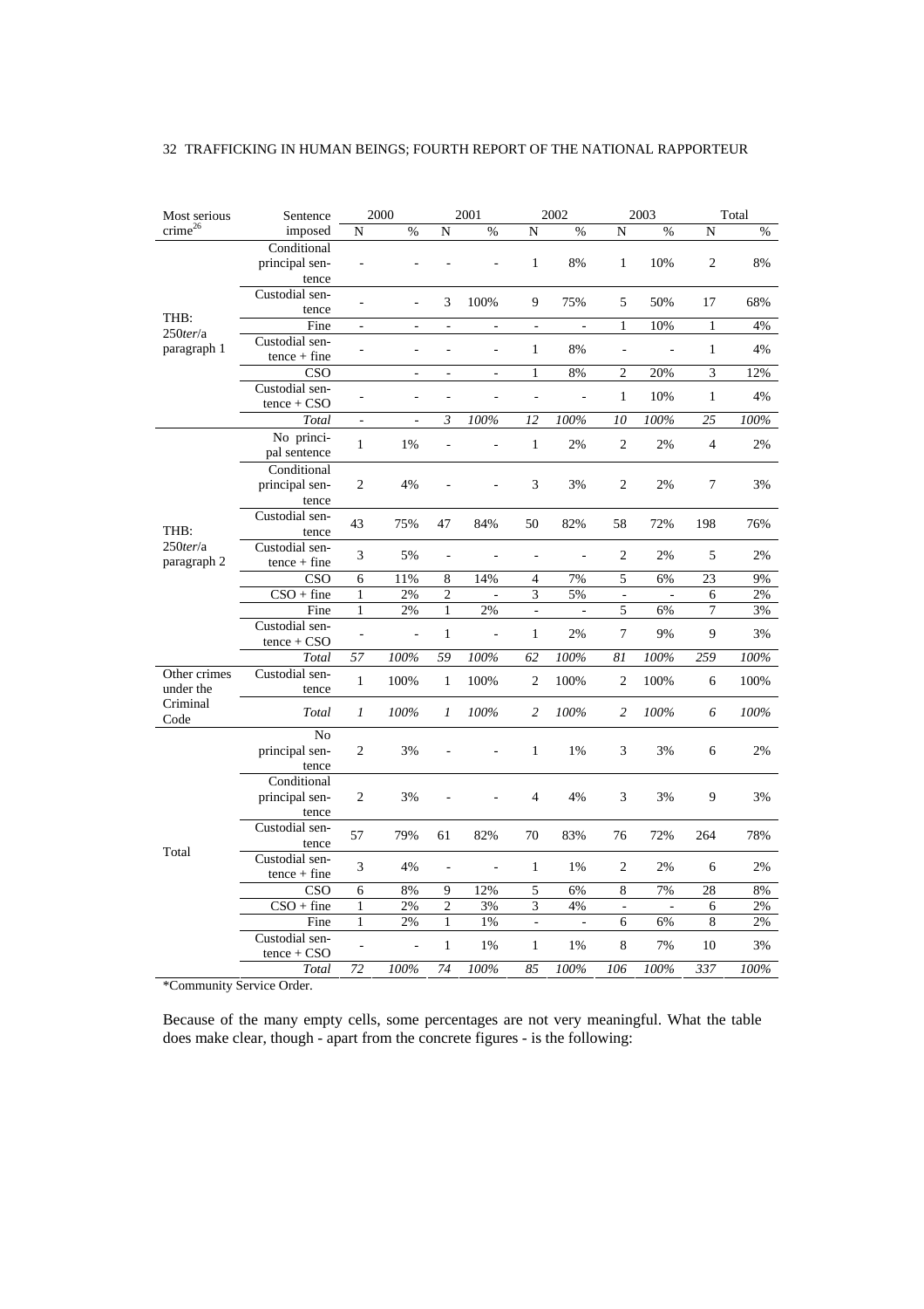| Most serious crime[26] | Sentence imposed | 2000 | | 2001 | | 2002 | | 2003 | | Total | |
|---|---|---|---|---|---|---|---|---|---|---|---|
| | | N | % | N | % | N | % | N | % | N | % |
| THB: 250*ter*/a paragraph 1 | Conditional principal sentence | - | - | - | - | 1 | 8% | 1 | 10% | 2 | 8% |
| | Custodial sentence | - | - | 3 | 100% | 9 | 75% | 5 | 50% | 17 | 68% |
| | Fine | - | - | - | - | - | - | 1 | 10% | 1 | 4% |
| | Custodial sentence + fine | - | - | - | - | 1 | 8% | - | - | 1 | 4% |
| | CSO | | - | - | - | 1 | 8% | 2 | 20% | 3 | 12% |
| | Custodial sentence + CSO | - | - | - | - | - | - | 1 | 10% | 1 | 4% |
| | *Total* | - | - | *3* | *100%* | *12* | *100%* | *10* | *100%* | *25* | *100%* |
| THB: 250*ter*/a paragraph 2 | No principal sentence | 1 | 1% | - | - | 1 | 2% | 2 | 2% | 4 | 2% |
| | Conditional principal sentence | 2 | 4% | - | - | 3 | 3% | 2 | 2% | 7 | 3% |
| | Custodial sentence | 43 | 75% | 47 | 84% | 50 | 82% | 58 | 72% | 198 | 76% |
| | Custodial sentence + fine | 3 | 5% | - | - | - | - | 2 | 2% | 5 | 2% |
| | CSO | 6 | 11% | 8 | 14% | 4 | 7% | 5 | 6% | 23 | 9% |
| | CSO + fine | 1 | 2% | 2 | - | 3 | 5% | - | - | 6 | 2% |
| | Fine | 1 | 2% | 1 | 2% | - | - | 5 | 6% | 7 | 3% |
| | Custodial sentence + CSO | - | - | 1 | - | 1 | 2% | 7 | 9% | 9 | 3% |
| | *Total* | *57* | *100%* | *59* | *100%* | *62* | *100%* | *81* | *100%* | *259* | *100%* |
| Other crimes under the Criminal Code | Custodial sentence | 1 | 100% | 1 | 100% | 2 | 100% | 2 | 100% | 6 | 100% |
| | *Total* | *1* | *100%* | *1* | *100%* | *2* | *100%* | *2* | *100%* | *6* | *100%* |
| Total | No principal sentence | 2 | 3% | - | - | 1 | 1% | 3 | 3% | 6 | 2% |
| | Conditional principal sentence | 2 | 3% | - | - | 4 | 4% | 3 | 3% | 9 | 3% |
| | Custodial sentence | 57 | 79% | 61 | 82% | 70 | 83% | 76 | 72% | 264 | 78% |
| | Custodial sentence + fine | 3 | 4% | - | - | 1 | 1% | 2 | 2% | 6 | 2% |
| | CSO | 6 | 8% | 9 | 12% | 5 | 6% | 8 | 7% | 28 | 8% |
| | CSO + fine | 1 | 2% | 2 | 3% | 3 | 4% | - | - | 6 | 2% |
| | Fine | 1 | 2% | 1 | 1% | - | - | 6 | 6% | 8 | 2% |
| | Custodial sentence + CSO | - | - | 1 | 1% | 1 | 1% | 8 | 7% | 10 | 3% |
| | *Total* | *72* | *100%* | *74* | *100%* | *85* | *100%* | *106* | *100%* | *337* | *100%* |

*Community Service Order.

Because of the many empty cells, some percentages are not very meaningful. What the table does make clear, though - apart from the concrete figures - is the following: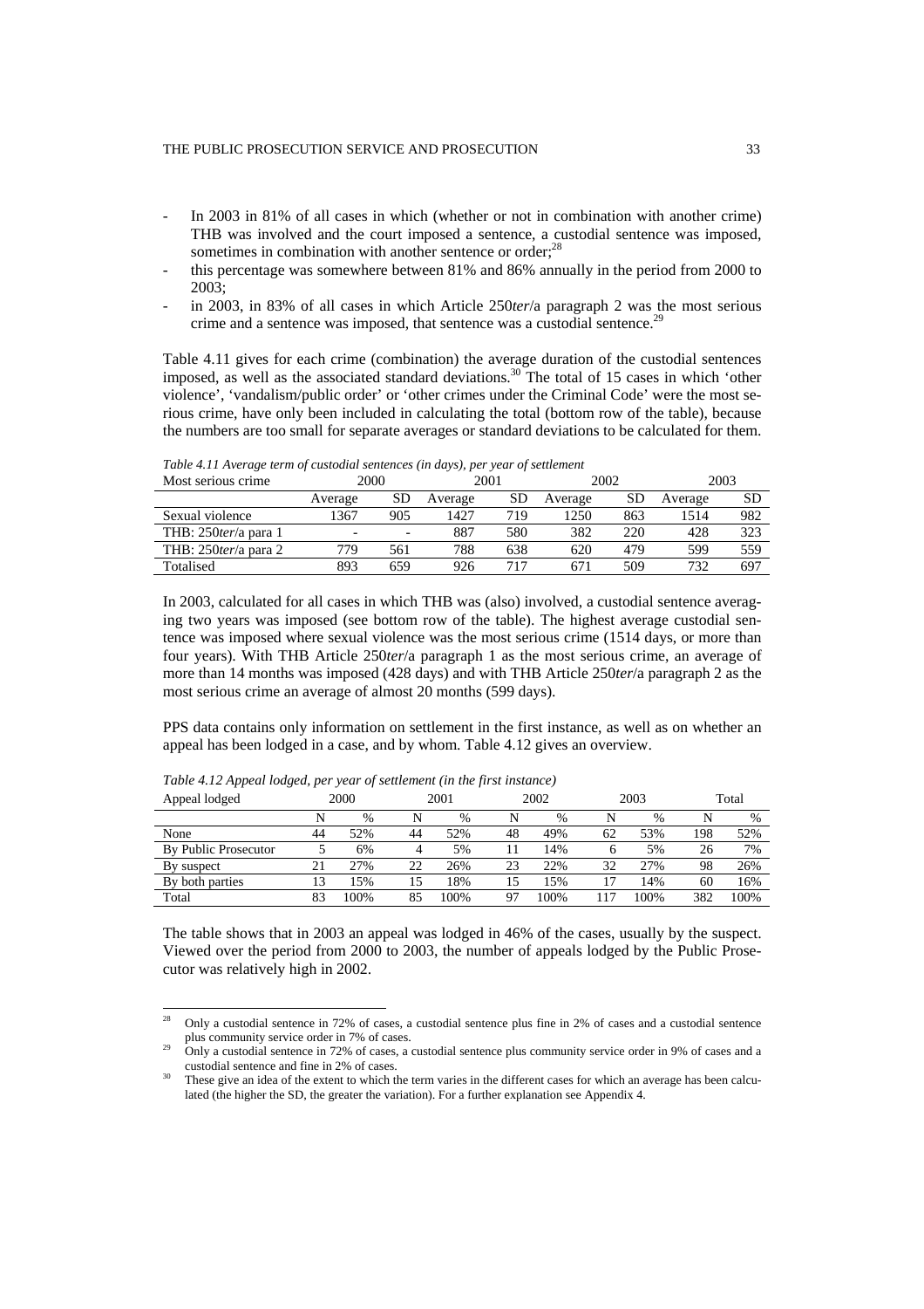- In 2003 in 81% of all cases in which (whether or not in combination with another crime) THB was involved and the court imposed a sentence, a custodial sentence was imposed, sometimes in combination with another sentence or order;[28]
- this percentage was somewhere between 81% and 86% annually in the period from 2000 to 2003;
- in 2003, in 83% of all cases in which Article 250*ter*/a paragraph 2 was the most serious crime and a sentence was imposed, that sentence was a custodial sentence.[29]

Table 4.11 gives for each crime (combination) the average duration of the custodial sentences imposed, as well as the associated standard deviations.[30] The total of 15 cases in which 'other violence', 'vandalism/public order' or 'other crimes under the Criminal Code' were the most serious crime, have only been included in calculating the total (bottom row of the table), because the numbers are too small for separate averages or standard deviations to be calculated for them.

*Table 4.11 Average term of custodial sentences (in days), per year of settlement*

| Most serious crime | 2000 | | 2001 | | 2002 | | 2003 | |
|---|---|---|---|---|---|---|---|---|
| | Average | SD | Average | SD | Average | SD | Average | SD |
| Sexual violence | 1367 | 905 | 1427 | 719 | 1250 | 863 | 1514 | 982 |
| THB: 250*ter*/a para 1 | - | - | 887 | 580 | 382 | 220 | 428 | 323 |
| THB: 250*ter*/a para 2 | 779 | 561 | 788 | 638 | 620 | 479 | 599 | 559 |
| Totalised | 893 | 659 | 926 | 717 | 671 | 509 | 732 | 697 |

In 2003, calculated for all cases in which THB was (also) involved, a custodial sentence averaging two years was imposed (see bottom row of the table). The highest average custodial sentence was imposed where sexual violence was the most serious crime (1514 days, or more than four years). With THB Article 250*ter*/a paragraph 1 as the most serious crime, an average of more than 14 months was imposed (428 days) and with THB Article 250*ter*/a paragraph 2 as the most serious crime an average of almost 20 months (599 days).

PPS data contains only information on settlement in the first instance, as well as on whether an appeal has been lodged in a case, and by whom. Table 4.12 gives an overview.

*Table 4.12 Appeal lodged, per year of settlement (in the first instance)*

| Appeal lodged | 2000 | | 2001 | | 2002 | | 2003 | | Total | |
|---|---|---|---|---|---|---|---|---|---|---|
| | N | % | N | % | N | % | N | % | N | % |
| None | 44 | 52% | 44 | 52% | 48 | 49% | 62 | 53% | 198 | 52% |
| By Public Prosecutor | 5 | 6% | 4 | 5% | 11 | 14% | 6 | 5% | 26 | 7% |
| By suspect | 21 | 27% | 22 | 26% | 23 | 22% | 32 | 27% | 98 | 26% |
| By both parties | 13 | 15% | 15 | 18% | 15 | 15% | 17 | 14% | 60 | 16% |
| Total | 83 | 100% | 85 | 100% | 97 | 100% | 117 | 100% | 382 | 100% |

The table shows that in 2003 an appeal was lodged in 46% of the cases, usually by the suspect. Viewed over the period from 2000 to 2003, the number of appeals lodged by the Public Prosecutor was relatively high in 2002.

[28] Only a custodial sentence in 72% of cases, a custodial sentence plus fine in 2% of cases and a custodial sentence plus community service order in 7% of cases.

[29] Only a custodial sentence in 72% of cases, a custodial sentence plus community service order in 9% of cases and a custodial sentence and fine in 2% of cases.

[30] These give an idea of the extent to which the term varies in the different cases for which an average has been calculated (the higher the SD, the greater the variation). For a further explanation see Appendix 4.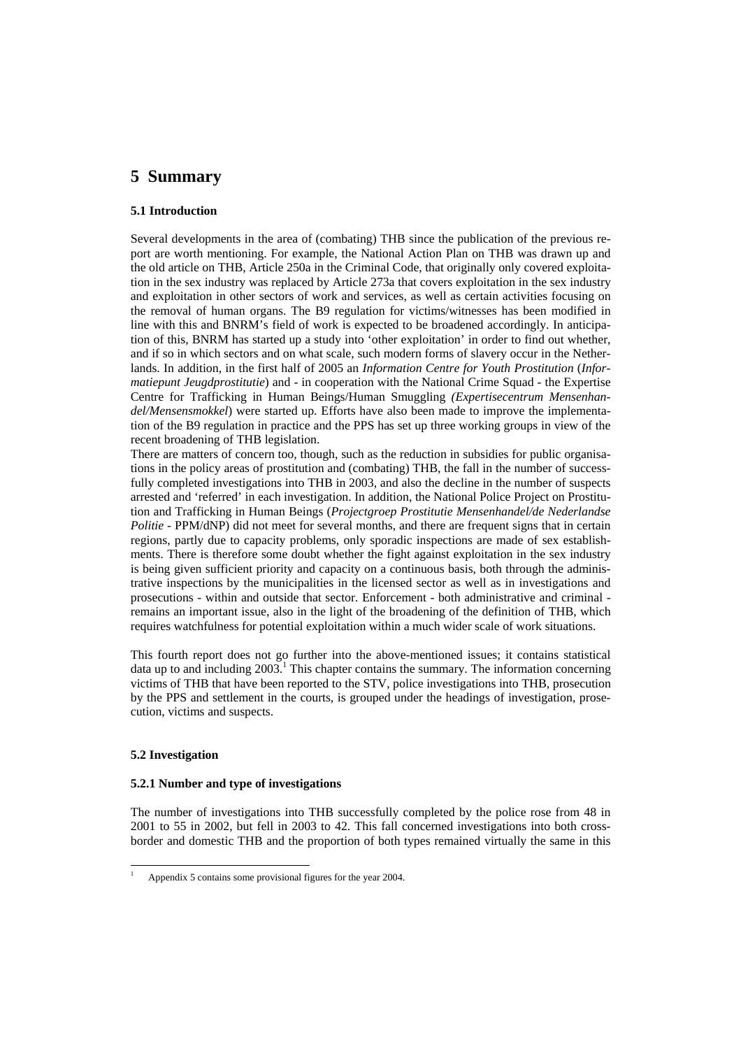# 5 Summary

### 5.1 Introduction

Several developments in the area of (combating) THB since the publication of the previous report are worth mentioning. For example, the National Action Plan on THB was drawn up and the old article on THB, Article 250a in the Criminal Code, that originally only covered exploitation in the sex industry was replaced by Article 273a that covers exploitation in the sex industry and exploitation in other sectors of work and services, as well as certain activities focusing on the removal of human organs. The B9 regulation for victims/witnesses has been modified in line with this and BNRM's field of work is expected to be broadened accordingly. In anticipation of this, BNRM has started up a study into 'other exploitation' in order to find out whether, and if so in which sectors and on what scale, such modern forms of slavery occur in the Netherlands. In addition, in the first half of 2005 an *Information Centre for Youth Prostitution* (*Informatiepunt Jeugdprostitutie*) and - in cooperation with the National Crime Squad - the Expertise Centre for Trafficking in Human Beings/Human Smuggling *(Expertisecentrum Mensenhandel/Mensensmokkel*) were started up. Efforts have also been made to improve the implementation of the B9 regulation in practice and the PPS has set up three working groups in view of the recent broadening of THB legislation.

There are matters of concern too, though, such as the reduction in subsidies for public organisations in the policy areas of prostitution and (combating) THB, the fall in the number of successfully completed investigations into THB in 2003, and also the decline in the number of suspects arrested and 'referred' in each investigation. In addition, the National Police Project on Prostitution and Trafficking in Human Beings (*Projectgroep Prostitutie Mensenhandel/de Nederlandse Politie* - PPM/dNP) did not meet for several months, and there are frequent signs that in certain regions, partly due to capacity problems, only sporadic inspections are made of sex establishments. There is therefore some doubt whether the fight against exploitation in the sex industry is being given sufficient priority and capacity on a continuous basis, both through the administrative inspections by the municipalities in the licensed sector as well as in investigations and prosecutions - within and outside that sector. Enforcement - both administrative and criminal - remains an important issue, also in the light of the broadening of the definition of THB, which requires watchfulness for potential exploitation within a much wider scale of work situations.

This fourth report does not go further into the above-mentioned issues; it contains statistical data up to and including 2003.[1] This chapter contains the summary. The information concerning victims of THB that have been reported to the STV, police investigations into THB, prosecution by the PPS and settlement in the courts, is grouped under the headings of investigation, prosecution, victims and suspects.

### 5.2 Investigation

#### 5.2.1 Number and type of investigations

The number of investigations into THB successfully completed by the police rose from 48 in 2001 to 55 in 2002, but fell in 2003 to 42. This fall concerned investigations into both cross-border and domestic THB and the proportion of both types remained virtually the same in this

[1] Appendix 5 contains some provisional figures for the year 2004.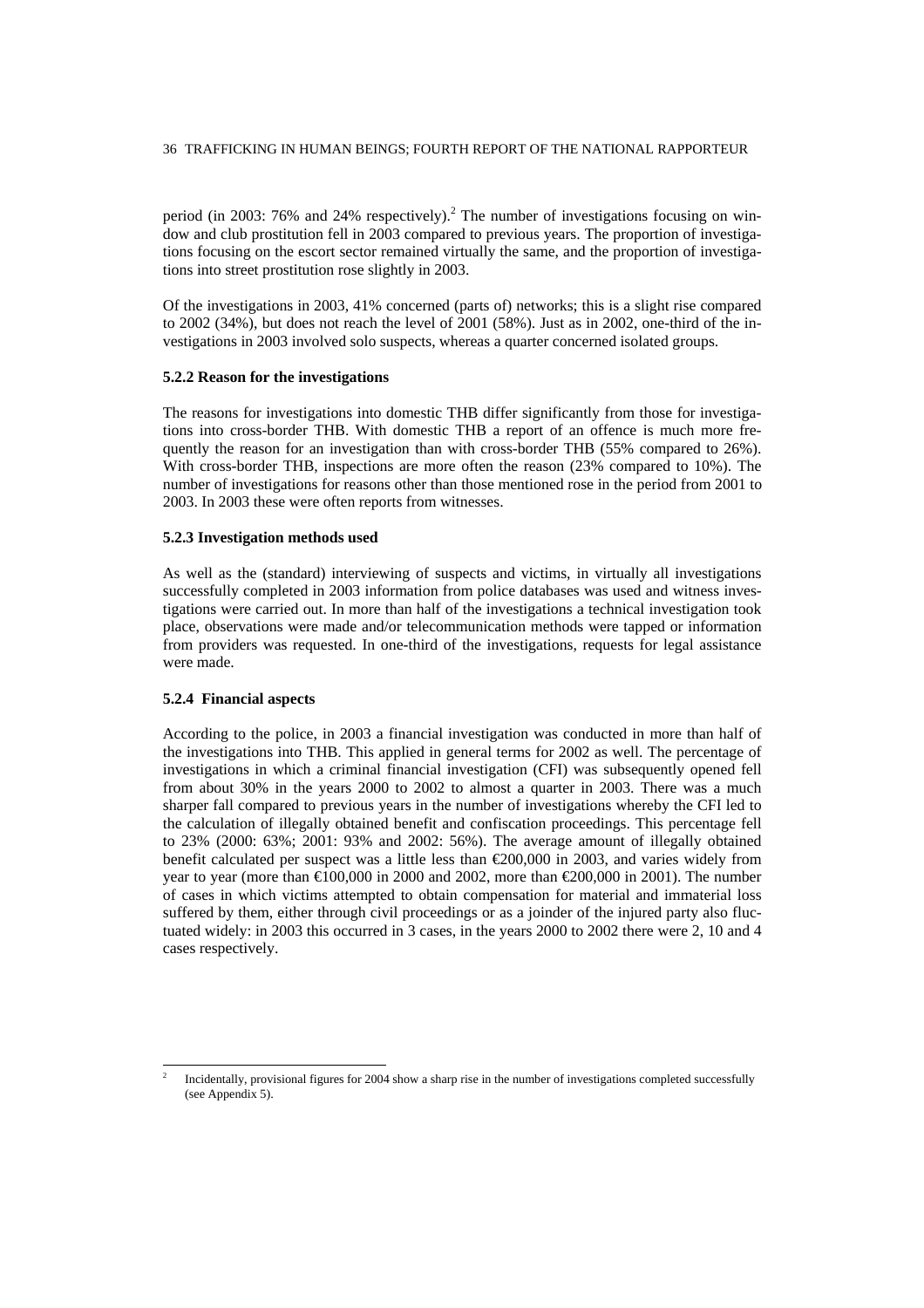period (in 2003: 76% and 24% respectively).[2] The number of investigations focusing on window and club prostitution fell in 2003 compared to previous years. The proportion of investigations focusing on the escort sector remained virtually the same, and the proportion of investigations into street prostitution rose slightly in 2003.

Of the investigations in 2003, 41% concerned (parts of) networks; this is a slight rise compared to 2002 (34%), but does not reach the level of 2001 (58%). Just as in 2002, one-third of the investigations in 2003 involved solo suspects, whereas a quarter concerned isolated groups.

### 5.2.2 Reason for the investigations

The reasons for investigations into domestic THB differ significantly from those for investigations into cross-border THB. With domestic THB a report of an offence is much more frequently the reason for an investigation than with cross-border THB (55% compared to 26%). With cross-border THB, inspections are more often the reason (23% compared to 10%). The number of investigations for reasons other than those mentioned rose in the period from 2001 to 2003. In 2003 these were often reports from witnesses.

### 5.2.3 Investigation methods used

As well as the (standard) interviewing of suspects and victims, in virtually all investigations successfully completed in 2003 information from police databases was used and witness investigations were carried out. In more than half of the investigations a technical investigation took place, observations were made and/or telecommunication methods were tapped or information from providers was requested. In one-third of the investigations, requests for legal assistance were made.

### 5.2.4 Financial aspects

According to the police, in 2003 a financial investigation was conducted in more than half of the investigations into THB. This applied in general terms for 2002 as well. The percentage of investigations in which a criminal financial investigation (CFI) was subsequently opened fell from about 30% in the years 2000 to 2002 to almost a quarter in 2003. There was a much sharper fall compared to previous years in the number of investigations whereby the CFI led to the calculation of illegally obtained benefit and confiscation proceedings. This percentage fell to 23% (2000: 63%; 2001: 93% and 2002: 56%). The average amount of illegally obtained benefit calculated per suspect was a little less than €200,000 in 2003, and varies widely from year to year (more than €100,000 in 2000 and 2002, more than €200,000 in 2001). The number of cases in which victims attempted to obtain compensation for material and immaterial loss suffered by them, either through civil proceedings or as a joinder of the injured party also fluctuated widely: in 2003 this occurred in 3 cases, in the years 2000 to 2002 there were 2, 10 and 4 cases respectively.

---

[2] Incidentally, provisional figures for 2004 show a sharp rise in the number of investigations completed successfully (see Appendix 5).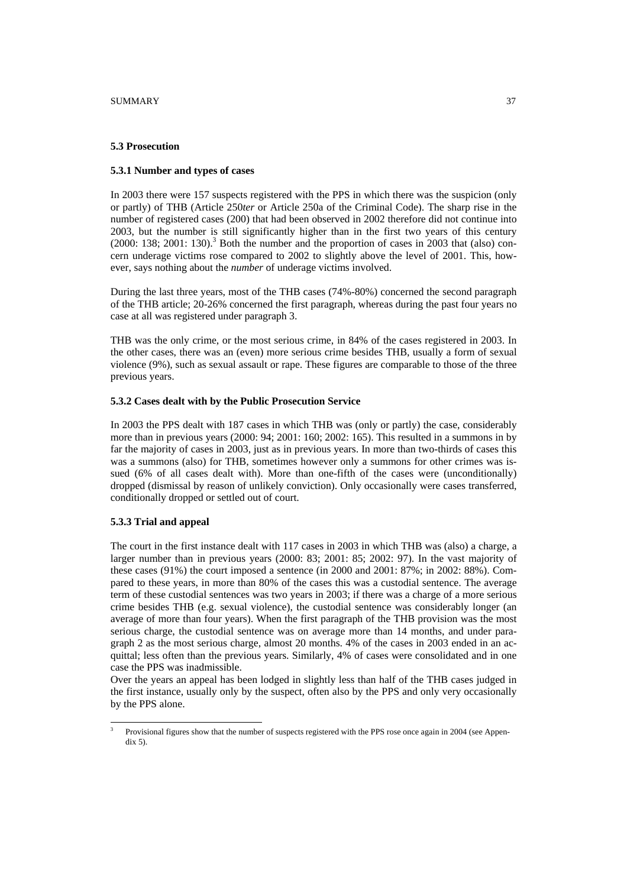### 5.3 Prosecution

#### 5.3.1 Number and types of cases

In 2003 there were 157 suspects registered with the PPS in which there was the suspicion (only or partly) of THB (Article 250*ter* or Article 250a of the Criminal Code). The sharp rise in the number of registered cases (200) that had been observed in 2002 therefore did not continue into 2003, but the number is still significantly higher than in the first two years of this century (2000: 138; 2001: 130).[3] Both the number and the proportion of cases in 2003 that (also) concern underage victims rose compared to 2002 to slightly above the level of 2001. This, however, says nothing about the *number* of underage victims involved.

During the last three years, most of the THB cases (74%-80%) concerned the second paragraph of the THB article; 20-26% concerned the first paragraph, whereas during the past four years no case at all was registered under paragraph 3.

THB was the only crime, or the most serious crime, in 84% of the cases registered in 2003. In the other cases, there was an (even) more serious crime besides THB, usually a form of sexual violence (9%), such as sexual assault or rape. These figures are comparable to those of the three previous years.

#### 5.3.2 Cases dealt with by the Public Prosecution Service

In 2003 the PPS dealt with 187 cases in which THB was (only or partly) the case, considerably more than in previous years (2000: 94; 2001: 160; 2002: 165). This resulted in a summons in by far the majority of cases in 2003, just as in previous years. In more than two-thirds of cases this was a summons (also) for THB, sometimes however only a summons for other crimes was issued (6% of all cases dealt with). More than one-fifth of the cases were (unconditionally) dropped (dismissal by reason of unlikely conviction). Only occasionally were cases transferred, conditionally dropped or settled out of court.

#### 5.3.3 Trial and appeal

The court in the first instance dealt with 117 cases in 2003 in which THB was (also) a charge, a larger number than in previous years (2000: 83; 2001: 85; 2002: 97). In the vast majority of these cases (91%) the court imposed a sentence (in 2000 and 2001: 87%; in 2002: 88%). Compared to these years, in more than 80% of the cases this was a custodial sentence. The average term of these custodial sentences was two years in 2003; if there was a charge of a more serious crime besides THB (e.g. sexual violence), the custodial sentence was considerably longer (an average of more than four years). When the first paragraph of the THB provision was the most serious charge, the custodial sentence was on average more than 14 months, and under paragraph 2 as the most serious charge, almost 20 months. 4% of the cases in 2003 ended in an acquittal; less often than the previous years. Similarly, 4% of cases were consolidated and in one case the PPS was inadmissible.

Over the years an appeal has been lodged in slightly less than half of the THB cases judged in the first instance, usually only by the suspect, often also by the PPS and only very occasionally by the PPS alone.

[3] Provisional figures show that the number of suspects registered with the PPS rose once again in 2004 (see Appendix 5).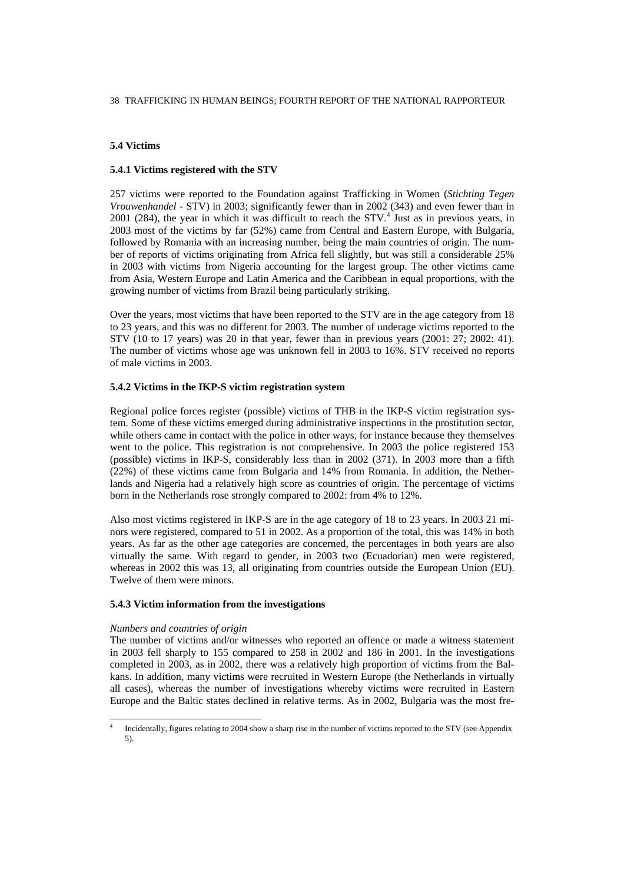## 5.4 Victims

### 5.4.1 Victims registered with the STV

257 victims were reported to the Foundation against Trafficking in Women (*Stichting Tegen Vrouwenhandel* - STV) in 2003; significantly fewer than in 2002 (343) and even fewer than in 2001 (284), the year in which it was difficult to reach the STV.[4] Just as in previous years, in 2003 most of the victims by far (52%) came from Central and Eastern Europe, with Bulgaria, followed by Romania with an increasing number, being the main countries of origin. The number of reports of victims originating from Africa fell slightly, but was still a considerable 25% in 2003 with victims from Nigeria accounting for the largest group. The other victims came from Asia, Western Europe and Latin America and the Caribbean in equal proportions, with the growing number of victims from Brazil being particularly striking.

Over the years, most victims that have been reported to the STV are in the age category from 18 to 23 years, and this was no different for 2003. The number of underage victims reported to the STV (10 to 17 years) was 20 in that year, fewer than in previous years (2001: 27; 2002: 41). The number of victims whose age was unknown fell in 2003 to 16%. STV received no reports of male victims in 2003.

### 5.4.2 Victims in the IKP-S victim registration system

Regional police forces register (possible) victims of THB in the IKP-S victim registration system. Some of these victims emerged during administrative inspections in the prostitution sector, while others came in contact with the police in other ways, for instance because they themselves went to the police. This registration is not comprehensive. In 2003 the police registered 153 (possible) victims in IKP-S, considerably less than in 2002 (371). In 2003 more than a fifth (22%) of these victims came from Bulgaria and 14% from Romania. In addition, the Netherlands and Nigeria had a relatively high score as countries of origin. The percentage of victims born in the Netherlands rose strongly compared to 2002: from 4% to 12%.

Also most victims registered in IKP-S are in the age category of 18 to 23 years. In 2003 21 minors were registered, compared to 51 in 2002. As a proportion of the total, this was 14% in both years. As far as the other age categories are concerned, the percentages in both years are also virtually the same. With regard to gender, in 2003 two (Ecuadorian) men were registered, whereas in 2002 this was 13, all originating from countries outside the European Union (EU). Twelve of them were minors.

### 5.4.3 Victim information from the investigations

*Numbers and countries of origin*

The number of victims and/or witnesses who reported an offence or made a witness statement in 2003 fell sharply to 155 compared to 258 in 2002 and 186 in 2001. In the investigations completed in 2003, as in 2002, there was a relatively high proportion of victims from the Balkans. In addition, many victims were recruited in Western Europe (the Netherlands in virtually all cases), whereas the number of investigations whereby victims were recruited in Eastern Europe and the Baltic states declined in relative terms. As in 2002, Bulgaria was the most fre-

---

[4] Incidentally, figures relating to 2004 show a sharp rise in the number of victims reported to the STV (see Appendix 5).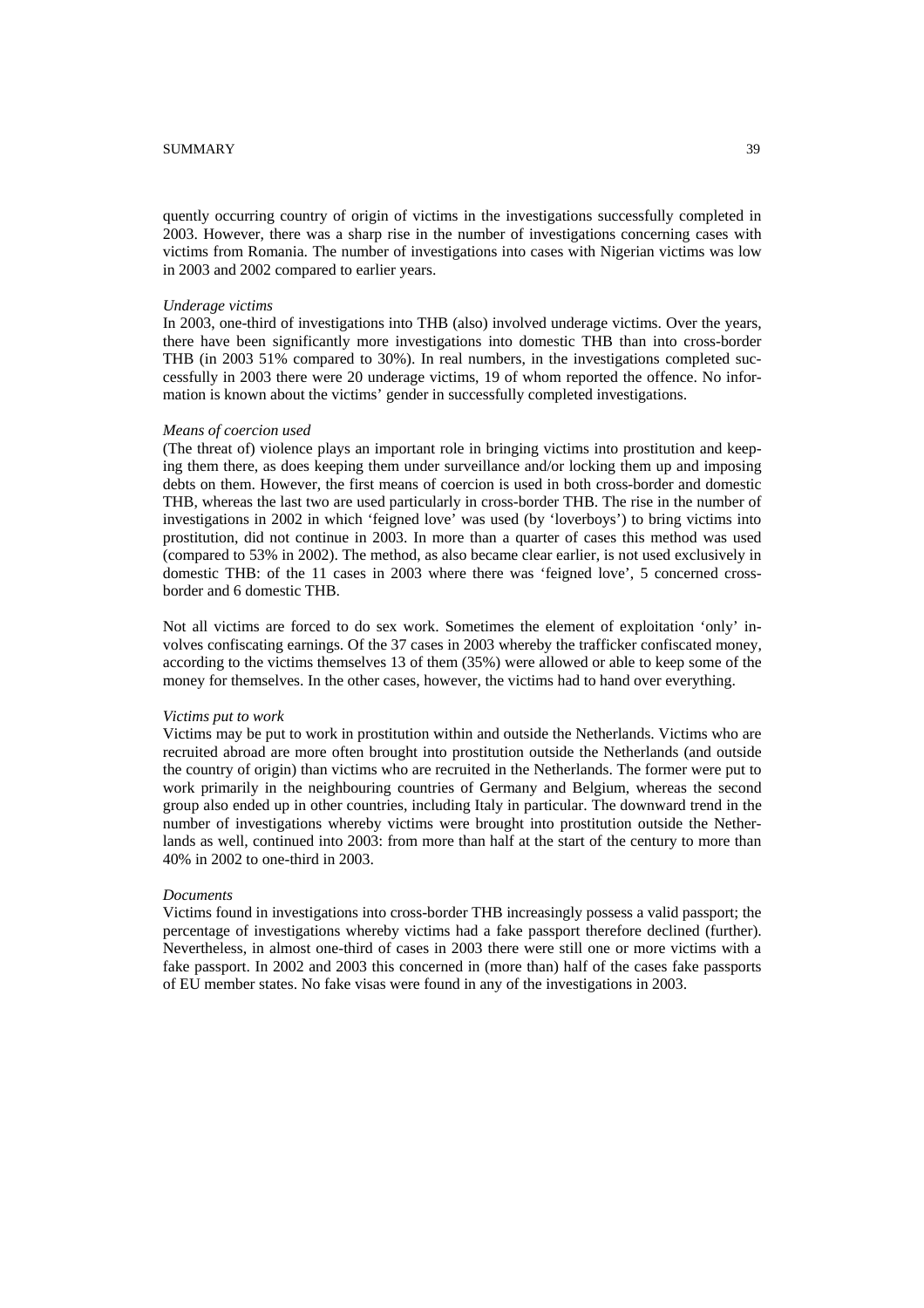quently occurring country of origin of victims in the investigations successfully completed in 2003. However, there was a sharp rise in the number of investigations concerning cases with victims from Romania. The number of investigations into cases with Nigerian victims was low in 2003 and 2002 compared to earlier years.

*Underage victims*

In 2003, one-third of investigations into THB (also) involved underage victims. Over the years, there have been significantly more investigations into domestic THB than into cross-border THB (in 2003 51% compared to 30%). In real numbers, in the investigations completed successfully in 2003 there were 20 underage victims, 19 of whom reported the offence. No information is known about the victims' gender in successfully completed investigations.

*Means of coercion used*

(The threat of) violence plays an important role in bringing victims into prostitution and keeping them there, as does keeping them under surveillance and/or locking them up and imposing debts on them. However, the first means of coercion is used in both cross-border and domestic THB, whereas the last two are used particularly in cross-border THB. The rise in the number of investigations in 2002 in which 'feigned love' was used (by 'loverboys') to bring victims into prostitution, did not continue in 2003. In more than a quarter of cases this method was used (compared to 53% in 2002). The method, as also became clear earlier, is not used exclusively in domestic THB: of the 11 cases in 2003 where there was 'feigned love', 5 concerned cross-border and 6 domestic THB.

Not all victims are forced to do sex work. Sometimes the element of exploitation 'only' involves confiscating earnings. Of the 37 cases in 2003 whereby the trafficker confiscated money, according to the victims themselves 13 of them (35%) were allowed or able to keep some of the money for themselves. In the other cases, however, the victims had to hand over everything.

*Victims put to work*

Victims may be put to work in prostitution within and outside the Netherlands. Victims who are recruited abroad are more often brought into prostitution outside the Netherlands (and outside the country of origin) than victims who are recruited in the Netherlands. The former were put to work primarily in the neighbouring countries of Germany and Belgium, whereas the second group also ended up in other countries, including Italy in particular. The downward trend in the number of investigations whereby victims were brought into prostitution outside the Netherlands as well, continued into 2003: from more than half at the start of the century to more than 40% in 2002 to one-third in 2003.

*Documents*

Victims found in investigations into cross-border THB increasingly possess a valid passport; the percentage of investigations whereby victims had a fake passport therefore declined (further). Nevertheless, in almost one-third of cases in 2003 there were still one or more victims with a fake passport. In 2002 and 2003 this concerned in (more than) half of the cases fake passports of EU member states. No fake visas were found in any of the investigations in 2003.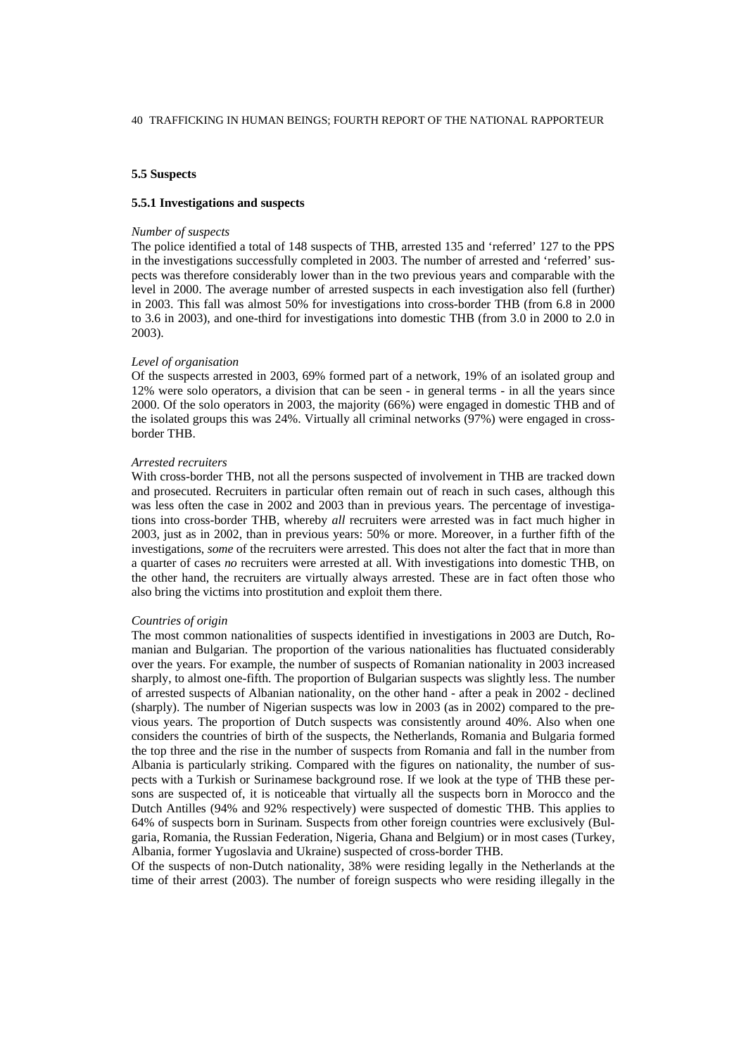### 5.5 Suspects

#### 5.5.1 Investigations and suspects

*Number of suspects*

The police identified a total of 148 suspects of THB, arrested 135 and 'referred' 127 to the PPS in the investigations successfully completed in 2003. The number of arrested and 'referred' suspects was therefore considerably lower than in the two previous years and comparable with the level in 2000. The average number of arrested suspects in each investigation also fell (further) in 2003. This fall was almost 50% for investigations into cross-border THB (from 6.8 in 2000 to 3.6 in 2003), and one-third for investigations into domestic THB (from 3.0 in 2000 to 2.0 in 2003).

*Level of organisation*

Of the suspects arrested in 2003, 69% formed part of a network, 19% of an isolated group and 12% were solo operators, a division that can be seen - in general terms - in all the years since 2000. Of the solo operators in 2003, the majority (66%) were engaged in domestic THB and of the isolated groups this was 24%. Virtually all criminal networks (97%) were engaged in cross-border THB.

*Arrested recruiters*

With cross-border THB, not all the persons suspected of involvement in THB are tracked down and prosecuted. Recruiters in particular often remain out of reach in such cases, although this was less often the case in 2002 and 2003 than in previous years. The percentage of investigations into cross-border THB, whereby *all* recruiters were arrested was in fact much higher in 2003, just as in 2002, than in previous years: 50% or more. Moreover, in a further fifth of the investigations, *some* of the recruiters were arrested. This does not alter the fact that in more than a quarter of cases *no* recruiters were arrested at all. With investigations into domestic THB, on the other hand, the recruiters are virtually always arrested. These are in fact often those who also bring the victims into prostitution and exploit them there.

*Countries of origin*

The most common nationalities of suspects identified in investigations in 2003 are Dutch, Romanian and Bulgarian. The proportion of the various nationalities has fluctuated considerably over the years. For example, the number of suspects of Romanian nationality in 2003 increased sharply, to almost one-fifth. The proportion of Bulgarian suspects was slightly less. The number of arrested suspects of Albanian nationality, on the other hand - after a peak in 2002 - declined (sharply). The number of Nigerian suspects was low in 2003 (as in 2002) compared to the previous years. The proportion of Dutch suspects was consistently around 40%. Also when one considers the countries of birth of the suspects, the Netherlands, Romania and Bulgaria formed the top three and the rise in the number of suspects from Romania and fall in the number from Albania is particularly striking. Compared with the figures on nationality, the number of suspects with a Turkish or Surinamese background rose. If we look at the type of THB these persons are suspected of, it is noticeable that virtually all the suspects born in Morocco and the Dutch Antilles (94% and 92% respectively) were suspected of domestic THB. This applies to 64% of suspects born in Surinam. Suspects from other foreign countries were exclusively (Bulgaria, Romania, the Russian Federation, Nigeria, Ghana and Belgium) or in most cases (Turkey, Albania, former Yugoslavia and Ukraine) suspected of cross-border THB.

Of the suspects of non-Dutch nationality, 38% were residing legally in the Netherlands at the time of their arrest (2003). The number of foreign suspects who were residing illegally in the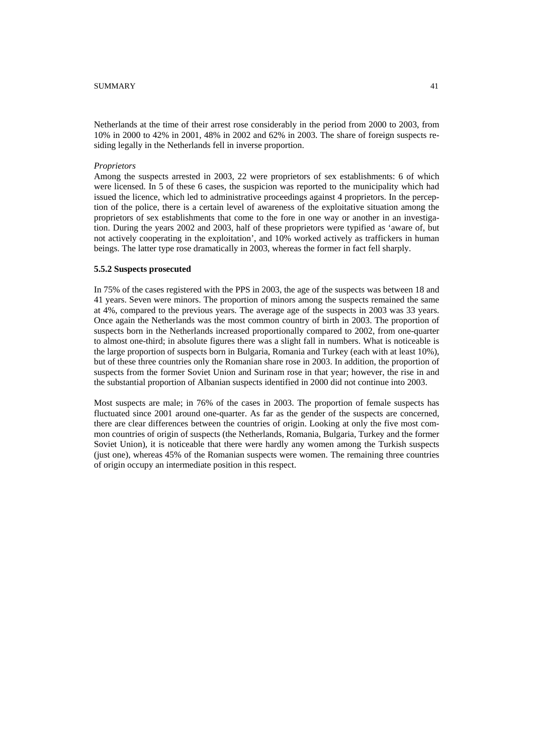Netherlands at the time of their arrest rose considerably in the period from 2000 to 2003, from 10% in 2000 to 42% in 2001, 48% in 2002 and 62% in 2003. The share of foreign suspects residing legally in the Netherlands fell in inverse proportion.

*Proprietors*

Among the suspects arrested in 2003, 22 were proprietors of sex establishments: 6 of which were licensed. In 5 of these 6 cases, the suspicion was reported to the municipality which had issued the licence, which led to administrative proceedings against 4 proprietors. In the perception of the police, there is a certain level of awareness of the exploitative situation among the proprietors of sex establishments that come to the fore in one way or another in an investigation. During the years 2002 and 2003, half of these proprietors were typified as 'aware of, but not actively cooperating in the exploitation', and 10% worked actively as traffickers in human beings. The latter type rose dramatically in 2003, whereas the former in fact fell sharply.

### 5.5.2 Suspects prosecuted

In 75% of the cases registered with the PPS in 2003, the age of the suspects was between 18 and 41 years. Seven were minors. The proportion of minors among the suspects remained the same at 4%, compared to the previous years. The average age of the suspects in 2003 was 33 years. Once again the Netherlands was the most common country of birth in 2003. The proportion of suspects born in the Netherlands increased proportionally compared to 2002, from one-quarter to almost one-third; in absolute figures there was a slight fall in numbers. What is noticeable is the large proportion of suspects born in Bulgaria, Romania and Turkey (each with at least 10%), but of these three countries only the Romanian share rose in 2003. In addition, the proportion of suspects from the former Soviet Union and Surinam rose in that year; however, the rise in and the substantial proportion of Albanian suspects identified in 2000 did not continue into 2003.

Most suspects are male; in 76% of the cases in 2003. The proportion of female suspects has fluctuated since 2001 around one-quarter. As far as the gender of the suspects are concerned, there are clear differences between the countries of origin. Looking at only the five most common countries of origin of suspects (the Netherlands, Romania, Bulgaria, Turkey and the former Soviet Union), it is noticeable that there were hardly any women among the Turkish suspects (just one), whereas 45% of the Romanian suspects were women. The remaining three countries of origin occupy an intermediate position in this respect.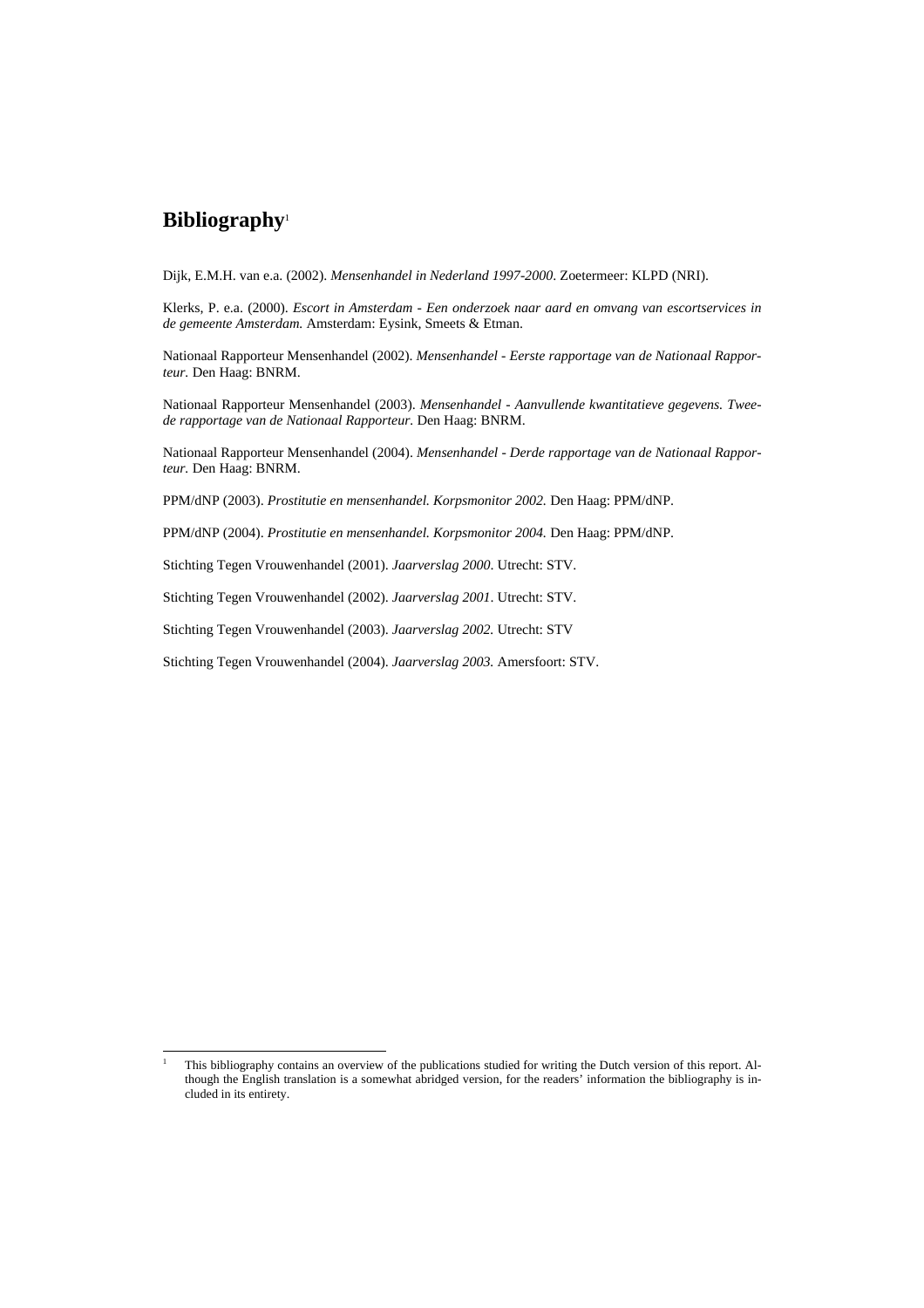# Bibliography[1]

Dijk, E.M.H. van e.a. (2002). *Mensenhandel in Nederland 1997-2000*. Zoetermeer: KLPD (NRI).

Klerks, P. e.a. (2000). *Escort in Amsterdam - Een onderzoek naar aard en omvang van escortservices in de gemeente Amsterdam.* Amsterdam: Eysink, Smeets & Etman.

Nationaal Rapporteur Mensenhandel (2002). *Mensenhandel - Eerste rapportage van de Nationaal Rapporteur.* Den Haag: BNRM.

Nationaal Rapporteur Mensenhandel (2003). *Mensenhandel - Aanvullende kwantitatieve gegevens. Tweede rapportage van de Nationaal Rapporteur.* Den Haag: BNRM.

Nationaal Rapporteur Mensenhandel (2004). *Mensenhandel - Derde rapportage van de Nationaal Rapporteur.* Den Haag: BNRM.

PPM/dNP (2003). *Prostitutie en mensenhandel. Korpsmonitor 2002.* Den Haag: PPM/dNP.

PPM/dNP (2004). *Prostitutie en mensenhandel. Korpsmonitor 2004.* Den Haag: PPM/dNP.

Stichting Tegen Vrouwenhandel (2001). *Jaarverslag 2000*. Utrecht: STV.

Stichting Tegen Vrouwenhandel (2002). *Jaarverslag 2001*. Utrecht: STV.

Stichting Tegen Vrouwenhandel (2003). *Jaarverslag 2002.* Utrecht: STV

Stichting Tegen Vrouwenhandel (2004). *Jaarverslag 2003.* Amersfoort: STV.

---

[1] This bibliography contains an overview of the publications studied for writing the Dutch version of this report. Although the English translation is a somewhat abridged version, for the readers' information the bibliography is included in its entirety.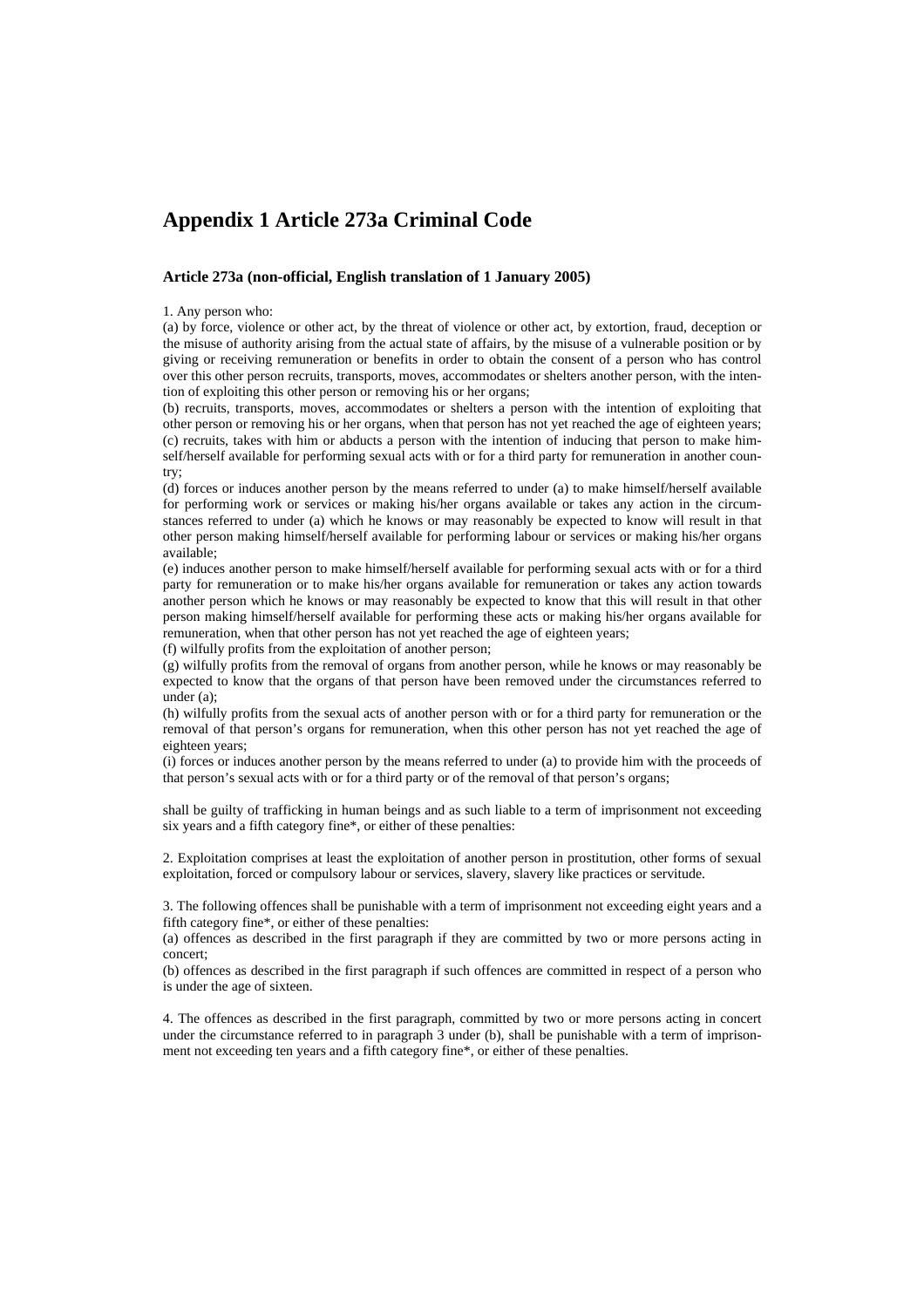# Appendix 1 Article 273a Criminal Code

**Article 273a (non-official, English translation of 1 January 2005)**

1. Any person who:

(a) by force, violence or other act, by the threat of violence or other act, by extortion, fraud, deception or the misuse of authority arising from the actual state of affairs, by the misuse of a vulnerable position or by giving or receiving remuneration or benefits in order to obtain the consent of a person who has control over this other person recruits, transports, moves, accommodates or shelters another person, with the intention of exploiting this other person or removing his or her organs;

(b) recruits, transports, moves, accommodates or shelters a person with the intention of exploiting that other person or removing his or her organs, when that person has not yet reached the age of eighteen years;

(c) recruits, takes with him or abducts a person with the intention of inducing that person to make himself/herself available for performing sexual acts with or for a third party for remuneration in another country;

(d) forces or induces another person by the means referred to under (a) to make himself/herself available for performing work or services or making his/her organs available or takes any action in the circumstances referred to under (a) which he knows or may reasonably be expected to know will result in that other person making himself/herself available for performing labour or services or making his/her organs available;

(e) induces another person to make himself/herself available for performing sexual acts with or for a third party for remuneration or to make his/her organs available for remuneration or takes any action towards another person which he knows or may reasonably be expected to know that this will result in that other person making himself/herself available for performing these acts or making his/her organs available for remuneration, when that other person has not yet reached the age of eighteen years;

(f) wilfully profits from the exploitation of another person;

(g) wilfully profits from the removal of organs from another person, while he knows or may reasonably be expected to know that the organs of that person have been removed under the circumstances referred to under (a);

(h) wilfully profits from the sexual acts of another person with or for a third party for remuneration or the removal of that person's organs for remuneration, when this other person has not yet reached the age of eighteen years;

(i) forces or induces another person by the means referred to under (a) to provide him with the proceeds of that person's sexual acts with or for a third party or of the removal of that person's organs;

shall be guilty of trafficking in human beings and as such liable to a term of imprisonment not exceeding six years and a fifth category fine*, or either of these penalties:

2. Exploitation comprises at least the exploitation of another person in prostitution, other forms of sexual exploitation, forced or compulsory labour or services, slavery, slavery like practices or servitude.

3. The following offences shall be punishable with a term of imprisonment not exceeding eight years and a fifth category fine*, or either of these penalties:

(a) offences as described in the first paragraph if they are committed by two or more persons acting in concert;

(b) offences as described in the first paragraph if such offences are committed in respect of a person who is under the age of sixteen.

4. The offences as described in the first paragraph, committed by two or more persons acting in concert under the circumstance referred to in paragraph 3 under (b), shall be punishable with a term of imprisonment not exceeding ten years and a fifth category fine*, or either of these penalties.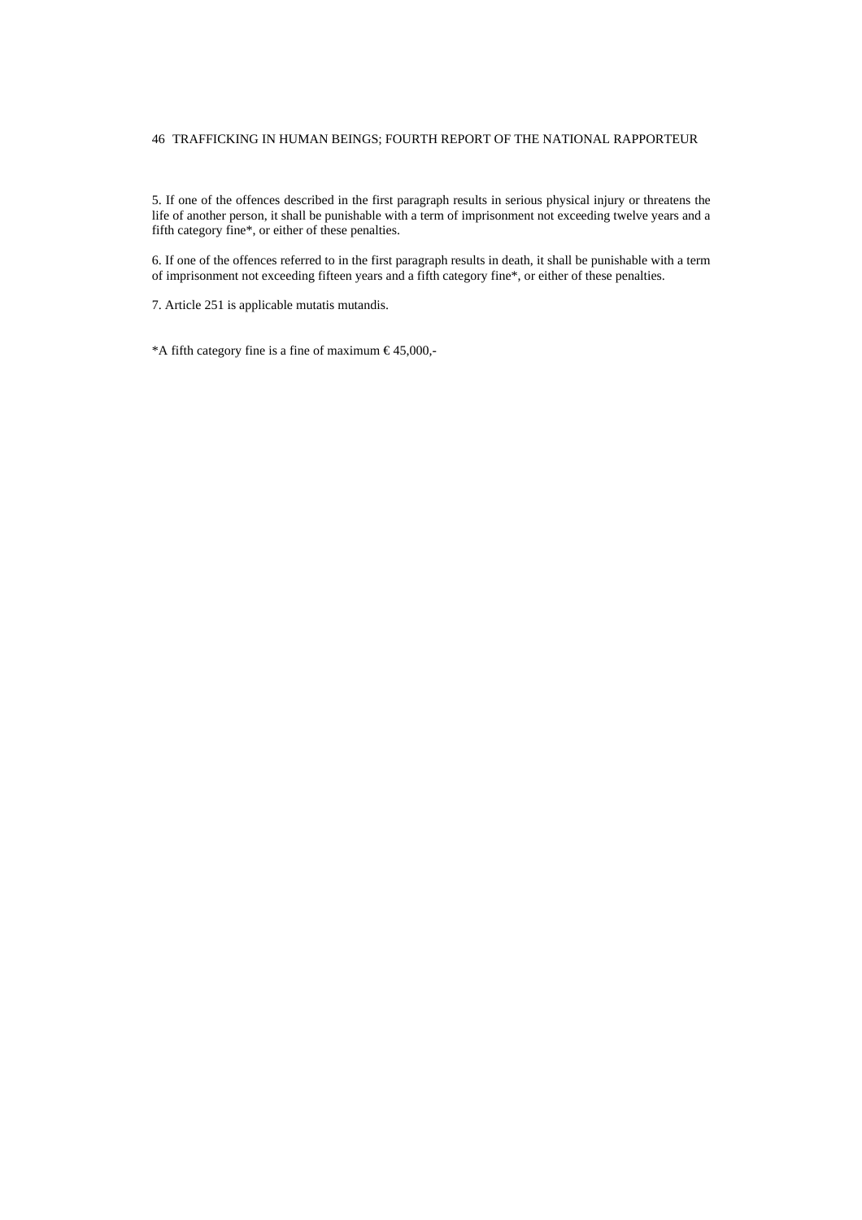5. If one of the offences described in the first paragraph results in serious physical injury or threatens the life of another person, it shall be punishable with a term of imprisonment not exceeding twelve years and a fifth category fine*, or either of these penalties.

6. If one of the offences referred to in the first paragraph results in death, it shall be punishable with a term of imprisonment not exceeding fifteen years and a fifth category fine*, or either of these penalties.

7. Article 251 is applicable mutatis mutandis.

*A fifth category fine is a fine of maximum € 45,000,-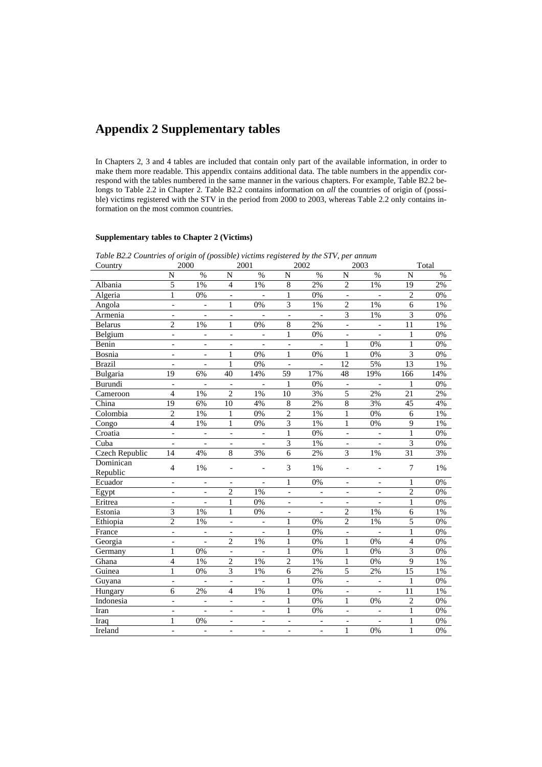# Appendix 2 Supplementary tables

In Chapters 2, 3 and 4 tables are included that contain only part of the available information, in order to make them more readable. This appendix contains additional data. The table numbers in the appendix correspond with the tables numbered in the same manner in the various chapters. For example, Table B2.2 belongs to Table 2.2 in Chapter 2. Table B2.2 contains information on *all* the countries of origin of (possible) victims registered with the STV in the period from 2000 to 2003, whereas Table 2.2 only contains information on the most common countries.

**Supplementary tables to Chapter 2 (Victims)**

*Table B2.2 Countries of origin of (possible) victims registered by the STV, per annum*

| Country | 2000 | | 2001 | | 2002 | | 2003 | | Total | |
|---|---|---|---|---|---|---|---|---|---|---|
| | N | % | N | % | N | % | N | % | N | % |
| Albania | 5 | 1% | 4 | 1% | 8 | 2% | 2 | 1% | 19 | 2% |
| Algeria | 1 | 0% | - | - | 1 | 0% | - | - | 2 | 0% |
| Angola | - | - | 1 | 0% | 3 | 1% | 2 | 1% | 6 | 1% |
| Armenia | - | - | - | - | - | - | 3 | 1% | 3 | 0% |
| Belarus | 2 | 1% | 1 | 0% | 8 | 2% | - | - | 11 | 1% |
| Belgium | - | - | - | - | 1 | 0% | - | - | 1 | 0% |
| Benin | - | - | - | - | - | - | 1 | 0% | 1 | 0% |
| Bosnia | - | - | 1 | 0% | 1 | 0% | 1 | 0% | 3 | 0% |
| Brazil | - | - | 1 | 0% | - | - | 12 | 5% | 13 | 1% |
| Bulgaria | 19 | 6% | 40 | 14% | 59 | 17% | 48 | 19% | 166 | 14% |
| Burundi | - | - | - | - | 1 | 0% | - | - | 1 | 0% |
| Cameroon | 4 | 1% | 2 | 1% | 10 | 3% | 5 | 2% | 21 | 2% |
| China | 19 | 6% | 10 | 4% | 8 | 2% | 8 | 3% | 45 | 4% |
| Colombia | 2 | 1% | 1 | 0% | 2 | 1% | 1 | 0% | 6 | 1% |
| Congo | 4 | 1% | 1 | 0% | 3 | 1% | 1 | 0% | 9 | 1% |
| Croatia | - | - | - | - | 1 | 0% | - | - | 1 | 0% |
| Cuba | - | - | - | - | 3 | 1% | - | - | 3 | 0% |
| Czech Republic | 14 | 4% | 8 | 3% | 6 | 2% | 3 | 1% | 31 | 3% |
| Dominican Republic | 4 | 1% | - | - | 3 | 1% | - | - | 7 | 1% |
| Ecuador | - | - | - | - | 1 | 0% | - | - | 1 | 0% |
| Egypt | - | - | 2 | 1% | - | - | - | - | 2 | 0% |
| Eritrea | - | - | 1 | 0% | - | - | - | - | 1 | 0% |
| Estonia | 3 | 1% | 1 | 0% | - | - | 2 | 1% | 6 | 1% |
| Ethiopia | 2 | 1% | - | - | 1 | 0% | 2 | 1% | 5 | 0% |
| France | - | - | - | - | 1 | 0% | - | - | 1 | 0% |
| Georgia | - | - | 2 | 1% | 1 | 0% | 1 | 0% | 4 | 0% |
| Germany | 1 | 0% | - | - | 1 | 0% | 1 | 0% | 3 | 0% |
| Ghana | 4 | 1% | 2 | 1% | 2 | 1% | 1 | 0% | 9 | 1% |
| Guinea | 1 | 0% | 3 | 1% | 6 | 2% | 5 | 2% | 15 | 1% |
| Guyana | - | - | - | - | 1 | 0% | - | - | 1 | 0% |
| Hungary | 6 | 2% | 4 | 1% | 1 | 0% | - | - | 11 | 1% |
| Indonesia | - | - | - | - | 1 | 0% | 1 | 0% | 2 | 0% |
| Iran | - | - | - | - | 1 | 0% | - | - | 1 | 0% |
| Iraq | 1 | 0% | - | - | - | - | - | - | 1 | 0% |
| Ireland | - | - | - | - | - | - | 1 | 0% | 1 | 0% |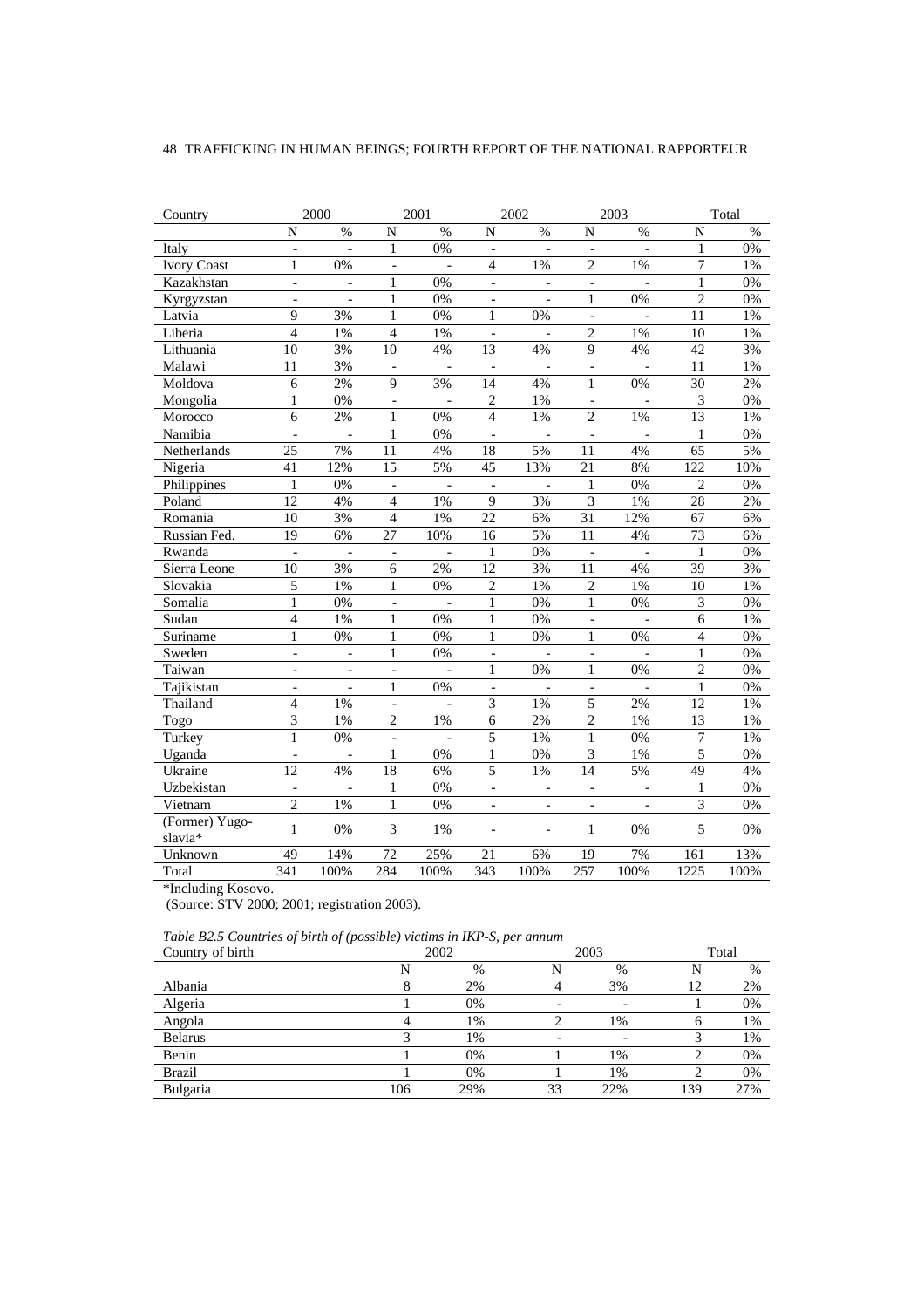| Country | 2000 | | 2001 | | 2002 | | 2003 | | Total | |
|---|---|---|---|---|---|---|---|---|---|---|
| | N | % | N | % | N | % | N | % | N | % |
| Italy | - | - | 1 | 0% | - | - | - | - | 1 | 0% |
| Ivory Coast | 1 | 0% | - | - | 4 | 1% | 2 | 1% | 7 | 1% |
| Kazakhstan | - | - | 1 | 0% | - | - | - | - | 1 | 0% |
| Kyrgyzstan | - | - | 1 | 0% | - | - | 1 | 0% | 2 | 0% |
| Latvia | 9 | 3% | 1 | 0% | 1 | 0% | - | - | 11 | 1% |
| Liberia | 4 | 1% | 4 | 1% | - | - | 2 | 1% | 10 | 1% |
| Lithuania | 10 | 3% | 10 | 4% | 13 | 4% | 9 | 4% | 42 | 3% |
| Malawi | 11 | 3% | - | - | - | - | - | - | 11 | 1% |
| Moldova | 6 | 2% | 9 | 3% | 14 | 4% | 1 | 0% | 30 | 2% |
| Mongolia | 1 | 0% | - | - | 2 | 1% | - | - | 3 | 0% |
| Morocco | 6 | 2% | 1 | 0% | 4 | 1% | 2 | 1% | 13 | 1% |
| Namibia | - | - | 1 | 0% | - | - | - | - | 1 | 0% |
| Netherlands | 25 | 7% | 11 | 4% | 18 | 5% | 11 | 4% | 65 | 5% |
| Nigeria | 41 | 12% | 15 | 5% | 45 | 13% | 21 | 8% | 122 | 10% |
| Philippines | 1 | 0% | - | - | - | - | 1 | 0% | 2 | 0% |
| Poland | 12 | 4% | 4 | 1% | 9 | 3% | 3 | 1% | 28 | 2% |
| Romania | 10 | 3% | 4 | 1% | 22 | 6% | 31 | 12% | 67 | 6% |
| Russian Fed. | 19 | 6% | 27 | 10% | 16 | 5% | 11 | 4% | 73 | 6% |
| Rwanda | - | - | - | - | 1 | 0% | - | - | 1 | 0% |
| Sierra Leone | 10 | 3% | 6 | 2% | 12 | 3% | 11 | 4% | 39 | 3% |
| Slovakia | 5 | 1% | 1 | 0% | 2 | 1% | 2 | 1% | 10 | 1% |
| Somalia | 1 | 0% | - | - | 1 | 0% | 1 | 0% | 3 | 0% |
| Sudan | 4 | 1% | 1 | 0% | 1 | 0% | - | - | 6 | 1% |
| Suriname | 1 | 0% | 1 | 0% | 1 | 0% | 1 | 0% | 4 | 0% |
| Sweden | - | - | 1 | 0% | - | - | - | - | 1 | 0% |
| Taiwan | - | - | - | - | 1 | 0% | 1 | 0% | 2 | 0% |
| Tajikistan | - | - | 1 | 0% | - | - | - | - | 1 | 0% |
| Thailand | 4 | 1% | - | - | 3 | 1% | 5 | 2% | 12 | 1% |
| Togo | 3 | 1% | 2 | 1% | 6 | 2% | 2 | 1% | 13 | 1% |
| Turkey | 1 | 0% | - | - | 5 | 1% | 1 | 0% | 7 | 1% |
| Uganda | - | - | 1 | 0% | 1 | 0% | 3 | 1% | 5 | 0% |
| Ukraine | 12 | 4% | 18 | 6% | 5 | 1% | 14 | 5% | 49 | 4% |
| Uzbekistan | - | - | 1 | 0% | - | - | - | - | 1 | 0% |
| Vietnam | 2 | 1% | 1 | 0% | - | - | - | - | 3 | 0% |
| (Former) Yugoslavia* | 1 | 0% | 3 | 1% | - | - | 1 | 0% | 5 | 0% |
| Unknown | 49 | 14% | 72 | 25% | 21 | 6% | 19 | 7% | 161 | 13% |
| Total | 341 | 100% | 284 | 100% | 343 | 100% | 257 | 100% | 1225 | 100% |

*Including Kosovo.
(Source: STV 2000; 2001; registration 2003).

*Table B2.5 Countries of birth of (possible) victims in IKP-S, per annum*

| Country of birth | 2002 | | 2003 | | Total | |
|---|---|---|---|---|---|---|
| | N | % | N | % | N | % |
| Albania | 8 | 2% | 4 | 3% | 12 | 2% |
| Algeria | 1 | 0% | - | - | 1 | 0% |
| Angola | 4 | 1% | 2 | 1% | 6 | 1% |
| Belarus | 3 | 1% | - | - | 3 | 1% |
| Benin | 1 | 0% | 1 | 1% | 2 | 0% |
| Brazil | 1 | 0% | 1 | 1% | 2 | 0% |
| Bulgaria | 106 | 29% | 33 | 22% | 139 | 27% |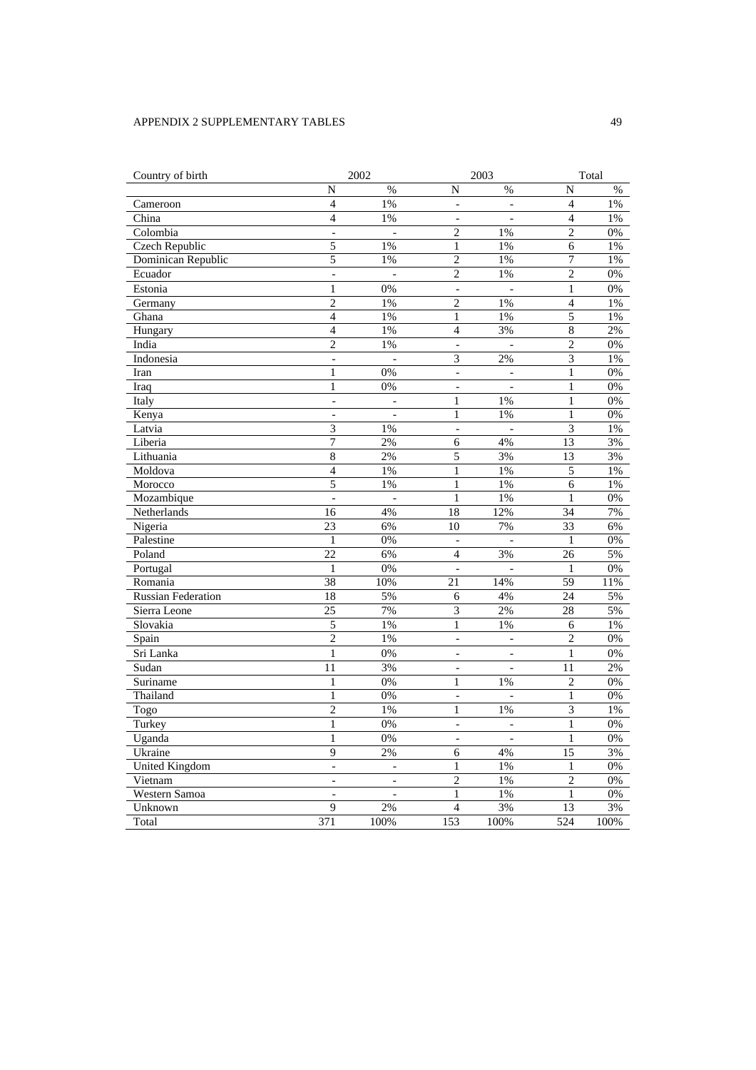| Country of birth | 2002 | | 2003 | | Total | |
|---|---|---|---|---|---|---|
| | N | % | N | % | N | % |
| Cameroon | 4 | 1% | - | - | 4 | 1% |
| China | 4 | 1% | - | - | 4 | 1% |
| Colombia | - | - | 2 | 1% | 2 | 0% |
| Czech Republic | 5 | 1% | 1 | 1% | 6 | 1% |
| Dominican Republic | 5 | 1% | 2 | 1% | 7 | 1% |
| Ecuador | - | - | 2 | 1% | 2 | 0% |
| Estonia | 1 | 0% | - | - | 1 | 0% |
| Germany | 2 | 1% | 2 | 1% | 4 | 1% |
| Ghana | 4 | 1% | 1 | 1% | 5 | 1% |
| Hungary | 4 | 1% | 4 | 3% | 8 | 2% |
| India | 2 | 1% | - | - | 2 | 0% |
| Indonesia | - | - | 3 | 2% | 3 | 1% |
| Iran | 1 | 0% | - | - | 1 | 0% |
| Iraq | 1 | 0% | - | - | 1 | 0% |
| Italy | - | - | 1 | 1% | 1 | 0% |
| Kenya | - | - | 1 | 1% | 1 | 0% |
| Latvia | 3 | 1% | - | - | 3 | 1% |
| Liberia | 7 | 2% | 6 | 4% | 13 | 3% |
| Lithuania | 8 | 2% | 5 | 3% | 13 | 3% |
| Moldova | 4 | 1% | 1 | 1% | 5 | 1% |
| Morocco | 5 | 1% | 1 | 1% | 6 | 1% |
| Mozambique | - | - | 1 | 1% | 1 | 0% |
| Netherlands | 16 | 4% | 18 | 12% | 34 | 7% |
| Nigeria | 23 | 6% | 10 | 7% | 33 | 6% |
| Palestine | 1 | 0% | - | - | 1 | 0% |
| Poland | 22 | 6% | 4 | 3% | 26 | 5% |
| Portugal | 1 | 0% | - | - | 1 | 0% |
| Romania | 38 | 10% | 21 | 14% | 59 | 11% |
| Russian Federation | 18 | 5% | 6 | 4% | 24 | 5% |
| Sierra Leone | 25 | 7% | 3 | 2% | 28 | 5% |
| Slovakia | 5 | 1% | 1 | 1% | 6 | 1% |
| Spain | 2 | 1% | - | - | 2 | 0% |
| Sri Lanka | 1 | 0% | - | - | 1 | 0% |
| Sudan | 11 | 3% | - | - | 11 | 2% |
| Suriname | 1 | 0% | 1 | 1% | 2 | 0% |
| Thailand | 1 | 0% | - | - | 1 | 0% |
| Togo | 2 | 1% | 1 | 1% | 3 | 1% |
| Turkey | 1 | 0% | - | - | 1 | 0% |
| Uganda | 1 | 0% | - | - | 1 | 0% |
| Ukraine | 9 | 2% | 6 | 4% | 15 | 3% |
| United Kingdom | - | - | 1 | 1% | 1 | 0% |
| Vietnam | - | - | 2 | 1% | 2 | 0% |
| Western Samoa | - | - | 1 | 1% | 1 | 0% |
| Unknown | 9 | 2% | 4 | 3% | 13 | 3% |
| Total | 371 | 100% | 153 | 100% | 524 | 100% |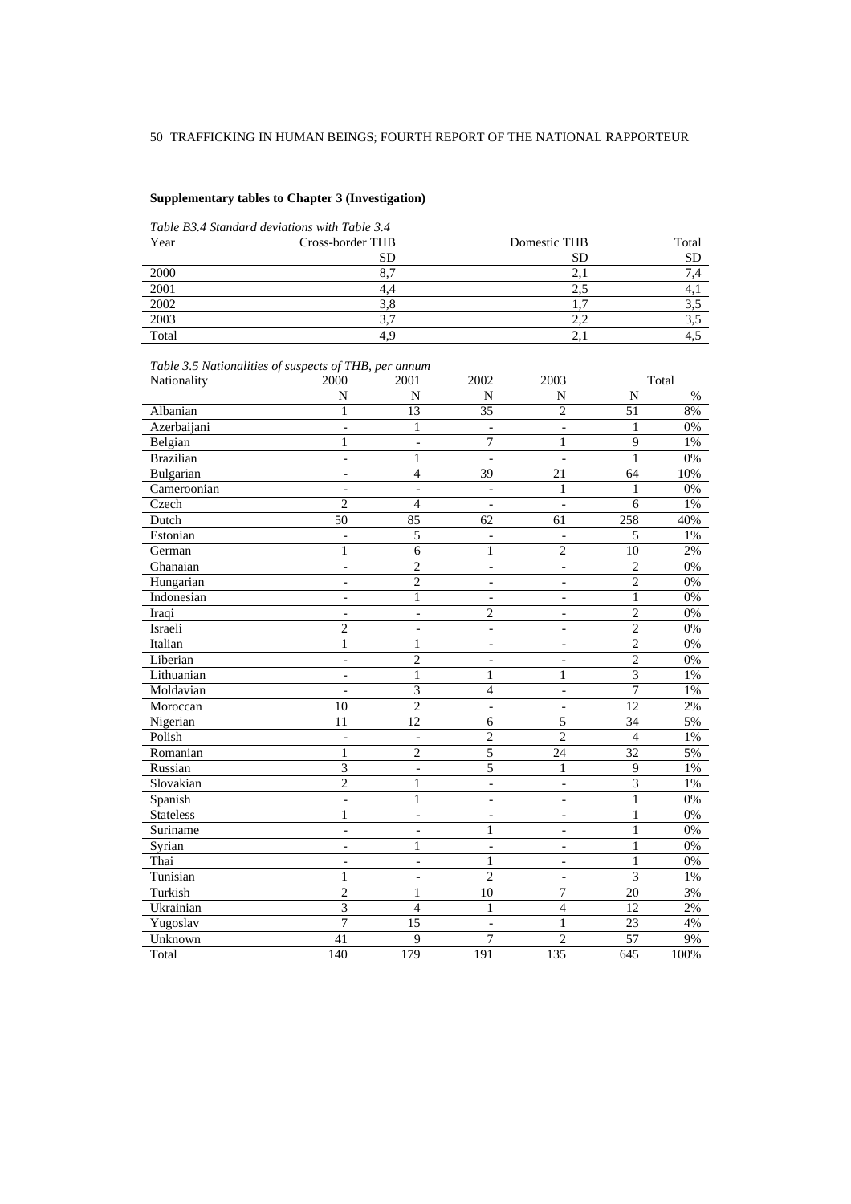**Supplementary tables to Chapter 3 (Investigation)**

*Table B3.4 Standard deviations with Table 3.4*

| Year | Cross-border THB | Domestic THB | Total |
|---|---|---|---|
| | SD | SD | SD |
| 2000 | 8,7 | 2,1 | 7,4 |
| 2001 | 4,4 | 2,5 | 4,1 |
| 2002 | 3,8 | 1,7 | 3,5 |
| 2003 | 3,7 | 2,2 | 3,5 |
| Total | 4,9 | 2,1 | 4,5 |

*Table 3.5 Nationalities of suspects of THB, per annum*

| Nationality | 2000 | 2001 | 2002 | 2003 | Total | |
|---|---|---|---|---|---|---|
| | N | N | N | N | N | % |
| Albanian | 1 | 13 | 35 | 2 | 51 | 8% |
| Azerbaijani | - | 1 | - | - | 1 | 0% |
| Belgian | 1 | - | 7 | 1 | 9 | 1% |
| Brazilian | - | 1 | - | - | 1 | 0% |
| Bulgarian | - | 4 | 39 | 21 | 64 | 10% |
| Cameroonian | - | - | - | 1 | 1 | 0% |
| Czech | 2 | 4 | - | - | 6 | 1% |
| Dutch | 50 | 85 | 62 | 61 | 258 | 40% |
| Estonian | - | 5 | - | - | 5 | 1% |
| German | 1 | 6 | 1 | 2 | 10 | 2% |
| Ghanaian | - | 2 | - | - | 2 | 0% |
| Hungarian | - | 2 | - | - | 2 | 0% |
| Indonesian | - | 1 | - | - | 1 | 0% |
| Iraqi | - | - | 2 | - | 2 | 0% |
| Israeli | 2 | - | - | - | 2 | 0% |
| Italian | 1 | 1 | - | - | 2 | 0% |
| Liberian | - | 2 | - | - | 2 | 0% |
| Lithuanian | - | 1 | 1 | 1 | 3 | 1% |
| Moldavian | - | 3 | 4 | - | 7 | 1% |
| Moroccan | 10 | 2 | - | - | 12 | 2% |
| Nigerian | 11 | 12 | 6 | 5 | 34 | 5% |
| Polish | - | - | 2 | 2 | 4 | 1% |
| Romanian | 1 | 2 | 5 | 24 | 32 | 5% |
| Russian | 3 | - | 5 | 1 | 9 | 1% |
| Slovakian | 2 | 1 | - | - | 3 | 1% |
| Spanish | - | 1 | - | - | 1 | 0% |
| Stateless | 1 | - | - | - | 1 | 0% |
| Suriname | - | - | 1 | - | 1 | 0% |
| Syrian | - | 1 | - | - | 1 | 0% |
| Thai | - | - | 1 | - | 1 | 0% |
| Tunisian | 1 | - | 2 | - | 3 | 1% |
| Turkish | 2 | 1 | 10 | 7 | 20 | 3% |
| Ukrainian | 3 | 4 | 1 | 4 | 12 | 2% |
| Yugoslav | 7 | 15 | - | 1 | 23 | 4% |
| Unknown | 41 | 9 | 7 | 2 | 57 | 9% |
| Total | 140 | 179 | 191 | 135 | 645 | 100% |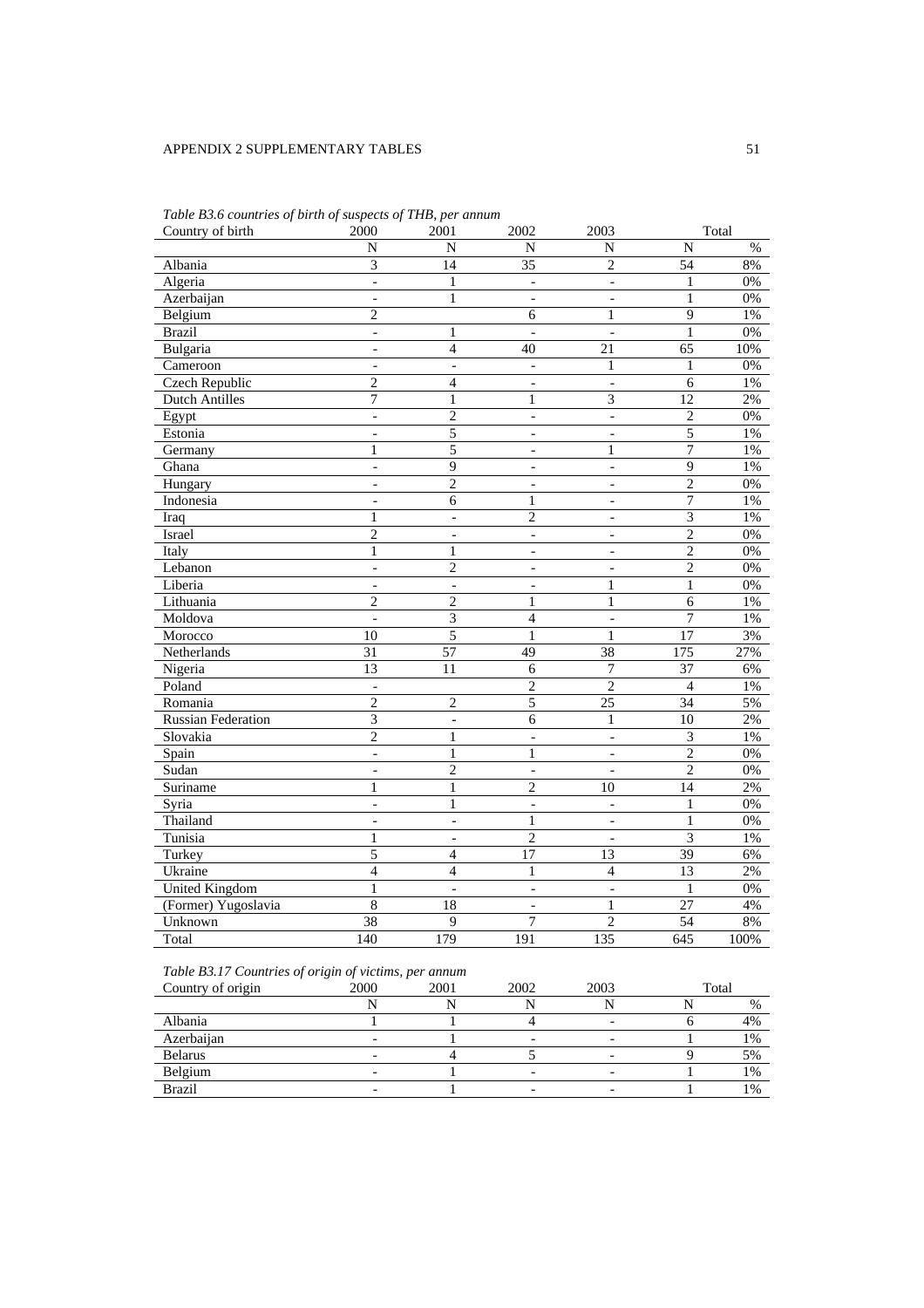*Table B3.6 countries of birth of suspects of THB, per annum*

| Country of birth | 2000 | 2001 | 2002 | 2003 | Total | |
|---|---|---|---|---|---|---|
| | N | N | N | N | N | % |
| Albania | 3 | 14 | 35 | 2 | 54 | 8% |
| Algeria | - | 1 | - | - | 1 | 0% |
| Azerbaijan | - | 1 | - | - | 1 | 0% |
| Belgium | 2 | | 6 | 1 | 9 | 1% |
| Brazil | - | 1 | - | - | 1 | 0% |
| Bulgaria | - | 4 | 40 | 21 | 65 | 10% |
| Cameroon | - | - | - | 1 | 1 | 0% |
| Czech Republic | 2 | 4 | - | - | 6 | 1% |
| Dutch Antilles | 7 | 1 | 1 | 3 | 12 | 2% |
| Egypt | - | 2 | - | - | 2 | 0% |
| Estonia | - | 5 | - | - | 5 | 1% |
| Germany | 1 | 5 | - | 1 | 7 | 1% |
| Ghana | - | 9 | - | - | 9 | 1% |
| Hungary | - | 2 | - | - | 2 | 0% |
| Indonesia | - | 6 | 1 | - | 7 | 1% |
| Iraq | 1 | - | 2 | - | 3 | 1% |
| Israel | 2 | - | - | - | 2 | 0% |
| Italy | 1 | 1 | - | - | 2 | 0% |
| Lebanon | - | 2 | - | - | 2 | 0% |
| Liberia | - | - | - | 1 | 1 | 0% |
| Lithuania | 2 | 2 | 1 | 1 | 6 | 1% |
| Moldova | - | 3 | 4 | - | 7 | 1% |
| Morocco | 10 | 5 | 1 | 1 | 17 | 3% |
| Netherlands | 31 | 57 | 49 | 38 | 175 | 27% |
| Nigeria | 13 | 11 | 6 | 7 | 37 | 6% |
| Poland | - | | 2 | 2 | 4 | 1% |
| Romania | 2 | 2 | 5 | 25 | 34 | 5% |
| Russian Federation | 3 | - | 6 | 1 | 10 | 2% |
| Slovakia | 2 | 1 | - | - | 3 | 1% |
| Spain | - | 1 | 1 | - | 2 | 0% |
| Sudan | - | 2 | - | - | 2 | 0% |
| Suriname | 1 | 1 | 2 | 10 | 14 | 2% |
| Syria | - | 1 | - | - | 1 | 0% |
| Thailand | - | - | 1 | - | 1 | 0% |
| Tunisia | 1 | - | 2 | - | 3 | 1% |
| Turkey | 5 | 4 | 17 | 13 | 39 | 6% |
| Ukraine | 4 | 4 | 1 | 4 | 13 | 2% |
| United Kingdom | 1 | - | - | - | 1 | 0% |
| (Former) Yugoslavia | 8 | 18 | - | 1 | 27 | 4% |
| Unknown | 38 | 9 | 7 | 2 | 54 | 8% |
| Total | 140 | 179 | 191 | 135 | 645 | 100% |

*Table B3.17 Countries of origin of victims, per annum*

| Country of origin | 2000 | 2001 | 2002 | 2003 | Total | |
|---|---|---|---|---|---|---|
| | N | N | N | N | N | % |
| Albania | 1 | 1 | 4 | - | 6 | 4% |
| Azerbaijan | - | 1 | - | - | 1 | 1% |
| Belarus | - | 4 | 5 | - | 9 | 5% |
| Belgium | - | 1 | - | - | 1 | 1% |
| Brazil | - | 1 | - | - | 1 | 1% |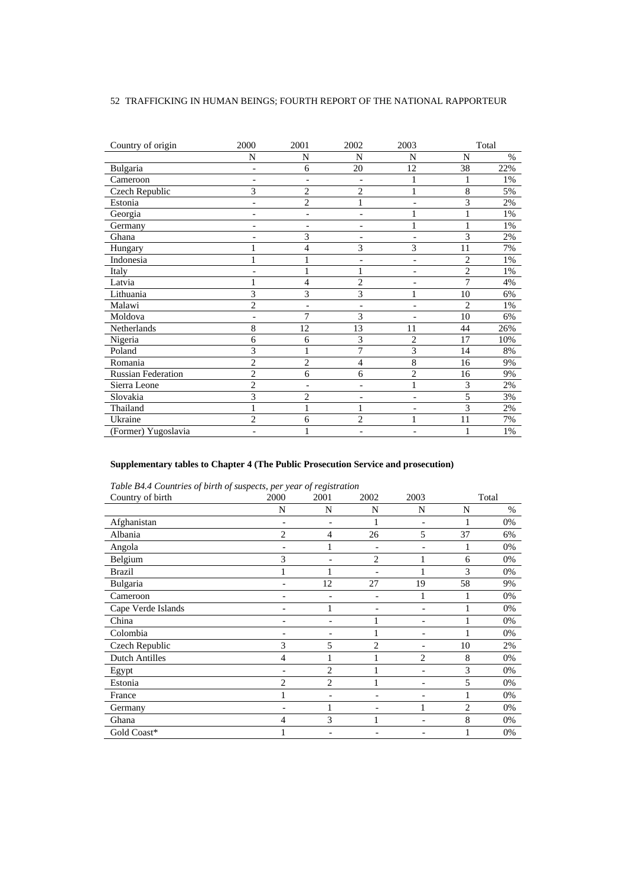| Country of origin | 2000 | 2001 | 2002 | 2003 | Total | |
|---|---|---|---|---|---|---|
| | N | N | N | N | N | % |
| Bulgaria | - | 6 | 20 | 12 | 38 | 22% |
| Cameroon | - | - | - | 1 | 1 | 1% |
| Czech Republic | 3 | 2 | 2 | 1 | 8 | 5% |
| Estonia | - | 2 | 1 | - | 3 | 2% |
| Georgia | - | - | - | 1 | 1 | 1% |
| Germany | - | - | - | 1 | 1 | 1% |
| Ghana | - | 3 | - | - | 3 | 2% |
| Hungary | 1 | 4 | 3 | 3 | 11 | 7% |
| Indonesia | 1 | 1 | - | - | 2 | 1% |
| Italy | - | 1 | 1 | - | 2 | 1% |
| Latvia | 1 | 4 | 2 | - | 7 | 4% |
| Lithuania | 3 | 3 | 3 | 1 | 10 | 6% |
| Malawi | 2 | - | - | - | 2 | 1% |
| Moldova | - | 7 | 3 | - | 10 | 6% |
| Netherlands | 8 | 12 | 13 | 11 | 44 | 26% |
| Nigeria | 6 | 6 | 3 | 2 | 17 | 10% |
| Poland | 3 | 1 | 7 | 3 | 14 | 8% |
| Romania | 2 | 2 | 4 | 8 | 16 | 9% |
| Russian Federation | 2 | 6 | 6 | 2 | 16 | 9% |
| Sierra Leone | 2 | - | - | 1 | 3 | 2% |
| Slovakia | 3 | 2 | - | - | 5 | 3% |
| Thailand | 1 | 1 | 1 | - | 3 | 2% |
| Ukraine | 2 | 6 | 2 | 1 | 11 | 7% |
| (Former) Yugoslavia | - | 1 | - | - | 1 | 1% |

**Supplementary tables to Chapter 4 (The Public Prosecution Service and prosecution)**

*Table B4.4 Countries of birth of suspects, per year of registration*

| Country of birth | 2000 | 2001 | 2002 | 2003 | Total | |
|---|---|---|---|---|---|---|
| | N | N | N | N | N | % |
| Afghanistan | - | - | 1 | - | 1 | 0% |
| Albania | 2 | 4 | 26 | 5 | 37 | 6% |
| Angola | - | 1 | - | - | 1 | 0% |
| Belgium | 3 | - | 2 | 1 | 6 | 0% |
| Brazil | 1 | 1 | - | 1 | 3 | 0% |
| Bulgaria | - | 12 | 27 | 19 | 58 | 9% |
| Cameroon | - | - | - | 1 | 1 | 0% |
| Cape Verde Islands | - | 1 | - | - | 1 | 0% |
| China | - | - | 1 | - | 1 | 0% |
| Colombia | - | - | 1 | - | 1 | 0% |
| Czech Republic | 3 | 5 | 2 | - | 10 | 2% |
| Dutch Antilles | 4 | 1 | 1 | 2 | 8 | 0% |
| Egypt | - | 2 | 1 | - | 3 | 0% |
| Estonia | 2 | 2 | 1 | - | 5 | 0% |
| France | 1 | - | - | - | 1 | 0% |
| Germany | - | 1 | - | 1 | 2 | 0% |
| Ghana | 4 | 3 | 1 | - | 8 | 0% |
| Gold Coast* | 1 | - | - | - | 1 | 0% |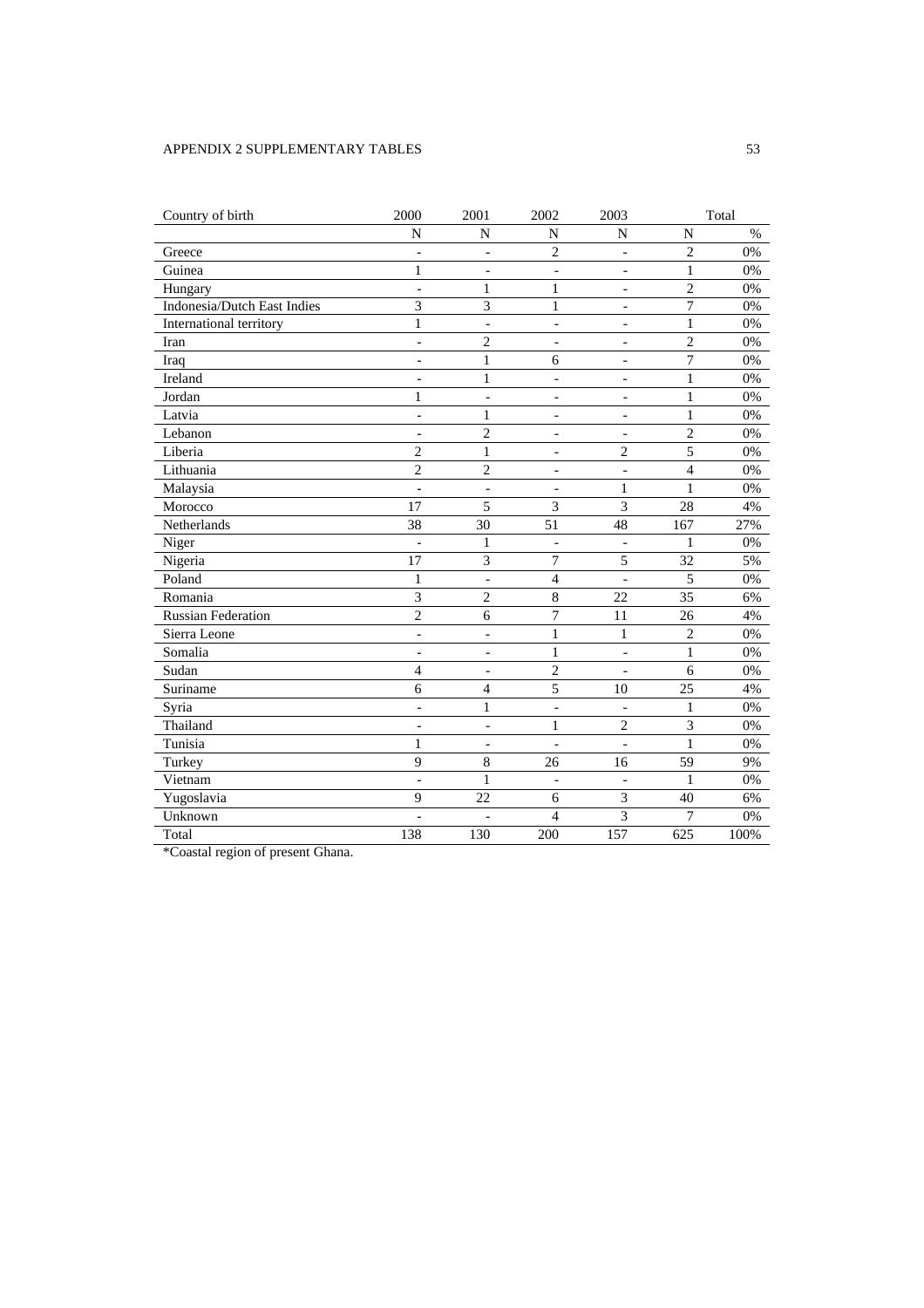| Country of birth | 2000 | 2001 | 2002 | 2003 | Total | |
|---|---|---|---|---|---|---|
| | N | N | N | N | N | % |
| Greece | - | - | 2 | - | 2 | 0% |
| Guinea | 1 | - | - | - | 1 | 0% |
| Hungary | - | 1 | 1 | - | 2 | 0% |
| Indonesia/Dutch East Indies | 3 | 3 | 1 | - | 7 | 0% |
| International territory | 1 | - | - | - | 1 | 0% |
| Iran | - | 2 | - | - | 2 | 0% |
| Iraq | - | 1 | 6 | - | 7 | 0% |
| Ireland | - | 1 | - | - | 1 | 0% |
| Jordan | 1 | - | - | - | 1 | 0% |
| Latvia | - | 1 | - | - | 1 | 0% |
| Lebanon | - | 2 | - | - | 2 | 0% |
| Liberia | 2 | 1 | - | 2 | 5 | 0% |
| Lithuania | 2 | 2 | - | - | 4 | 0% |
| Malaysia | - | - | - | 1 | 1 | 0% |
| Morocco | 17 | 5 | 3 | 3 | 28 | 4% |
| Netherlands | 38 | 30 | 51 | 48 | 167 | 27% |
| Niger | - | 1 | - | - | 1 | 0% |
| Nigeria | 17 | 3 | 7 | 5 | 32 | 5% |
| Poland | 1 | - | 4 | - | 5 | 0% |
| Romania | 3 | 2 | 8 | 22 | 35 | 6% |
| Russian Federation | 2 | 6 | 7 | 11 | 26 | 4% |
| Sierra Leone | - | - | 1 | 1 | 2 | 0% |
| Somalia | - | - | 1 | - | 1 | 0% |
| Sudan | 4 | - | 2 | - | 6 | 0% |
| Suriname | 6 | 4 | 5 | 10 | 25 | 4% |
| Syria | - | 1 | - | - | 1 | 0% |
| Thailand | - | - | 1 | 2 | 3 | 0% |
| Tunisia | 1 | - | - | - | 1 | 0% |
| Turkey | 9 | 8 | 26 | 16 | 59 | 9% |
| Vietnam | - | 1 | - | - | 1 | 0% |
| Yugoslavia | 9 | 22 | 6 | 3 | 40 | 6% |
| Unknown | - | - | 4 | 3 | 7 | 0% |
| Total | 138 | 130 | 200 | 157 | 625 | 100% |

*Coastal region of present Ghana.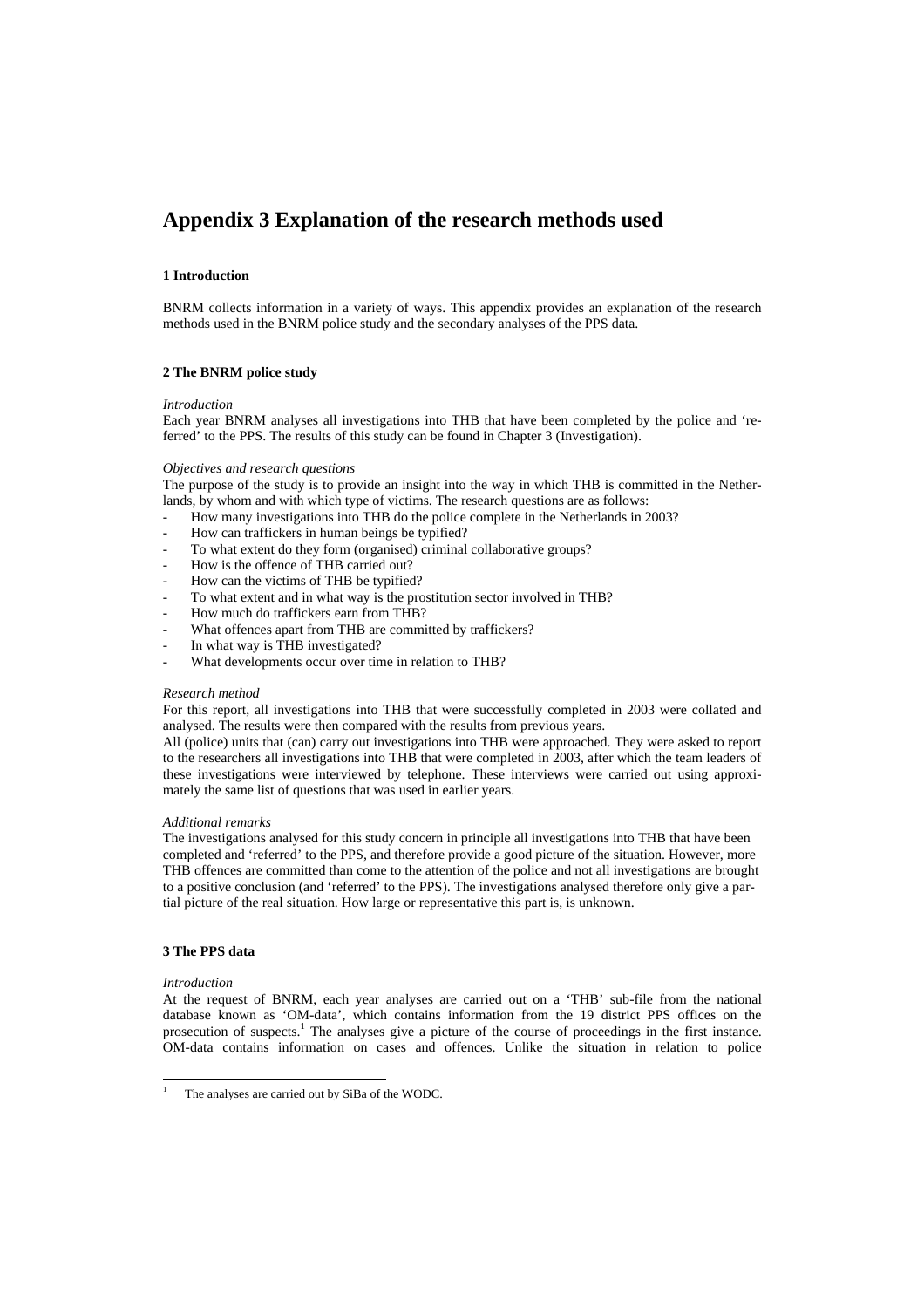# Appendix 3 Explanation of the research methods used

### 1 Introduction

BNRM collects information in a variety of ways. This appendix provides an explanation of the research methods used in the BNRM police study and the secondary analyses of the PPS data.

### 2 The BNRM police study

*Introduction*

Each year BNRM analyses all investigations into THB that have been completed by the police and 'referred' to the PPS. The results of this study can be found in Chapter 3 (Investigation).

*Objectives and research questions*

The purpose of the study is to provide an insight into the way in which THB is committed in the Netherlands, by whom and with which type of victims. The research questions are as follows:

- How many investigations into THB do the police complete in the Netherlands in 2003?
- How can traffickers in human beings be typified?
- To what extent do they form (organised) criminal collaborative groups?
- How is the offence of THB carried out?
- How can the victims of THB be typified?
- To what extent and in what way is the prostitution sector involved in THB?
- How much do traffickers earn from THB?
- What offences apart from THB are committed by traffickers?
- In what way is THB investigated?
- What developments occur over time in relation to THB?

*Research method*

For this report, all investigations into THB that were successfully completed in 2003 were collated and analysed. The results were then compared with the results from previous years.

All (police) units that (can) carry out investigations into THB were approached. They were asked to report to the researchers all investigations into THB that were completed in 2003, after which the team leaders of these investigations were interviewed by telephone. These interviews were carried out using approximately the same list of questions that was used in earlier years.

*Additional remarks*

The investigations analysed for this study concern in principle all investigations into THB that have been completed and 'referred' to the PPS, and therefore provide a good picture of the situation. However, more THB offences are committed than come to the attention of the police and not all investigations are brought to a positive conclusion (and 'referred' to the PPS). The investigations analysed therefore only give a partial picture of the real situation. How large or representative this part is, is unknown.

### 3 The PPS data

*Introduction*

At the request of BNRM, each year analyses are carried out on a 'THB' sub-file from the national database known as 'OM-data', which contains information from the 19 district PPS offices on the prosecution of suspects.[1] The analyses give a picture of the course of proceedings in the first instance. OM-data contains information on cases and offences. Unlike the situation in relation to police

[1] The analyses are carried out by SiBa of the WODC.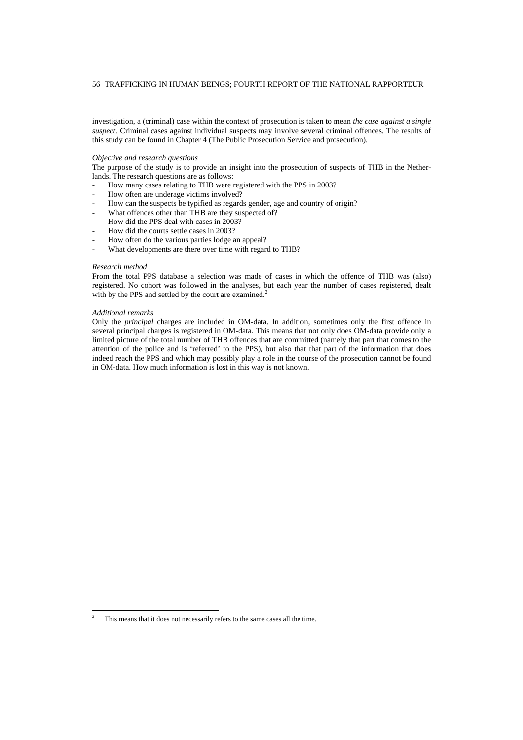investigation, a (criminal) case within the context of prosecution is taken to mean *the case against a single suspect*. Criminal cases against individual suspects may involve several criminal offences. The results of this study can be found in Chapter 4 (The Public Prosecution Service and prosecution).

*Objective and research questions*

The purpose of the study is to provide an insight into the prosecution of suspects of THB in the Netherlands. The research questions are as follows:

- How many cases relating to THB were registered with the PPS in 2003?
- How often are underage victims involved?
- How can the suspects be typified as regards gender, age and country of origin?
- What offences other than THB are they suspected of?
- How did the PPS deal with cases in 2003?
- How did the courts settle cases in 2003?
- How often do the various parties lodge an appeal?
- What developments are there over time with regard to THB?

*Research method*

From the total PPS database a selection was made of cases in which the offence of THB was (also) registered. No cohort was followed in the analyses, but each year the number of cases registered, dealt with by the PPS and settled by the court are examined.[2]

*Additional remarks*

Only the *principal* charges are included in OM-data. In addition, sometimes only the first offence in several principal charges is registered in OM-data. This means that not only does OM-data provide only a limited picture of the total number of THB offences that are committed (namely that part that comes to the attention of the police and is 'referred' to the PPS), but also that that part of the information that does indeed reach the PPS and which may possibly play a role in the course of the prosecution cannot be found in OM-data. How much information is lost in this way is not known.

[2] This means that it does not necessarily refers to the same cases all the time.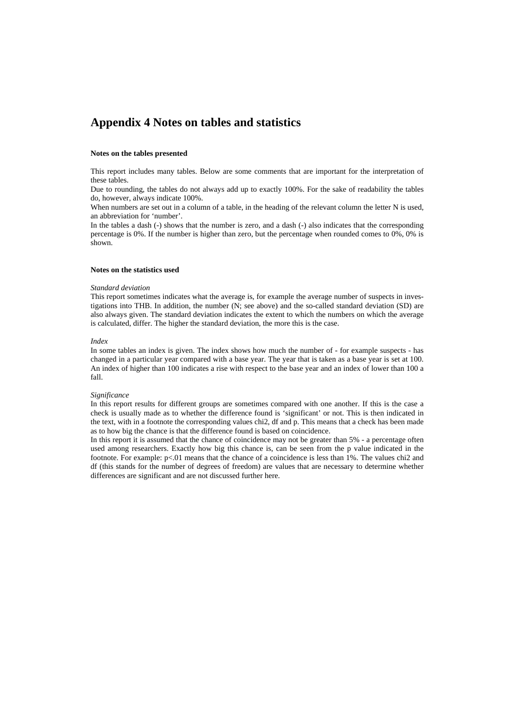# Appendix 4 Notes on tables and statistics

**Notes on the tables presented**

This report includes many tables. Below are some comments that are important for the interpretation of these tables.

Due to rounding, the tables do not always add up to exactly 100%. For the sake of readability the tables do, however, always indicate 100%.

When numbers are set out in a column of a table, in the heading of the relevant column the letter N is used, an abbreviation for 'number'.

In the tables a dash (-) shows that the number is zero, and a dash (-) also indicates that the corresponding percentage is 0%. If the number is higher than zero, but the percentage when rounded comes to 0%, 0% is shown.

**Notes on the statistics used**

*Standard deviation*

This report sometimes indicates what the average is, for example the average number of suspects in investigations into THB. In addition, the number (N; see above) and the so-called standard deviation (SD) are also always given. The standard deviation indicates the extent to which the numbers on which the average is calculated, differ. The higher the standard deviation, the more this is the case.

*Index*

In some tables an index is given. The index shows how much the number of - for example suspects - has changed in a particular year compared with a base year. The year that is taken as a base year is set at 100. An index of higher than 100 indicates a rise with respect to the base year and an index of lower than 100 a fall.

*Significance*

In this report results for different groups are sometimes compared with one another. If this is the case a check is usually made as to whether the difference found is 'significant' or not. This is then indicated in the text, with in a footnote the corresponding values chi2, df and p. This means that a check has been made as to how big the chance is that the difference found is based on coincidence.

In this report it is assumed that the chance of coincidence may not be greater than 5% - a percentage often used among researchers. Exactly how big this chance is, can be seen from the p value indicated in the footnote. For example: $p<.01$ means that the chance of a coincidence is less than 1%. The values chi2 and df (this stands for the number of degrees of freedom) are values that are necessary to determine whether differences are significant and are not discussed further here.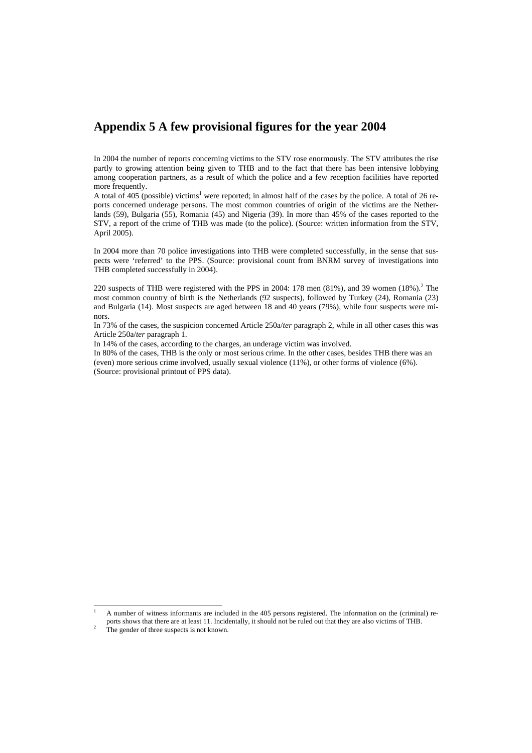# Appendix 5 A few provisional figures for the year 2004

In 2004 the number of reports concerning victims to the STV rose enormously. The STV attributes the rise partly to growing attention being given to THB and to the fact that there has been intensive lobbying among cooperation partners, as a result of which the police and a few reception facilities have reported more frequently.
A total of 405 (possible) victims[1] were reported; in almost half of the cases by the police. A total of 26 reports concerned underage persons. The most common countries of origin of the victims are the Netherlands (59), Bulgaria (55), Romania (45) and Nigeria (39). In more than 45% of the cases reported to the STV, a report of the crime of THB was made (to the police). (Source: written information from the STV, April 2005).

In 2004 more than 70 police investigations into THB were completed successfully, in the sense that suspects were 'referred' to the PPS. (Source: provisional count from BNRM survey of investigations into THB completed successfully in 2004).

220 suspects of THB were registered with the PPS in 2004: 178 men (81%), and 39 women (18%).[2] The most common country of birth is the Netherlands (92 suspects), followed by Turkey (24), Romania (23) and Bulgaria (14). Most suspects are aged between 18 and 40 years (79%), while four suspects were minors.
In 73% of the cases, the suspicion concerned Article 250a/*ter* paragraph 2, while in all other cases this was Article 250a/*ter* paragraph 1.
In 14% of the cases, according to the charges, an underage victim was involved.
In 80% of the cases, THB is the only or most serious crime. In the other cases, besides THB there was an (even) more serious crime involved, usually sexual violence (11%), or other forms of violence (6%).
(Source: provisional printout of PPS data).

---

[1] A number of witness informants are included in the 405 persons registered. The information on the (criminal) reports shows that there are at least 11. Incidentally, it should not be ruled out that they are also victims of THB.

[2] The gender of three suspects is not known.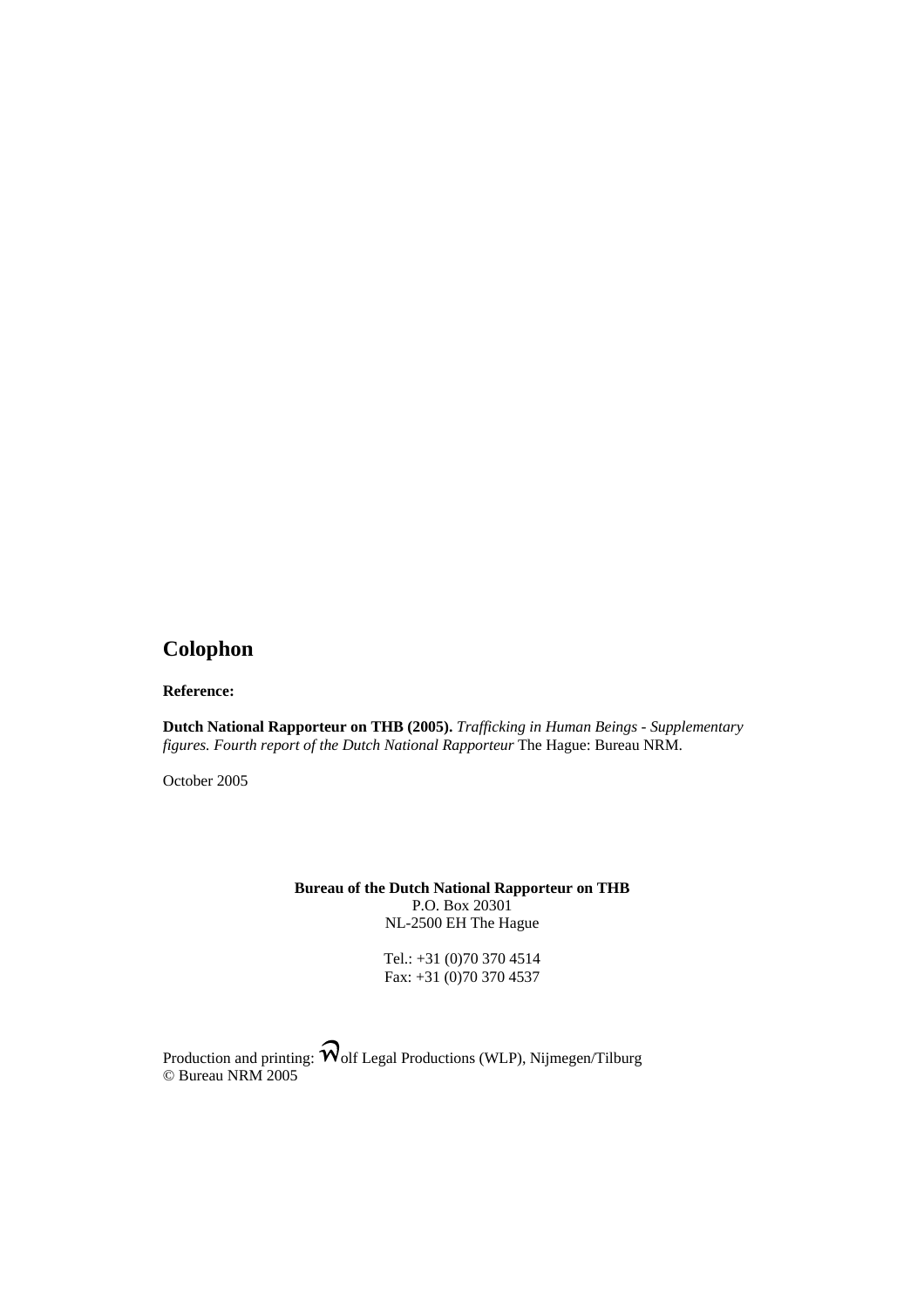# Colophon

**Reference:**

**Dutch National Rapporteur on THB (2005).** *Trafficking in Human Beings - Supplementary figures. Fourth report of the Dutch National Rapporteur* The Hague: Bureau NRM.

October 2005

**Bureau of the Dutch National Rapporteur on THB**
P.O. Box 20301
NL-2500 EH The Hague

Tel.: +31 (0)70 370 4514
Fax: +31 (0)70 370 4537

Production and printing: Wolf Legal Productions (WLP), Nijmegen/Tilburg
© Bureau NRM 2005